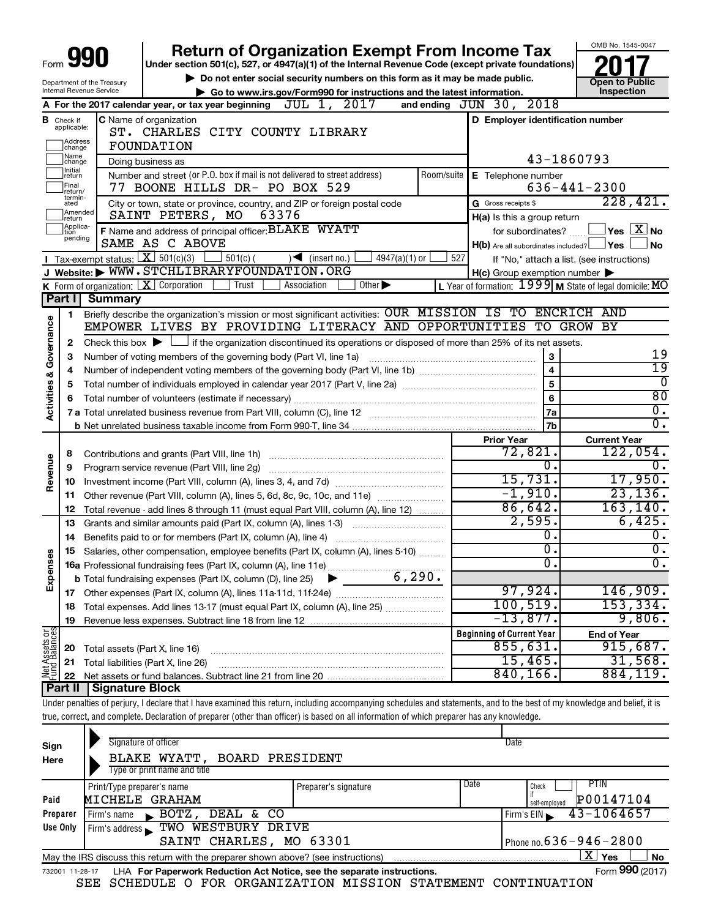# Form 990 — Return of Organization Exempt From Income Tax (2017)

Under section 501(c), 527, or 4947(a)(1) of the Internal Revenue Code (except private foundations)

▶ Do not enter social security numbers on this form as it may be made public.

▶ Go to www.irs.gov/Form990 for instructions and the latest information.

OMB No. 1545-0047 | **Open to Public Inspection**

Department of the Treasury, Internal Revenue Service

**A** For the 2017 calendar year, or tax year beginning JUL 1, 2017 and ending JUN 30, 2018

**B** Check if applicable: Address change / Name change / Initial return / Final return/terminated / Amended return / Application pending

**C** Name of organization: ST. CHARLES CITY COUNTY LIBRARY FOUNDATION

Doing business as

Number and street (or P.O. box if mail is not delivered to street address): 77 BOONE HILLS DR- PO BOX 529 | Room/suite

City or town, state or province, country, and ZIP or foreign postal code: SAINT PETERS, MO 63376

**D** Employer identification number: 43-1860793

**E** Telephone number: 636-441-2300

**G** Gross receipts $ 228,421.

**F** Name and address of principal officer: BLAKE WYATT, SAME AS C ABOVE

**H(a)** Is this a group return for subordinates? Yes [ ] No [X]

**H(b)** Are all subordinates included? Yes [ ] No [ ] — If "No," attach a list. (see instructions)

**H(c)** Group exemption number ▶

**I** Tax-exempt status: [X] 501(c)(3) [ ] 501(c) ( ) ◀ (insert no.) [ ] 4947(a)(1) or [ ] 527

**J** Website: ▶ WWW.STCHLIBRARYFOUNDATION.ORG

**K** Form of organization: [X] Corporation [ ] Trust [ ] Association [ ] Other ▶

**L** Year of formation: 1999 **M** State of legal domicile: MO

## Part I Summary

**Activities & Governance**

1. Briefly describe the organization's mission or most significant activities: OUR MISSION IS TO ENCRICH AND EMPOWER LIVES BY PROVIDING LITERACY AND OPPORTUNITIES TO GROW BY
2. Check this box ▶ [ ] if the organization discontinued its operations or disposed of more than 25% of its net assets.

| Line | Description | Box | Value |
|---|---|---|---|
| 3 | Number of voting members of the governing body (Part VI, line 1a) | 3 | 19 |
| 4 | Number of independent voting members of the governing body (Part VI, line 1b) | 4 | 19 |
| 5 | Total number of individuals employed in calendar year 2017 (Part V, line 2a) | 5 | 0 |
| 6 | Total number of volunteers (estimate if necessary) | 6 | 80 |
| 7a | Total unrelated business revenue from Part VIII, column (C), line 12 | 7a | 0. |
| 7b | Net unrelated business taxable income from Form 990-T, line 34 | 7b | 0. |

| Section | Line | Description | Prior Year | Current Year |
|---|---|---|---|---|
| Revenue | 8 | Contributions and grants (Part VIII, line 1h) | 72,821. | 122,054. |
| | 9 | Program service revenue (Part VIII, line 2g) | 0. | 0. |
| | 10 | Investment income (Part VIII, column (A), lines 3, 4, and 7d) | 15,731. | 17,950. |
| | 11 | Other revenue (Part VIII, column (A), lines 5, 6d, 8c, 9c, 10c, and 11e) | -1,910. | 23,136. |
| | 12 | Total revenue - add lines 8 through 11 (must equal Part VIII, column (A), line 12) | 86,642. | 163,140. |
| Expenses | 13 | Grants and similar amounts paid (Part IX, column (A), lines 1-3) | 2,595. | 6,425. |
| | 14 | Benefits paid to or for members (Part IX, column (A), line 4) | 0. | 0. |
| | 15 | Salaries, other compensation, employee benefits (Part IX, column (A), lines 5-10) | 0. | 0. |
| | 16a | Professional fundraising fees (Part IX, column (A), line 11e) | 0. | 0. |
| | b | Total fundraising expenses (Part IX, column (D), line 25) ▶ 6,290. | | |
| | 17 | Other expenses (Part IX, column (A), lines 11a-11d, 11f-24e) | 97,924. | 146,909. |
| | 18 | Total expenses. Add lines 13-17 (must equal Part IX, column (A), line 25) | 100,519. | 153,334. |
| | 19 | Revenue less expenses. Subtract line 18 from line 12 | -13,877. | 9,806. |

| Section | Line | Description | Beginning of Current Year | End of Year |
|---|---|---|---|---|
| Net Assets or Fund Balances | 20 | Total assets (Part X, line 16) | 855,631. | 915,687. |
| | 21 | Total liabilities (Part X, line 26) | 15,465. | 31,568. |
| | 22 | Net assets or fund balances. Subtract line 21 from line 20 | 840,166. | 884,119. |

## Part II Signature Block

Under penalties of perjury, I declare that I have examined this return, including accompanying schedules and statements, and to the best of my knowledge and belief, it is true, correct, and complete. Declaration of preparer (other than officer) is based on all information of which preparer has any knowledge.

**Sign Here**

Signature of officer | Date

BLAKE WYATT, BOARD PRESIDENT

Type or print name and title

**Paid Preparer Use Only**

| Print/Type preparer's name | Preparer's signature | Date | Check if self-employed | PTIN |
|---|---|---|---|---|
| MICHELE GRAHAM | | | [ ] | P00147104 |

Firm's name ▶ BOTZ, DEAL & CO | Firm's EIN ▶ 43-1064657

Firm's address ▶ TWO WESTBURY DRIVE, SAINT CHARLES, MO 63301 | Phone no. 636-946-2800

May the IRS discuss this return with the preparer shown above? (see instructions) [X] Yes [ ] No

732001 11-28-17 LHA For Paperwork Reduction Act Notice, see the separate instructions. Form **990** (2017)

SEE SCHEDULE O FOR ORGANIZATION MISSION STATEMENT CONTINUATION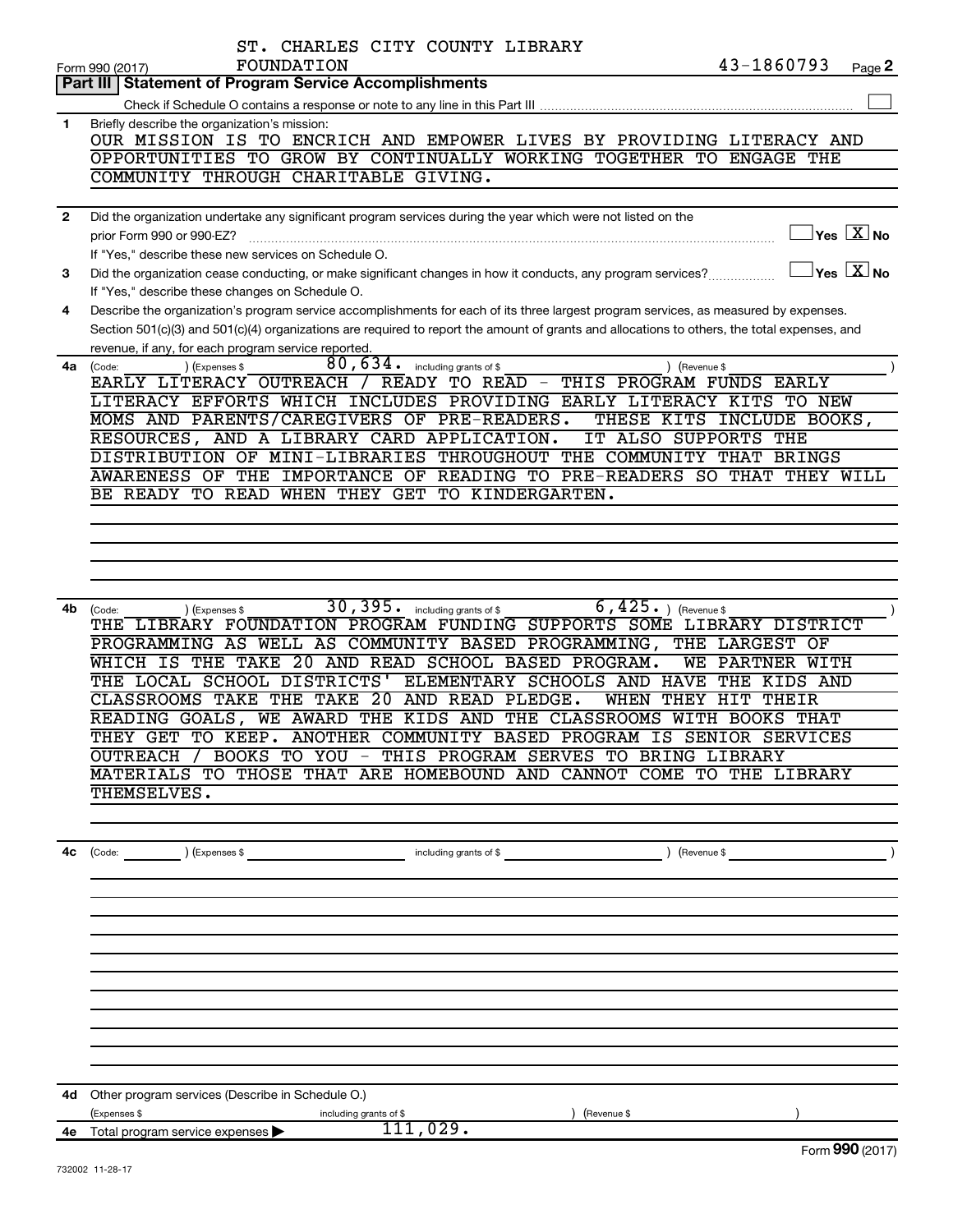ST. CHARLES CITY COUNTY LIBRARY FOUNDATION

43-1860793

Form 990 (2017)

## Part III | Statement of Program Service Accomplishments

Check if Schedule O contains a response or note to any line in this Part III ☐

**1** Briefly describe the organization's mission:

OUR MISSION IS TO ENCRICH AND EMPOWER LIVES BY PROVIDING LITERACY AND OPPORTUNITIES TO GROW BY CONTINUALLY WORKING TOGETHER TO ENGAGE THE COMMUNITY THROUGH CHARITABLE GIVING.

**2** Did the organization undertake any significant program services during the year which were not listed on the prior Form 990 or 990-EZ? ☐ Yes ☒ No

If "Yes," describe these new services on Schedule O.

**3** Did the organization cease conducting, or make significant changes in how it conducts, any program services? ☐ Yes ☒ No

If "Yes," describe these changes on Schedule O.

**4** Describe the organization's program service accomplishments for each of its three largest program services, as measured by expenses. Section 501(c)(3) and 501(c)(4) organizations are required to report the amount of grants and allocations to others, the total expenses, and revenue, if any, for each program service reported.

**4a** (Code: ) (Expenses $ 80,634. including grants of $ ) (Revenue $ )

EARLY LITERACY OUTREACH / READY TO READ - THIS PROGRAM FUNDS EARLY LITERACY EFFORTS WHICH INCLUDES PROVIDING EARLY LITERACY KITS TO NEW MOMS AND PARENTS/CAREGIVERS OF PRE-READERS. THESE KITS INCLUDE BOOKS, RESOURCES, AND A LIBRARY CARD APPLICATION. IT ALSO SUPPORTS THE DISTRIBUTION OF MINI-LIBRARIES THROUGHOUT THE COMMUNITY THAT BRINGS AWARENESS OF THE IMPORTANCE OF READING TO PRE-READERS SO THAT THEY WILL BE READY TO READ WHEN THEY GET TO KINDERGARTEN.

**4b** (Code: ) (Expenses $ 30,395. including grants of $ 6,425. ) (Revenue $ )

THE LIBRARY FOUNDATION PROGRAM FUNDING SUPPORTS SOME LIBRARY DISTRICT PROGRAMMING AS WELL AS COMMUNITY BASED PROGRAMMING, THE LARGEST OF WHICH IS THE TAKE 20 AND READ SCHOOL BASED PROGRAM. WE PARTNER WITH THE LOCAL SCHOOL DISTRICTS' ELEMENTARY SCHOOLS AND HAVE THE KIDS AND CLASSROOMS TAKE THE TAKE 20 AND READ PLEDGE. WHEN THEY HIT THEIR READING GOALS, WE AWARD THE KIDS AND THE CLASSROOMS WITH BOOKS THAT THEY GET TO KEEP. ANOTHER COMMUNITY BASED PROGRAM IS SENIOR SERVICES OUTREACH / BOOKS TO YOU - THIS PROGRAM SERVES TO BRING LIBRARY MATERIALS TO THOSE THAT ARE HOMEBOUND AND CANNOT COME TO THE LIBRARY THEMSELVES.

**4c** (Code: ) (Expenses $ including grants of $ ) (Revenue $ )

**4d** Other program services (Describe in Schedule O.)

(Expenses $ including grants of $ ) (Revenue $ )

**4e** Total program services expenses ▶ 111,029.

Form **990** (2017)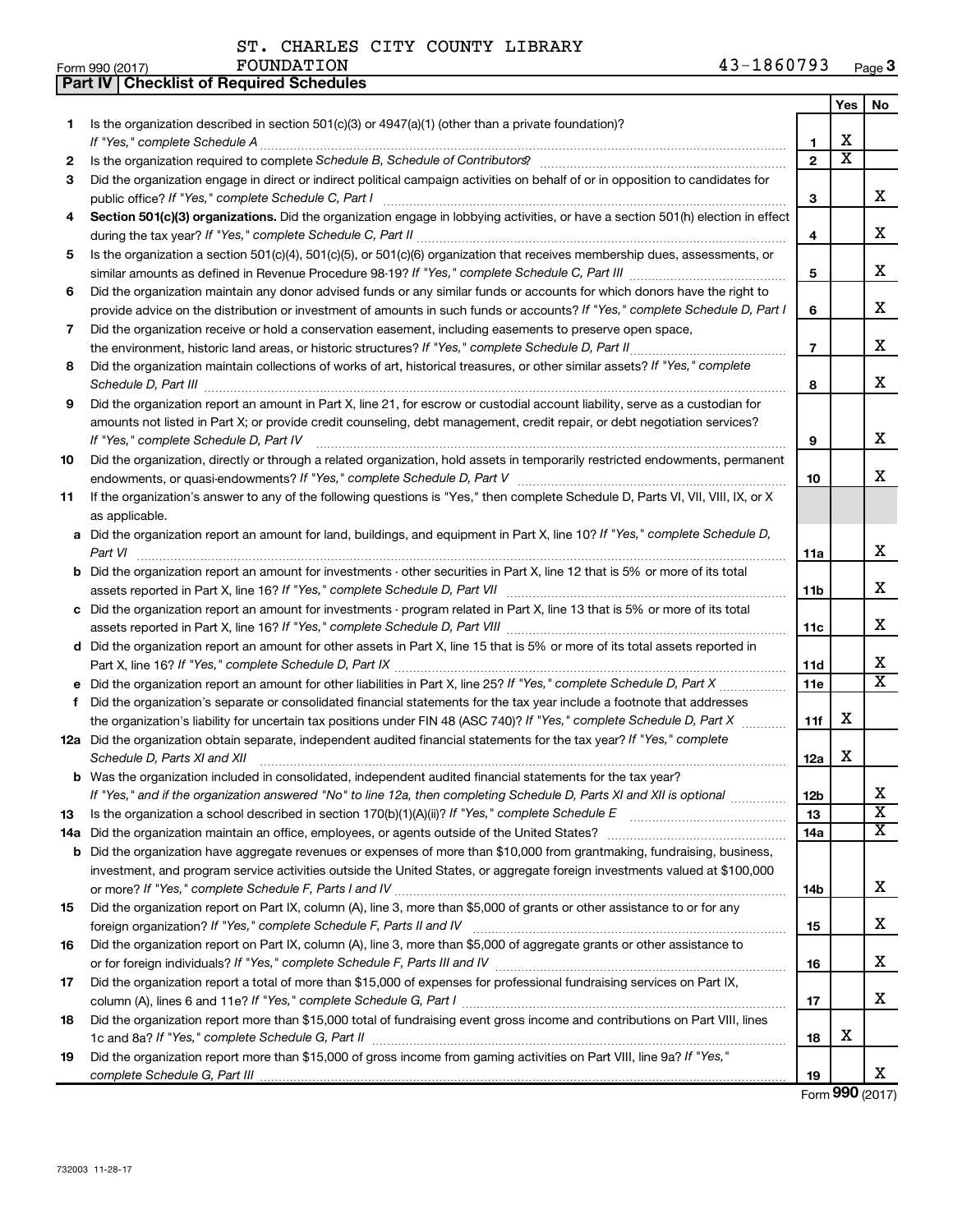ST. CHARLES CITY COUNTY LIBRARY
Form 990 (2017) FOUNDATION 43-1860793 Page 3

**Part IV | Checklist of Required Schedules**

| | | | Yes | No |
|---|---|---|---|---|
| 1 | Is the organization described in section 501(c)(3) or 4947(a)(1) (other than a private foundation)? *If "Yes," complete Schedule A* | 1 | X | |
| 2 | Is the organization required to complete *Schedule B, Schedule of Contributors*? | 2 | X | |
| 3 | Did the organization engage in direct or indirect political campaign activities on behalf of or in opposition to candidates for public office? *If "Yes," complete Schedule C, Part I* | 3 | | X |
| 4 | **Section 501(c)(3) organizations.** Did the organization engage in lobbying activities, or have a section 501(h) election in effect during the tax year? *If "Yes," complete Schedule C, Part II* | 4 | | X |
| 5 | Is the organization a section 501(c)(4), 501(c)(5), or 501(c)(6) organization that receives membership dues, assessments, or similar amounts as defined in Revenue Procedure 98-19? *If "Yes," complete Schedule C, Part III* | 5 | | X |
| 6 | Did the organization maintain any donor advised funds or any similar funds or accounts for which donors have the right to provide advice on the distribution or investment of amounts in such funds or accounts? *If "Yes," complete Schedule D, Part I* | 6 | | X |
| 7 | Did the organization receive or hold a conservation easement, including easements to preserve open space, the environment, historic land areas, or historic structures? *If "Yes," complete Schedule D, Part II* | 7 | | X |
| 8 | Did the organization maintain collections of works of art, historical treasures, or other similar assets? *If "Yes," complete Schedule D, Part III* | 8 | | X |
| 9 | Did the organization report an amount in Part X, line 21, for escrow or custodial account liability, serve as a custodian for amounts not listed in Part X; or provide credit counseling, debt management, credit repair, or debt negotiation services? *If "Yes," complete Schedule D, Part IV* | 9 | | X |
| 10 | Did the organization, directly or through a related organization, hold assets in temporarily restricted endowments, permanent endowments, or quasi-endowments? *If "Yes," complete Schedule D, Part V* | 10 | | X |
| 11 | If the organization's answer to any of the following questions is "Yes," then complete Schedule D, Parts VI, VII, VIII, IX, or X as applicable. | | | |
| a | Did the organization report an amount for land, buildings, and equipment in Part X, line 10? *If "Yes," complete Schedule D, Part VI* | 11a | | X |
| b | Did the organization report an amount for investments - other securities in Part X, line 12 that is 5% or more of its total assets reported in Part X, line 16? *If "Yes," complete Schedule D, Part VII* | 11b | | X |
| c | Did the organization report an amount for investments - program related in Part X, line 13 that is 5% or more of its total assets reported in Part X, line 16? *If "Yes," complete Schedule D, Part VIII* | 11c | | X |
| d | Did the organization report an amount for other assets in Part X, line 15 that is 5% or more of its total assets reported in Part X, line 16? *If "Yes," complete Schedule D, Part IX* | 11d | | X |
| e | Did the organization report an amount for other liabilities in Part X, line 25? *If "Yes," complete Schedule D, Part X* | 11e | | X |
| f | Did the organization's separate or consolidated financial statements for the tax year include a footnote that addresses the organization's liability for uncertain tax positions under FIN 48 (ASC 740)? *If "Yes," complete Schedule D, Part X* | 11f | X | |
| 12a | Did the organization obtain separate, independent audited financial statements for the tax year? *If "Yes," complete Schedule D, Parts XI and XII* | 12a | X | |
| b | Was the organization included in consolidated, independent audited financial statements for the tax year? *If "Yes," and if the organization answered "No" to line 12a, then completing Schedule D, Parts XI and XII is optional* | 12b | | X |
| 13 | Is the organization a school described in section 170(b)(1)(A)(ii)? *If "Yes," complete Schedule E* | 13 | | X |
| 14a | Did the organization maintain an office, employees, or agents outside of the United States? | 14a | | X |
| b | Did the organization have aggregate revenues or expenses of more than $10,000 from grantmaking, fundraising, business, investment, and program service activities outside the United States, or aggregate foreign investments valued at $100,000 or more? *If "Yes," complete Schedule F, Parts I and IV* | 14b | | X |
| 15 | Did the organization report on Part IX, column (A), line 3, more than $5,000 of grants or other assistance to or for any foreign organization? *If "Yes," complete Schedule F, Parts II and IV* | 15 | | X |
| 16 | Did the organization report on Part IX, column (A), line 3, more than $5,000 of aggregate grants or other assistance to or for foreign individuals? *If "Yes," complete Schedule F, Parts III and IV* | 16 | | X |
| 17 | Did the organization report a total of more than $15,000 of expenses for professional fundraising services on Part IX, column (A), lines 6 and 11e? *If "Yes," complete Schedule G, Part I* | 17 | | X |
| 18 | Did the organization report more than $15,000 total of fundraising event gross income and contributions on Part VIII, lines 1c and 8a? *If "Yes," complete Schedule G, Part II* | 18 | X | |
| 19 | Did the organization report more than $15,000 of gross income from gaming activities on Part VIII, line 9a? *If "Yes," complete Schedule G, Part III* | 19 | | X |

Form **990** (2017)

732003 11-28-17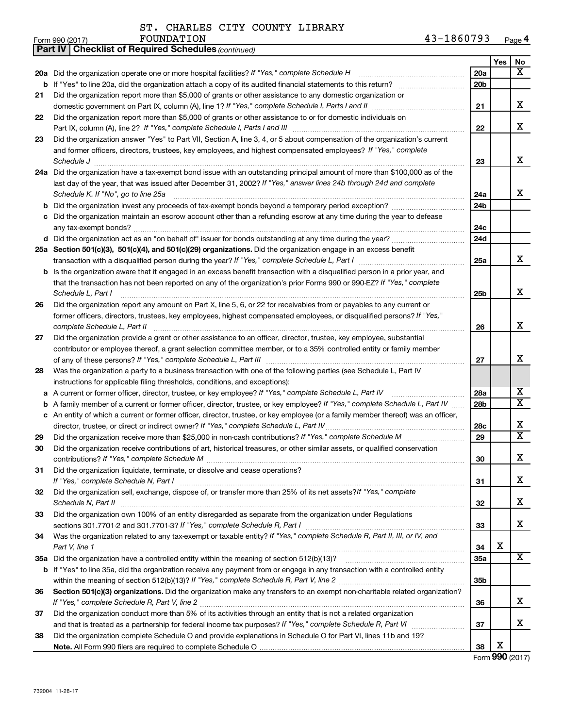ST. CHARLES CITY COUNTY LIBRARY FOUNDATION 43-1860793

Form 990 (2017)

**Part IV | Checklist of Required Schedules** *(continued)*

| | | | Yes | No |
|---|---|---|---|---|
| **20a** | Did the organization operate one or more hospital facilities? *If "Yes," complete Schedule H* | 20a | | X |
| **b** | If "Yes" to line 20a, did the organization attach a copy of its audited financial statements to this return? | 20b | | |
| **21** | Did the organization report more than $5,000 of grants or other assistance to any domestic organization or domestic government on Part IX, column (A), line 1? *If "Yes," complete Schedule I, Parts I and II* | 21 | | X |
| **22** | Did the organization report more than $5,000 of grants or other assistance to or for domestic individuals on Part IX, column (A), line 2? *If "Yes," complete Schedule I, Parts I and III* | 22 | | X |
| **23** | Did the organization answer "Yes" to Part VII, Section A, line 3, 4, or 5 about compensation of the organization's current and former officers, directors, trustees, key employees, and highest compensated employees? *If "Yes," complete Schedule J* | 23 | | X |
| **24a** | Did the organization have a tax-exempt bond issue with an outstanding principal amount of more than $100,000 as of the last day of the year, that was issued after December 31, 2002? *If "Yes," answer lines 24b through 24d and complete Schedule K. If "No", go to line 25a* | 24a | | X |
| **b** | Did the organization invest any proceeds of tax-exempt bonds beyond a temporary period exception? | 24b | | |
| **c** | Did the organization maintain an escrow account other than a refunding escrow at any time during the year to defease any tax-exempt bonds? | 24c | | |
| **d** | Did the organization act as an "on behalf of" issuer for bonds outstanding at any time during the year? | 24d | | |
| **25a** | **Section 501(c)(3), 501(c)(4), and 501(c)(29) organizations.** Did the organization engage in an excess benefit transaction with a disqualified person during the year? *If "Yes," complete Schedule L, Part I* | 25a | | X |
| **b** | Is the organization aware that it engaged in an excess benefit transaction with a disqualified person in a prior year, and that the transaction has not been reported on any of the organization's prior Forms 990 or 990-EZ? *If "Yes," complete Schedule L, Part I* | 25b | | X |
| **26** | Did the organization report any amount on Part X, line 5, 6, or 22 for receivables from or payables to any current or former officers, directors, trustees, key employees, highest compensated employees, or disqualified persons? *If "Yes," complete Schedule L, Part II* | 26 | | X |
| **27** | Did the organization provide a grant or other assistance to an officer, director, trustee, key employee, substantial contributor or employee thereof, a grant selection committee member, or to a 35% controlled entity or family member of any of these persons? *If "Yes," complete Schedule L, Part III* | 27 | | X |
| **28** | Was the organization a party to a business transaction with one of the following parties (see Schedule L, Part IV instructions for applicable filing thresholds, conditions, and exceptions): | | | |
| **a** | A current or former officer, director, trustee, or key employee? *If "Yes," complete Schedule L, Part IV* | 28a | | X |
| **b** | A family member of a current or former officer, director, trustee, or key employee? *If "Yes," complete Schedule L, Part IV* | 28b | | X |
| **c** | An entity of which a current or former officer, director, trustee, or key employee (or a family member thereof) was an officer, director, trustee, or direct or indirect owner? *If "Yes," complete Schedule L, Part IV* | 28c | | X |
| **29** | Did the organization receive more than $25,000 in non-cash contributions? *If "Yes," complete Schedule M* | 29 | | X |
| **30** | Did the organization receive contributions of art, historical treasures, or other similar assets, or qualified conservation contributions? *If "Yes," complete Schedule M* | 30 | | X |
| **31** | Did the organization liquidate, terminate, or dissolve and cease operations? *If "Yes," complete Schedule N, Part I* | 31 | | X |
| **32** | Did the organization sell, exchange, dispose of, or transfer more than 25% of its net assets? *If "Yes," complete Schedule N, Part II* | 32 | | X |
| **33** | Did the organization own 100% of an entity disregarded as separate from the organization under Regulations sections 301.7701-2 and 301.7701-3? *If "Yes," complete Schedule R, Part I* | 33 | | X |
| **34** | Was the organization related to any tax-exempt or taxable entity? *If "Yes," complete Schedule R, Part II, III, or IV, and Part V, line 1* | 34 | X | |
| **35a** | Did the organization have a controlled entity within the meaning of section 512(b)(13)? | 35a | | X |
| **b** | If "Yes" to line 35a, did the organization receive any payment from or engage in any transaction with a controlled entity within the meaning of section 512(b)(13)? *If "Yes," complete Schedule R, Part V, line 2* | 35b | | |
| **36** | **Section 501(c)(3) organizations.** Did the organization make any transfers to an exempt non-charitable related organization? *If "Yes," complete Schedule R, Part V, line 2* | 36 | | X |
| **37** | Did the organization conduct more than 5% of its activities through an entity that is not a related organization and that is treated as a partnership for federal income tax purposes? *If "Yes," complete Schedule R, Part VI* | 37 | | X |
| **38** | Did the organization complete Schedule O and provide explanations in Schedule O for Part VI, lines 11b and 19? **Note.** All Form 990 filers are required to complete Schedule O | 38 | X | |

Form **990** (2017)

732004 11-28-17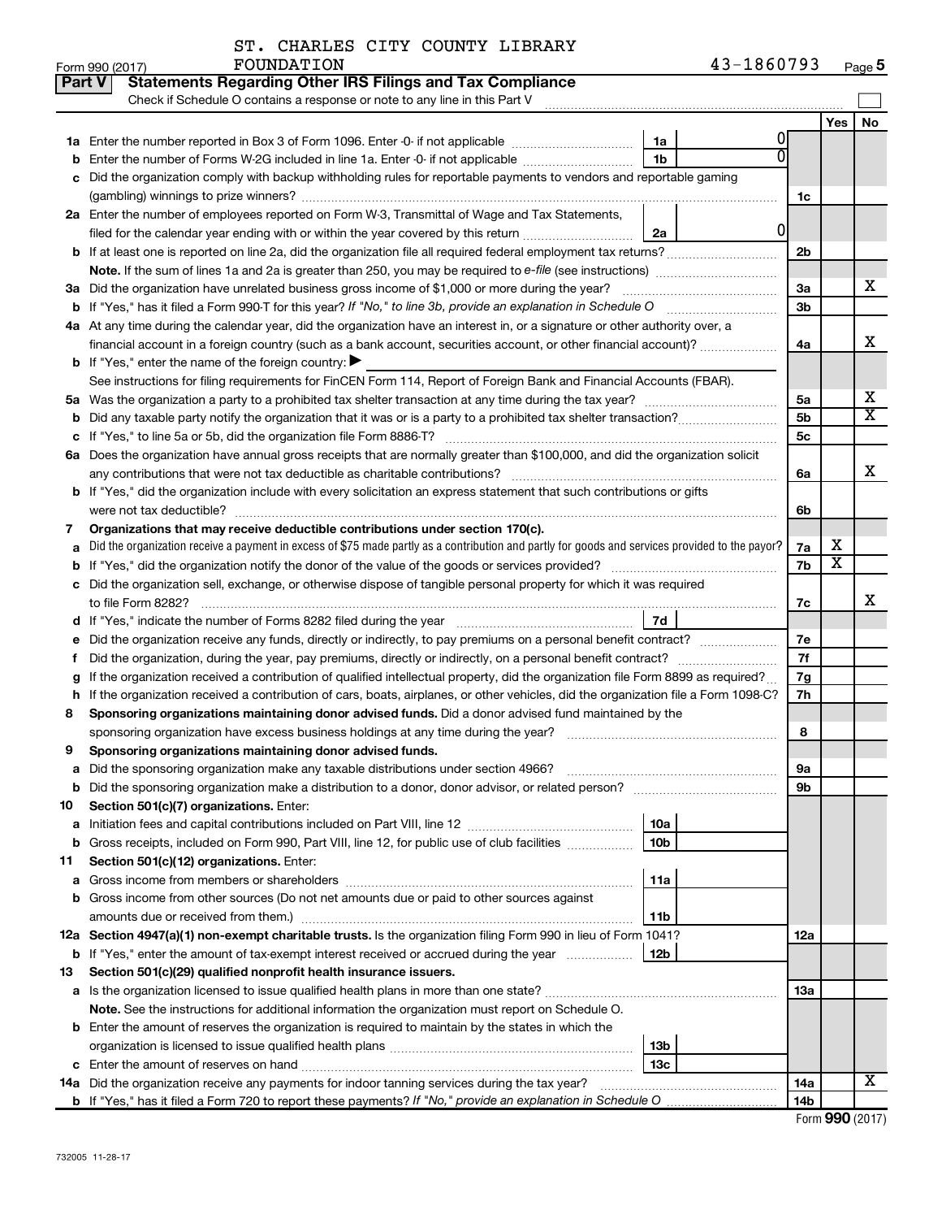ST. CHARLES CITY COUNTY LIBRARY FOUNDATION 43-1860793

Form 990 (2017)

## Part V Statements Regarding Other IRS Filings and Tax Compliance

Check if Schedule O contains a response or note to any line in this Part V

| | | | | | Yes | No |
|---|---|---|---|---|---|---|
| **1a** | Enter the number reported in Box 3 of Form 1096. Enter -0- if not applicable | 1a | 0 | | | |
| **b** | Enter the number of Forms W-2G included in line 1a. Enter -0- if not applicable | 1b | 0 | | | |
| **c** | Did the organization comply with backup withholding rules for reportable payments to vendors and reportable gaming (gambling) winnings to prize winners? | | | 1c | | |
| **2a** | Enter the number of employees reported on Form W-3, Transmittal of Wage and Tax Statements, filed for the calendar year ending with or within the year covered by this return | 2a | 0 | | | |
| **b** | If at least one is reported on line 2a, did the organization file all required federal employment tax returns? | | | 2b | | |
| | **Note.** If the sum of lines 1a and 2a is greater than 250, you may be required to *e-file* (see instructions) | | | | | |
| **3a** | Did the organization have unrelated business gross income of $1,000 or more during the year? | | | 3a | | X |
| **b** | If "Yes," has it filed a Form 990-T for this year? *If "No," to line 3b, provide an explanation in Schedule O* | | | 3b | | |
| **4a** | At any time during the calendar year, did the organization have an interest in, or a signature or other authority over, a financial account in a foreign country (such as a bank account, securities account, or other financial account)? | | | 4a | | X |
| **b** | If "Yes," enter the name of the foreign country: ▶ | | | | | |
| | See instructions for filing requirements for FinCEN Form 114, Report of Foreign Bank and Financial Accounts (FBAR). | | | | | |
| **5a** | Was the organization a party to a prohibited tax shelter transaction at any time during the tax year? | | | 5a | | X |
| **b** | Did any taxable party notify the organization that it was or is a party to a prohibited tax shelter transaction? | | | 5b | | X |
| **c** | If "Yes," to line 5a or 5b, did the organization file Form 8886-T? | | | 5c | | |
| **6a** | Does the organization have annual gross receipts that are normally greater than $100,000, and did the organization solicit any contributions that were not tax deductible as charitable contributions? | | | 6a | | X |
| **b** | If "Yes," did the organization include with every solicitation an express statement that such contributions or gifts were not tax deductible? | | | 6b | | |
| **7** | **Organizations that may receive deductible contributions under section 170(c).** | | | | | |
| **a** | Did the organization receive a payment in excess of $75 made partly as a contribution and partly for goods and services provided to the payor? | | | 7a | X | |
| **b** | If "Yes," did the organization notify the donor of the value of the goods or services provided? | | | 7b | X | |
| **c** | Did the organization sell, exchange, or otherwise dispose of tangible personal property for which it was required to file Form 8282? | | | 7c | | X |
| **d** | If "Yes," indicate the number of Forms 8282 filed during the year | 7d | | | | |
| **e** | Did the organization receive any funds, directly or indirectly, to pay premiums on a personal benefit contract? | | | 7e | | |
| **f** | Did the organization, during the year, pay premiums, directly or indirectly, on a personal benefit contract? | | | 7f | | |
| **g** | If the organization received a contribution of qualified intellectual property, did the organization file Form 8899 as required? | | | 7g | | |
| **h** | If the organization received a contribution of cars, boats, airplanes, or other vehicles, did the organization file a Form 1098-C? | | | 7h | | |
| **8** | **Sponsoring organizations maintaining donor advised funds.** Did a donor advised fund maintained by the sponsoring organization have excess business holdings at any time during the year? | | | 8 | | |
| **9** | **Sponsoring organizations maintaining donor advised funds.** | | | | | |
| **a** | Did the sponsoring organization make any taxable distributions under section 4966? | | | 9a | | |
| **b** | Did the sponsoring organization make a distribution to a donor, donor advisor, or related person? | | | 9b | | |
| **10** | **Section 501(c)(7) organizations.** Enter: | | | | | |
| **a** | Initiation fees and capital contributions included on Part VIII, line 12 | 10a | | | | |
| **b** | Gross receipts, included on Form 990, Part VIII, line 12, for public use of club facilities | 10b | | | | |
| **11** | **Section 501(c)(12) organizations.** Enter: | | | | | |
| **a** | Gross income from members or shareholders | 11a | | | | |
| **b** | Gross income from other sources (Do not net amounts due or paid to other sources against amounts due or received from them.) | 11b | | | | |
| **12a** | **Section 4947(a)(1) non-exempt charitable trusts.** Is the organization filing Form 990 in lieu of Form 1041? | | | 12a | | |
| **b** | If "Yes," enter the amount of tax-exempt interest received or accrued during the year | 12b | | | | |
| **13** | **Section 501(c)(29) qualified nonprofit health insurance issuers.** | | | | | |
| **a** | Is the organization licensed to issue qualified health plans in more than one state? | | | 13a | | |
| | **Note.** See the instructions for additional information the organization must report on Schedule O. | | | | | |
| **b** | Enter the amount of reserves the organization is required to maintain by the states in which the organization is licensed to issue qualified health plans | 13b | | | | |
| **c** | Enter the amount of reserves on hand | 13c | | | | |
| **14a** | Did the organization receive any payments for indoor tanning services during the tax year? | | | 14a | | X |
| **b** | If "Yes," has it filed a Form 720 to report these payments? *If "No," provide an explanation in Schedule O* | | | 14b | | |

Form **990** (2017)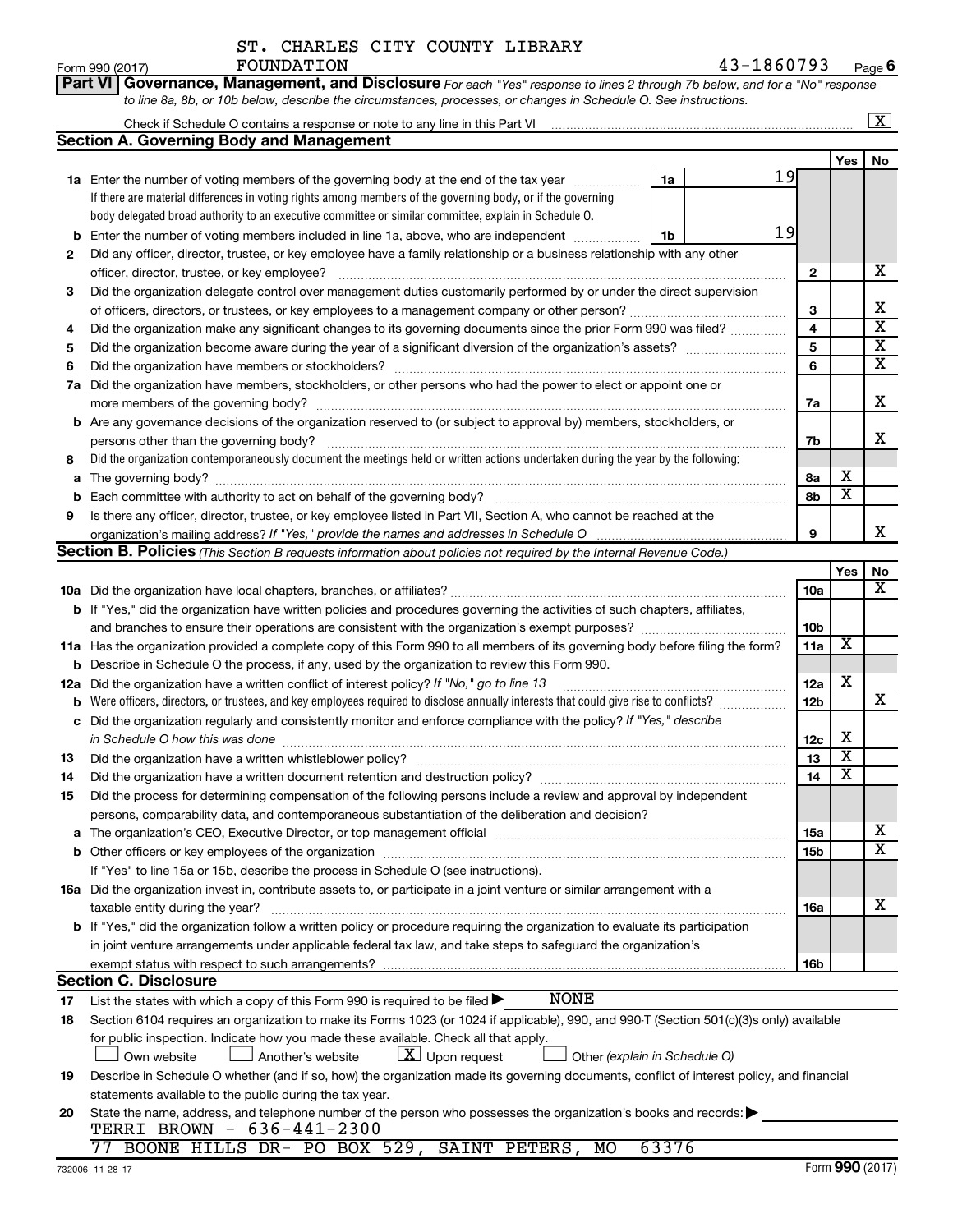ST. CHARLES CITY COUNTY LIBRARY FOUNDATION 43-1860793

Form 990 (2017)

**Part VI Governance, Management, and Disclosure** *For each "Yes" response to lines 2 through 7b below, and for a "No" response to line 8a, 8b, or 10b below, describe the circumstances, processes, or changes in Schedule O. See instructions.*

Check if Schedule O contains a response or note to any line in this Part VI ..... [X]

## Section A. Governing Body and Management

| | | | | Yes | No |
|---|---|---|---|---|---|
| **1a** | Enter the number of voting members of the governing body at the end of the tax year ..... | 1a | 19 | | |
| | If there are material differences in voting rights among members of the governing body, or if the governing body delegated broad authority to an executive committee or similar committee, explain in Schedule O. | | | | |
| **b** | Enter the number of voting members included in line 1a, above, who are independent ..... | 1b | 19 | | |
| **2** | Did any officer, director, trustee, or key employee have a family relationship or a business relationship with any other officer, director, trustee, or key employee? | 2 | | | X |
| **3** | Did the organization delegate control over management duties customarily performed by or under the direct supervision of officers, directors, or trustees, or key employees to a management company or other person? | 3 | | | X |
| **4** | Did the organization make any significant changes to its governing documents since the prior Form 990 was filed? | 4 | | | X |
| **5** | Did the organization become aware during the year of a significant diversion of the organization's assets? | 5 | | | X |
| **6** | Did the organization have members or stockholders? | 6 | | | X |
| **7a** | Did the organization have members, stockholders, or other persons who had the power to elect or appoint one or more members of the governing body? | 7a | | | X |
| **b** | Are any governance decisions of the organization reserved to (or subject to approval by) members, stockholders, or persons other than the governing body? | 7b | | | X |
| **8** | Did the organization contemporaneously document the meetings held or written actions undertaken during the year by the following: | | | | |
| **a** | The governing body? | 8a | | X | |
| **b** | Each committee with authority to act on behalf of the governing body? | 8b | | X | |
| **9** | Is there any officer, director, trustee, or key employee listed in Part VII, Section A, who cannot be reached at the organization's mailing address? *If "Yes," provide the names and addresses in Schedule O* | 9 | | | X |

## Section B. Policies *(This Section B requests information about policies not required by the Internal Revenue Code.)*

| | | | Yes | No |
|---|---|---|---|---|
| **10a** | Did the organization have local chapters, branches, or affiliates? | 10a | | X |
| **b** | If "Yes," did the organization have written policies and procedures governing the activities of such chapters, affiliates, and branches to ensure their operations are consistent with the organization's exempt purposes? | 10b | | |
| **11a** | Has the organization provided a complete copy of this Form 990 to all members of its governing body before filing the form? | 11a | X | |
| **b** | Describe in Schedule O the process, if any, used by the organization to review this Form 990. | | | |
| **12a** | Did the organization have a written conflict of interest policy? *If "No," go to line 13* | 12a | X | |
| **b** | Were officers, directors, or trustees, and key employees required to disclose annually interests that could give rise to conflicts? | 12b | | X |
| **c** | Did the organization regularly and consistently monitor and enforce compliance with the policy? *If "Yes," describe in Schedule O how this was done* | 12c | X | |
| **13** | Did the organization have a written whistleblower policy? | 13 | X | |
| **14** | Did the organization have a written document retention and destruction policy? | 14 | X | |
| **15** | Did the process for determining compensation of the following persons include a review and approval by independent persons, comparability data, and contemporaneous substantiation of the deliberation and decision? | | | |
| **a** | The organization's CEO, Executive Director, or top management official | 15a | | X |
| **b** | Other officers or key employees of the organization | 15b | | X |
| | If "Yes" to line 15a or 15b, describe the process in Schedule O (see instructions). | | | |
| **16a** | Did the organization invest in, contribute assets to, or participate in a joint venture or similar arrangement with a taxable entity during the year? | 16a | | X |
| **b** | If "Yes," did the organization follow a written policy or procedure requiring the organization to evaluate its participation in joint venture arrangements under applicable federal tax law, and take steps to safeguard the organization's exempt status with respect to such arrangements? | 16b | | |

## Section C. Disclosure

**17** List the states with which a copy of this Form 990 is required to be filed ▶ NONE

**18** Section 6104 requires an organization to make its Forms 1023 (or 1024 if applicable), 990, and 990-T (Section 501(c)(3)s only) available for public inspection. Indicate how you made these available. Check all that apply.

[ ] Own website [ ] Another's website [X] Upon request [ ] Other *(explain in Schedule O)*

**19** Describe in Schedule O whether (and if so, how) the organization made its governing documents, conflict of interest policy, and financial statements available to the public during the tax year.

**20** State the name, address, and telephone number of the person who possesses the organization's books and records: ▶

TERRI BROWN - 636-441-2300

77 BOONE HILLS DR- PO BOX 529, SAINT PETERS, MO 63376

732006 11-28-17 Form **990** (2017)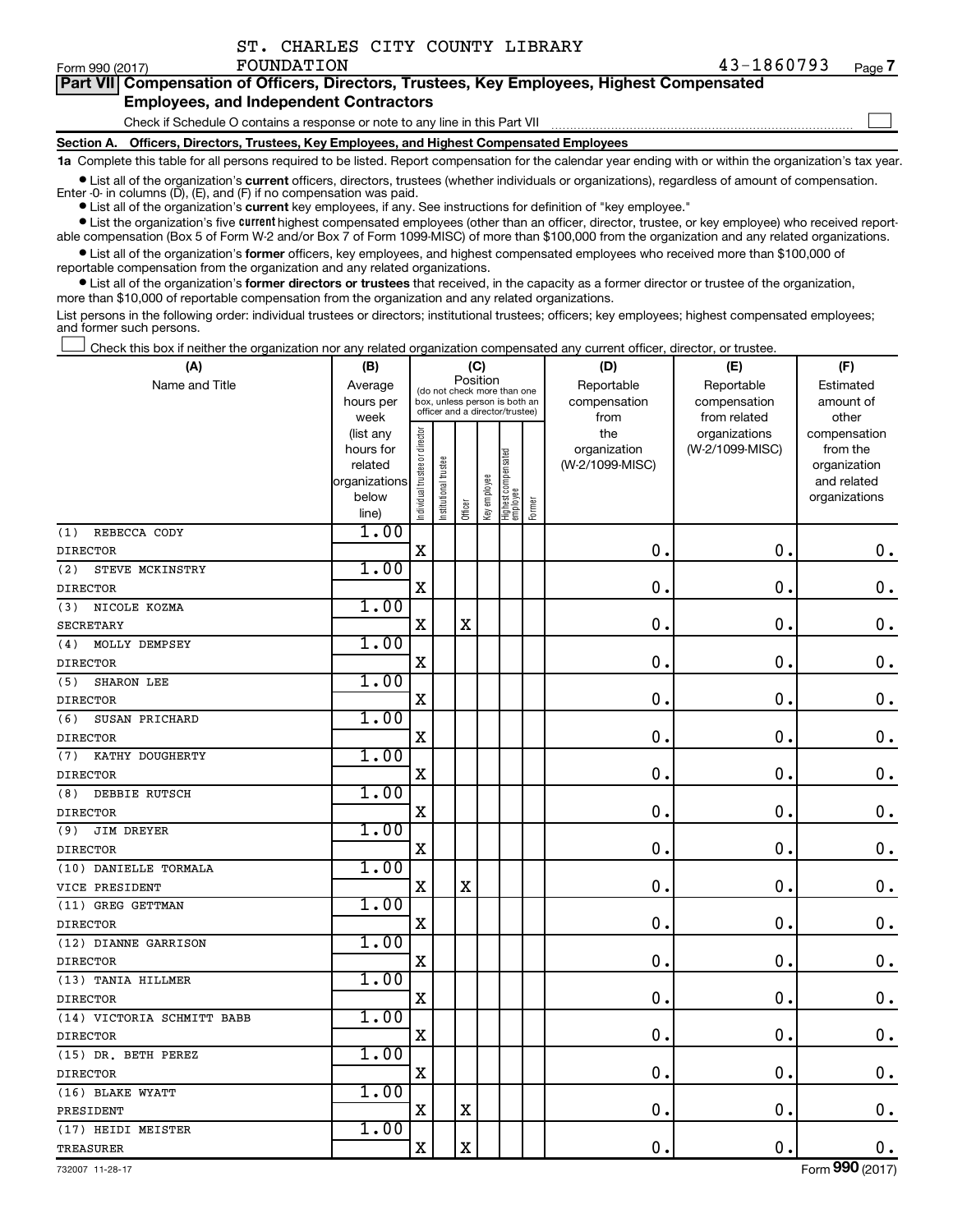ST. CHARLES CITY COUNTY LIBRARY FOUNDATION 43-1860793

Form 990 (2017)

## Part VII Compensation of Officers, Directors, Trustees, Key Employees, Highest Compensated Employees, and Independent Contractors

Check if Schedule O contains a response or note to any line in this Part VII ☐

### Section A. Officers, Directors, Trustees, Key Employees, and Highest Compensated Employees

**1a** Complete this table for all persons required to be listed. Report compensation for the calendar year ending with or within the organization's tax year.

- List all of the organization's **current** officers, directors, trustees (whether individuals or organizations), regardless of amount of compensation. Enter -0- in columns (D), (E), and (F) if no compensation was paid.
- List all of the organization's **current** key employees, if any. See instructions for definition of "key employee."
- List the organization's five **current** highest compensated employees (other than an officer, director, trustee, or key employee) who received reportable compensation (Box 5 of Form W-2 and/or Box 7 of Form 1099-MISC) of more than $100,000 from the organization and any related organizations.
- List all of the organization's **former** officers, key employees, and highest compensated employees who received more than $100,000 of reportable compensation from the organization and any related organizations.
- List all of the organization's **former directors or trustees** that received, in the capacity as a former director or trustee of the organization, more than $10,000 of reportable compensation from the organization and any related organizations.

List persons in the following order: individual trustees or directors; institutional trustees; officers; key employees; highest compensated employees; and former such persons.

☐ Check this box if neither the organization nor any related organization compensated any current officer, director, or trustee.

| (A) Name and Title | (B) Average hours per week (list any hours for related organizations below line) | (C) Individual trustee or director | Institutional trustee | Officer | Key employee | Highest compensated employee | Former | (D) Reportable compensation from the organization (W-2/1099-MISC) | (E) Reportable compensation from related organizations (W-2/1099-MISC) | (F) Estimated amount of other compensation from the organization and related organizations |
|---|---|---|---|---|---|---|---|---|---|---|
| (1) REBECCA CODY<br>DIRECTOR | 1.00 | X | | | | | | 0. | 0. | 0. |
| (2) STEVE MCKINSTRY<br>DIRECTOR | 1.00 | X | | | | | | 0. | 0. | 0. |
| (3) NICOLE KOZMA<br>SECRETARY | 1.00 | X | | X | | | | 0. | 0. | 0. |
| (4) MOLLY DEMPSEY<br>DIRECTOR | 1.00 | X | | | | | | 0. | 0. | 0. |
| (5) SHARON LEE<br>DIRECTOR | 1.00 | X | | | | | | 0. | 0. | 0. |
| (6) SUSAN PRICHARD<br>DIRECTOR | 1.00 | X | | | | | | 0. | 0. | 0. |
| (7) KATHY DOUGHERTY<br>DIRECTOR | 1.00 | X | | | | | | 0. | 0. | 0. |
| (8) DEBBIE RUTSCH<br>DIRECTOR | 1.00 | X | | | | | | 0. | 0. | 0. |
| (9) JIM DREYER<br>DIRECTOR | 1.00 | X | | | | | | 0. | 0. | 0. |
| (10) DANIELLE TORMALA<br>VICE PRESIDENT | 1.00 | X | | X | | | | 0. | 0. | 0. |
| (11) GREG GETTMAN<br>DIRECTOR | 1.00 | X | | | | | | 0. | 0. | 0. |
| (12) DIANNE GARRISON<br>DIRECTOR | 1.00 | X | | | | | | 0. | 0. | 0. |
| (13) TANIA HILLMER<br>DIRECTOR | 1.00 | X | | | | | | 0. | 0. | 0. |
| (14) VICTORIA SCHMITT BABB<br>DIRECTOR | 1.00 | X | | | | | | 0. | 0. | 0. |
| (15) DR. BETH PEREZ<br>DIRECTOR | 1.00 | X | | | | | | 0. | 0. | 0. |
| (16) BLAKE WYATT<br>PRESIDENT | 1.00 | X | | X | | | | 0. | 0. | 0. |
| (17) HEIDI MEISTER<br>TREASURER | 1.00 | X | | X | | | | 0. | 0. | 0. |

732007 11-28-17 Form 990 (2017)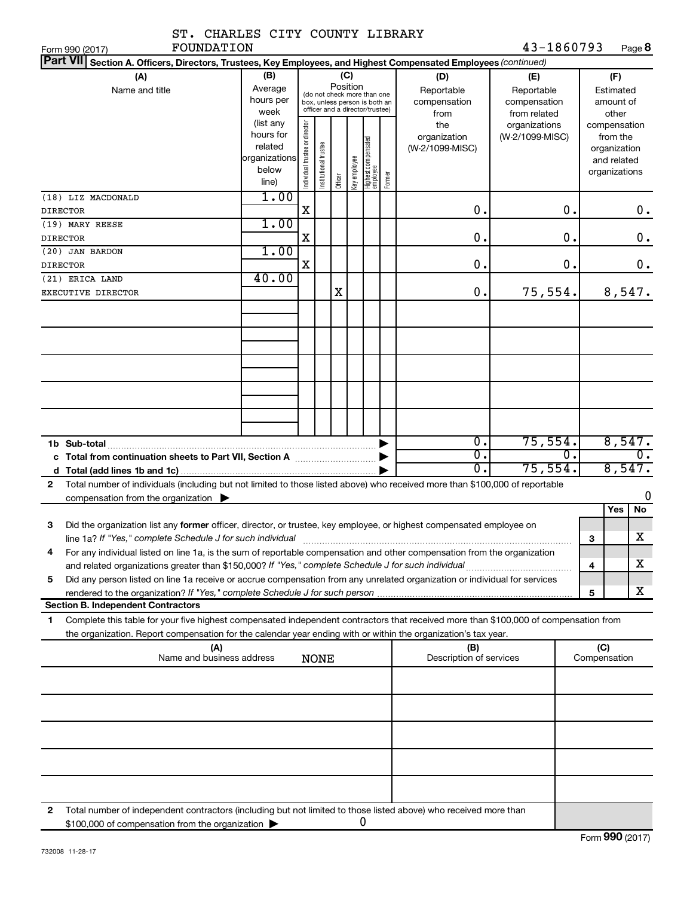ST. CHARLES CITY COUNTY LIBRARY FOUNDATION

43-1860793

Form 990 (2017)

**Part VII** Section A. Officers, Directors, Trustees, Key Employees, and Highest Compensated Employees *(continued)*

| (A) Name and title | (B) Average hours per week (list any hours for related organizations below line) | (C) Position: Individual trustee or director | Institutional trustee | Officer | Key employee | Highest compensated employee | Former | (D) Reportable compensation from the organization (W-2/1099-MISC) | (E) Reportable compensation from related organizations (W-2/1099-MISC) | (F) Estimated amount of other compensation from the organization and related organizations |
|---|---|---|---|---|---|---|---|---|---|---|
| (18) LIZ MACDONALD<br>DIRECTOR | 1.00 | X | | | | | | 0. | 0. | 0. |
| (19) MARY REESE<br>DIRECTOR | 1.00 | X | | | | | | 0. | 0. | 0. |
| (20) JAN BARDON<br>DIRECTOR | 1.00 | X | | | | | | 0. | 0. | 0. |
| (21) ERICA LAND<br>EXECUTIVE DIRECTOR | 40.00 | | | X | | | | 0. | 75,554. | 8,547. |
| | | | | | | | | | | |
| | | | | | | | | | | |
| | | | | | | | | | | |
| | | | | | | | | | | |
| | | | | | | | | | | |
| **1b Sub-total** | | | | | | | | 0. | 75,554. | 8,547. |
| **c Total from continuation sheets to Part VII, Section A** | | | | | | | | 0. | 0. | 0. |
| **d Total (add lines 1b and 1c)** | | | | | | | | 0. | 75,554. | 8,547. |

**2** Total number of individuals (including but not limited to those listed above) who received more than $100,000 of reportable compensation from the organization ▶ 0

| | | | Yes | No |
|---|---|---|---|---|
| **3** | Did the organization list any **former** officer, director, or trustee, key employee, or highest compensated employee on line 1a? *If "Yes," complete Schedule J for such individual* | 3 | | X |
| **4** | For any individual listed on line 1a, is the sum of reportable compensation and other compensation from the organization and related organizations greater than $150,000? *If "Yes," complete Schedule J for such individual* | 4 | | X |
| **5** | Did any person listed on line 1a receive or accrue compensation from any unrelated organization or individual for services rendered to the organization? *If "Yes," complete Schedule J for such person* | 5 | | X |

**Section B. Independent Contractors**

**1** Complete this table for your five highest compensated independent contractors that received more than $100,000 of compensation from the organization. Report compensation for the calendar year ending with or within the organization's tax year.

| (A) Name and business address | (B) Description of services | (C) Compensation |
|---|---|---|
| NONE | | |
| | | |
| | | |
| | | |
| | | |
| | | |

**2** Total number of independent contractors (including but not limited to those listed above) who received more than $100,000 of compensation from the organization ▶ 0

Form **990** (2017)

732008 11-28-17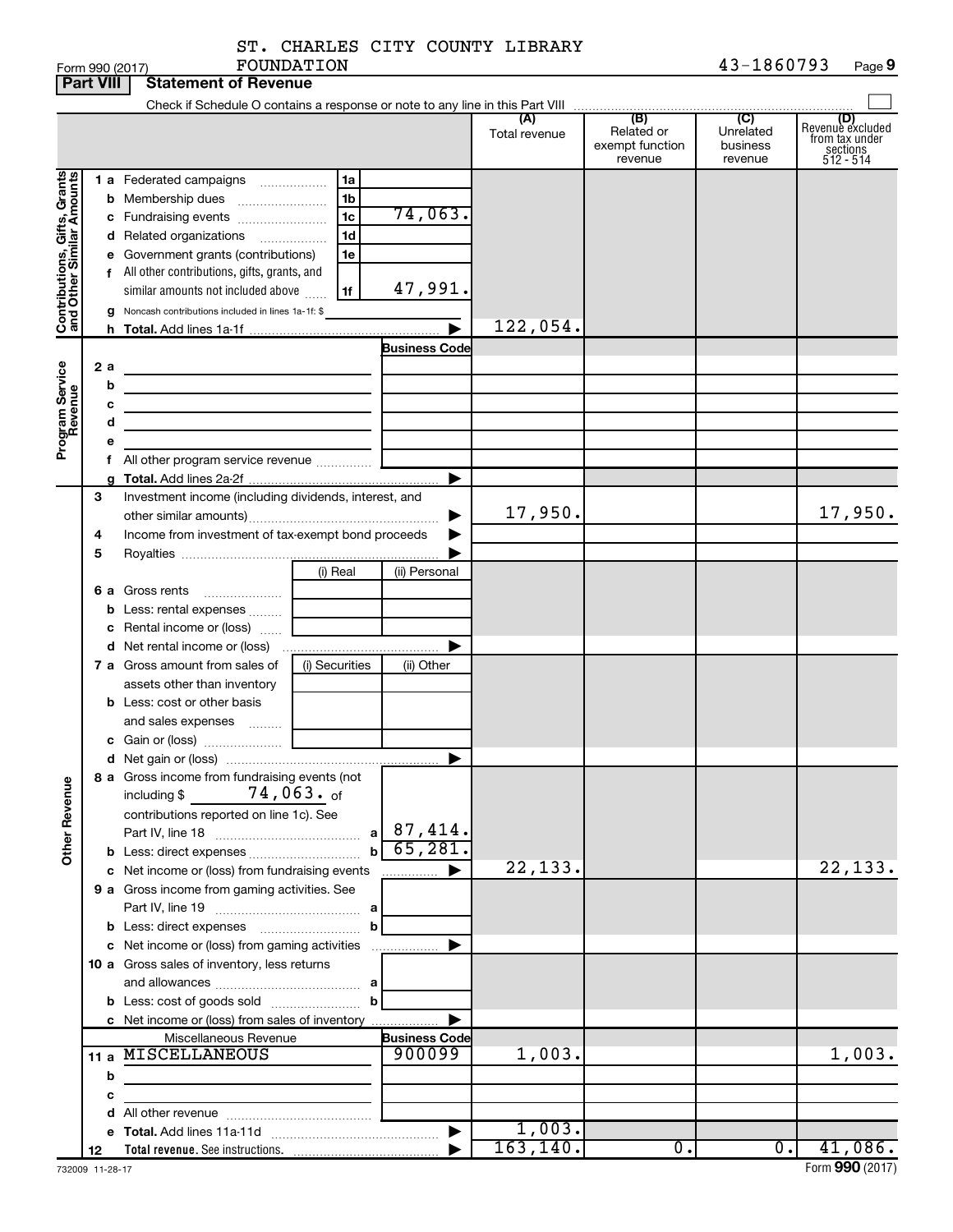ST. CHARLES CITY COUNTY LIBRARY FOUNDATION

Form 990 (2017) 43-1860793 Page 9

**Part VIII Statement of Revenue**

Check if Schedule O contains a response or note to any line in this Part VIII

| | | | | (A) Total revenue | (B) Related or exempt function revenue | (C) Unrelated business revenue | (D) Revenue excluded from tax under sections 512 - 514 |
|---|---|---|---|---|---|---|---|
| **Contributions, Gifts, Grants and Other Similar Amounts** | 1 a | Federated campaigns | 1a | | | | |
| | b | Membership dues | 1b | | | | |
| | c | Fundraising events | 1c 74,063. | | | | |
| | d | Related organizations | 1d | | | | |
| | e | Government grants (contributions) | 1e | | | | |
| | f | All other contributions, gifts, grants, and similar amounts not included above | 1f 47,991. | | | | |
| | g | Noncash contributions included in lines 1a-1f: $ | | | | | |
| | h | **Total.** Add lines 1a-1f | ▶ | 122,054. | | | |
| **Program Service Revenue** | | | **Business Code** | | | | |
| | 2 a | | | | | | |
| | b | | | | | | |
| | c | | | | | | |
| | d | | | | | | |
| | e | | | | | | |
| | f | All other program service revenue | | | | | |
| | g | **Total.** Add lines 2a-2f | ▶ | | | | |
| | 3 | Investment income (including dividends, interest, and other similar amounts) | ▶ | 17,950. | | | 17,950. |
| | 4 | Income from investment of tax-exempt bond proceeds | ▶ | | | | |
| | 5 | Royalties | ▶ | | | | |
| | | | (i) Real / (ii) Personal | | | | |
| | 6 a | Gross rents | | | | | |
| | b | Less: rental expenses | | | | | |
| | c | Rental income or (loss) | | | | | |
| | d | Net rental income or (loss) | ▶ | | | | |
| | 7 a | Gross amount from sales of assets other than inventory | (i) Securities / (ii) Other | | | | |
| | b | Less: cost or other basis and sales expenses | | | | | |
| | c | Gain or (loss) | | | | | |
| | d | Net gain or (loss) | ▶ | | | | |
| **Other Revenue** | 8 a | Gross income from fundraising events (not including $ 74,063. of contributions reported on line 1c). See Part IV, line 18 | a 87,414. | | | | |
| | b | Less: direct expenses | b 65,281. | | | | |
| | c | Net income or (loss) from fundraising events | ▶ | 22,133. | | | 22,133. |
| | 9 a | Gross income from gaming activities. See Part IV, line 19 | a | | | | |
| | b | Less: direct expenses | b | | | | |
| | c | Net income or (loss) from gaming activities | ▶ | | | | |
| | 10 a | Gross sales of inventory, less returns and allowances | a | | | | |
| | b | Less: cost of goods sold | b | | | | |
| | c | Net income or (loss) from sales of inventory | ▶ | | | | |
| | | Miscellaneous Revenue | **Business Code** | | | | |
| | 11 a | MISCELLANEOUS | 900099 | 1,003. | | | 1,003. |
| | b | | | | | | |
| | c | | | | | | |
| | d | All other revenue | | | | | |
| | e | **Total.** Add lines 11a-11d | ▶ | 1,003. | | | |
| | 12 | **Total revenue.** See instructions. | ▶ | 163,140. | 0. | 0. | 41,086. |

732009 11-28-17 Form **990** (2017)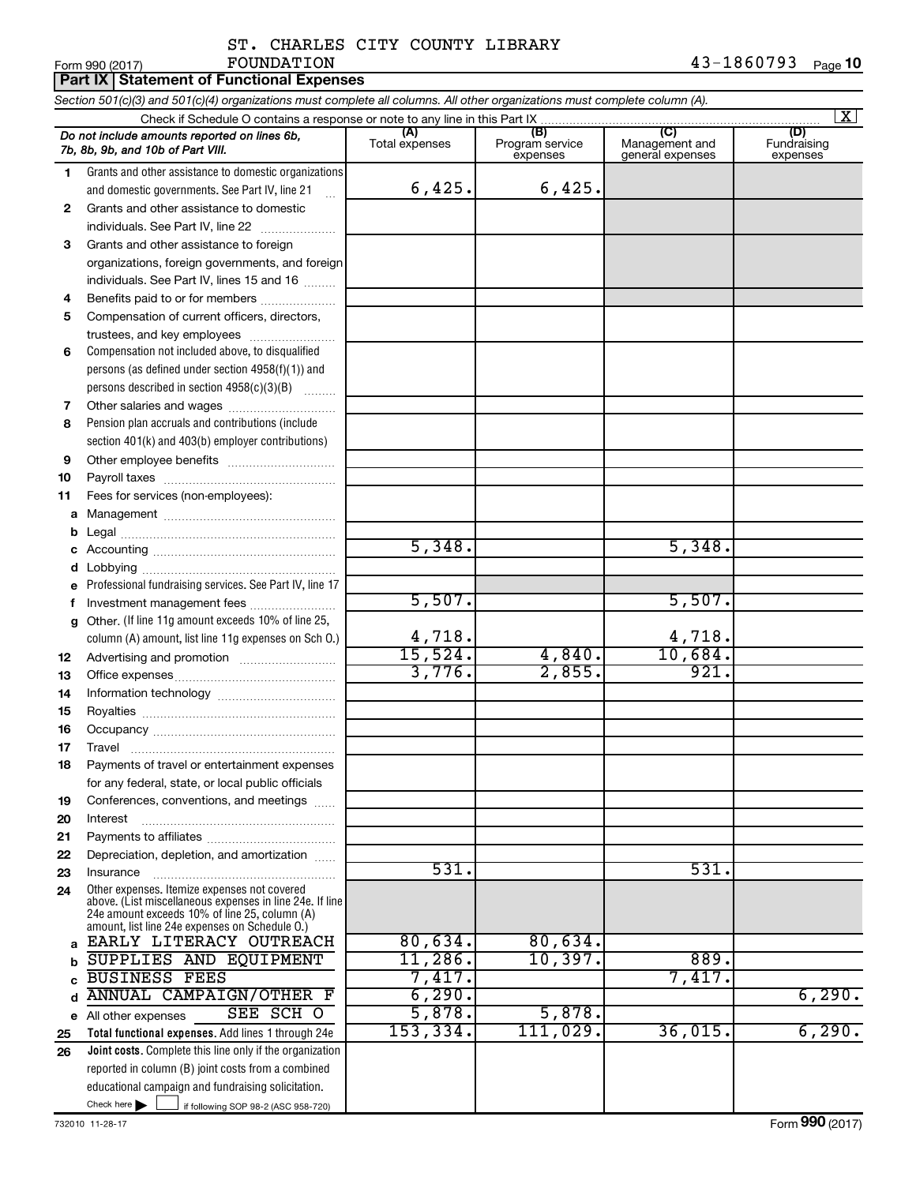ST. CHARLES CITY COUNTY LIBRARY FOUNDATION

Form 990 (2017) 43-1860793 Page 10

## Part IX Statement of Functional Expenses

*Section 501(c)(3) and 501(c)(4) organizations must complete all columns. All other organizations must complete column (A).*

Check if Schedule O contains a response or note to any line in this Part IX [X]

| | *Do not include amounts reported on lines 6b, 7b, 8b, 9b, and 10b of Part VIII.* | (A) Total expenses | (B) Program service expenses | (C) Management and general expenses | (D) Fundraising expenses |
|---|---|---|---|---|---|
| 1 | Grants and other assistance to domestic organizations and domestic governments. See Part IV, line 21 | 6,425. | 6,425. | | |
| 2 | Grants and other assistance to domestic individuals. See Part IV, line 22 | | | | |
| 3 | Grants and other assistance to foreign organizations, foreign governments, and foreign individuals. See Part IV, lines 15 and 16 | | | | |
| 4 | Benefits paid to or for members | | | | |
| 5 | Compensation of current officers, directors, trustees, and key employees | | | | |
| 6 | Compensation not included above, to disqualified persons (as defined under section 4958(f)(1)) and persons described in section 4958(c)(3)(B) | | | | |
| 7 | Other salaries and wages | | | | |
| 8 | Pension plan accruals and contributions (include section 401(k) and 403(b) employer contributions) | | | | |
| 9 | Other employee benefits | | | | |
| 10 | Payroll taxes | | | | |
| 11 | Fees for services (non-employees): | | | | |
| a | Management | | | | |
| b | Legal | | | | |
| c | Accounting | 5,348. | | 5,348. | |
| d | Lobbying | | | | |
| e | Professional fundraising services. See Part IV, line 17 | | | | |
| f | Investment management fees | 5,507. | | 5,507. | |
| g | Other. (If line 11g amount exceeds 10% of line 25, column (A) amount, list line 11g expenses on Sch O.) | 4,718. | | 4,718. | |
| 12 | Advertising and promotion | 15,524. | 4,840. | 10,684. | |
| 13 | Office expenses | 3,776. | 2,855. | 921. | |
| 14 | Information technology | | | | |
| 15 | Royalties | | | | |
| 16 | Occupancy | | | | |
| 17 | Travel | | | | |
| 18 | Payments of travel or entertainment expenses for any federal, state, or local public officials | | | | |
| 19 | Conferences, conventions, and meetings | | | | |
| 20 | Interest | | | | |
| 21 | Payments to affiliates | | | | |
| 22 | Depreciation, depletion, and amortization | | | | |
| 23 | Insurance | 531. | | 531. | |
| 24 | Other expenses. Itemize expenses not covered above. (List miscellaneous expenses in line 24e. If line 24e amount exceeds 10% of line 25, column (A) amount, list line 24e expenses on Schedule O.) | | | | |
| a | EARLY LITERACY OUTREACH | 80,634. | 80,634. | | |
| b | SUPPLIES AND EQUIPMENT | 11,286. | 10,397. | 889. | |
| c | BUSINESS FEES | 7,417. | | 7,417. | |
| d | ANNUAL CAMPAIGN/OTHER F | 6,290. | | | 6,290. |
| e | All other expenses SEE SCH O | 5,878. | 5,878. | | |
| 25 | **Total functional expenses.** Add lines 1 through 24e | 153,334. | 111,029. | 36,015. | 6,290. |
| 26 | **Joint costs.** Complete this line only if the organization reported in column (B) joint costs from a combined educational campaign and fundraising solicitation. Check here [ ] if following SOP 98-2 (ASC 958-720) | | | | |

732010 11-28-17 Form **990** (2017)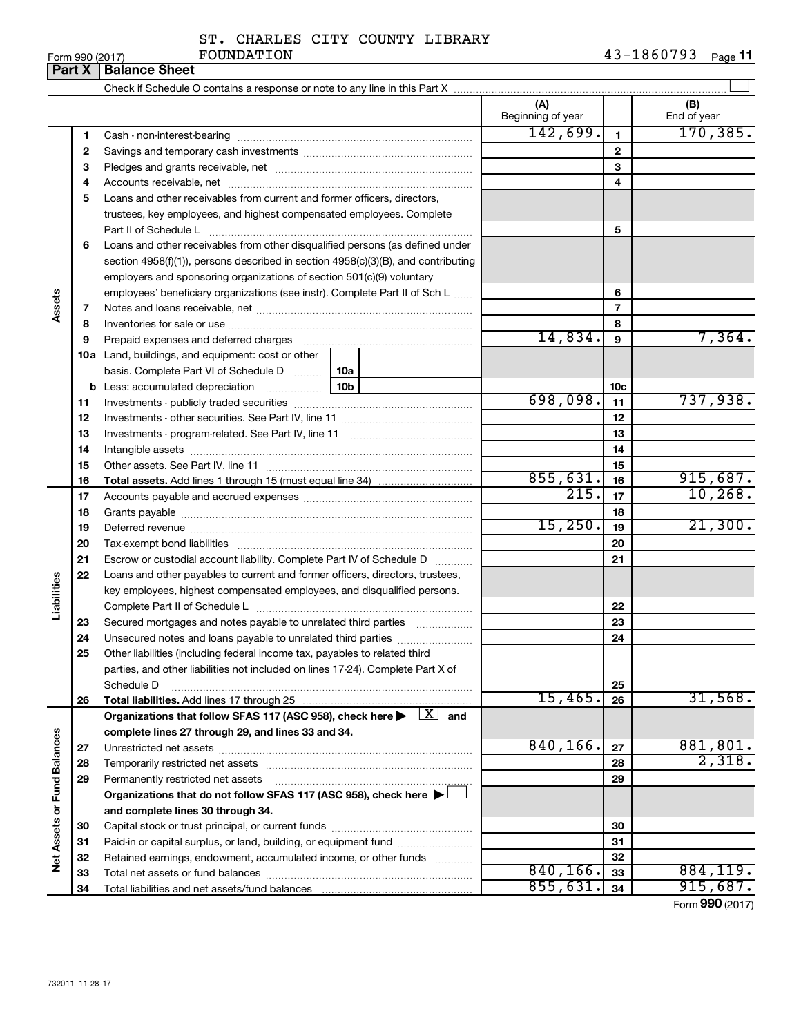ST. CHARLES CITY COUNTY LIBRARY FOUNDATION

Form 990 (2017) 43-1860793

## Part X | Balance Sheet

Check if Schedule O contains a response or note to any line in this Part X

| | | | (A) Beginning of year | | (B) End of year |
|---|---|---|---|---|---|
| Assets | 1 | Cash - non-interest-bearing | 142,699. | 1 | 170,385. |
| | 2 | Savings and temporary cash investments | | 2 | |
| | 3 | Pledges and grants receivable, net | | 3 | |
| | 4 | Accounts receivable, net | | 4 | |
| | 5 | Loans and other receivables from current and former officers, directors, trustees, key employees, and highest compensated employees. Complete Part II of Schedule L | | 5 | |
| | 6 | Loans and other receivables from other disqualified persons (as defined under section 4958(f)(1)), persons described in section 4958(c)(3)(B), and contributing employers and sponsoring organizations of section 501(c)(9) voluntary employees' beneficiary organizations (see instr). Complete Part II of Sch L | | 6 | |
| | 7 | Notes and loans receivable, net | | 7 | |
| | 8 | Inventories for sale or use | | 8 | |
| | 9 | Prepaid expenses and deferred charges | 14,834. | 9 | 7,364. |
| | 10a | Land, buildings, and equipment: cost or other basis. Complete Part VI of Schedule D 10a | | | |
| | b | Less: accumulated depreciation 10b | | 10c | |
| | 11 | Investments - publicly traded securities | 698,098. | 11 | 737,938. |
| | 12 | Investments - other securities. See Part IV, line 11 | | 12 | |
| | 13 | Investments - program-related. See Part IV, line 11 | | 13 | |
| | 14 | Intangible assets | | 14 | |
| | 15 | Other assets. See Part IV, line 11 | | 15 | |
| | 16 | **Total assets.** Add lines 1 through 15 (must equal line 34) | 855,631. | 16 | 915,687. |
| Liabilities | 17 | Accounts payable and accrued expenses | 215. | 17 | 10,268. |
| | 18 | Grants payable | | 18 | |
| | 19 | Deferred revenue | 15,250. | 19 | 21,300. |
| | 20 | Tax-exempt bond liabilities | | 20 | |
| | 21 | Escrow or custodial account liability. Complete Part IV of Schedule D | | 21 | |
| | 22 | Loans and other payables to current and former officers, directors, trustees, key employees, highest compensated employees, and disqualified persons. Complete Part II of Schedule L | | 22 | |
| | 23 | Secured mortgages and notes payable to unrelated third parties | | 23 | |
| | 24 | Unsecured notes and loans payable to unrelated third parties | | 24 | |
| | 25 | Other liabilities (including federal income tax, payables to related third parties, and other liabilities not included on lines 17-24). Complete Part X of Schedule D | | 25 | |
| | 26 | **Total liabilities.** Add lines 17 through 25 | 15,465. | 26 | 31,568. |
| Net Assets or Fund Balances | | **Organizations that follow SFAS 117 (ASC 958), check here ▶ [X] and complete lines 27 through 29, and lines 33 and 34.** | | | |
| | 27 | Unrestricted net assets | 840,166. | 27 | 881,801. |
| | 28 | Temporarily restricted net assets | | 28 | 2,318. |
| | 29 | Permanently restricted net assets | | 29 | |
| | | **Organizations that do not follow SFAS 117 (ASC 958), check here ▶ [ ] and complete lines 30 through 34.** | | | |
| | 30 | Capital stock or trust principal, or current funds | | 30 | |
| | 31 | Paid-in or capital surplus, or land, building, or equipment fund | | 31 | |
| | 32 | Retained earnings, endowment, accumulated income, or other funds | | 32 | |
| | 33 | Total net assets or fund balances | 840,166. | 33 | 884,119. |
| | 34 | Total liabilities and net assets/fund balances | 855,631. | 34 | 915,687. |

Form **990** (2017)

732011 11-28-17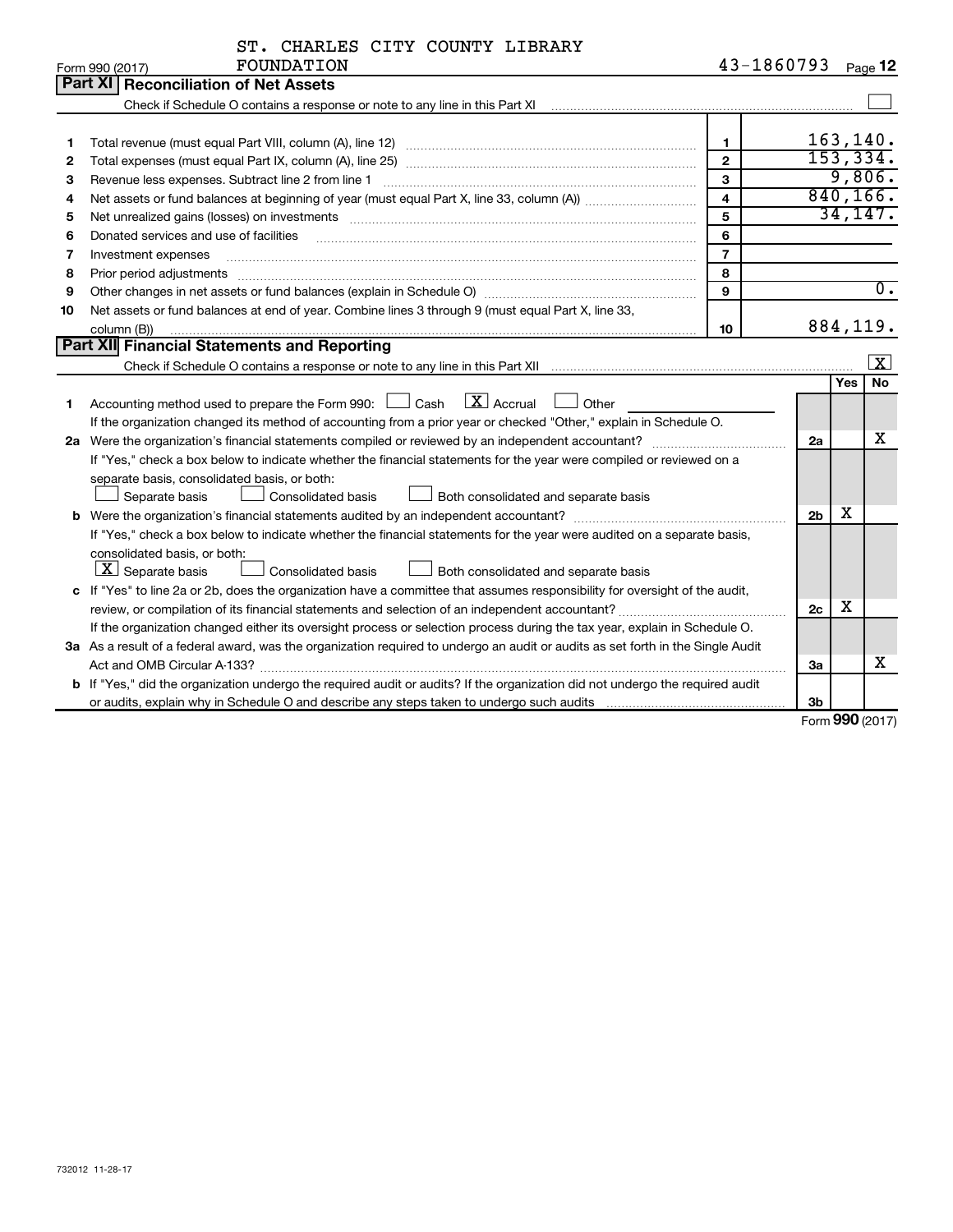Form 990 (2017) ST. CHARLES CITY COUNTY LIBRARY FOUNDATION 43-1860793 Page **12**

## Part XI Reconciliation of Net Assets

Check if Schedule O contains a response or note to any line in this Part XI ☐

| | | | |
|---|---|---|---|
| 1 | Total revenue (must equal Part VIII, column (A), line 12) | 1 | 163,140. |
| 2 | Total expenses (must equal Part IX, column (A), line 25) | 2 | 153,334. |
| 3 | Revenue less expenses. Subtract line 2 from line 1 | 3 | 9,806. |
| 4 | Net assets or fund balances at beginning of year (must equal Part X, line 33, column (A)) | 4 | 840,166. |
| 5 | Net unrealized gains (losses) on investments | 5 | 34,147. |
| 6 | Donated services and use of facilities | 6 | |
| 7 | Investment expenses | 7 | |
| 8 | Prior period adjustments | 8 | |
| 9 | Other changes in net assets or fund balances (explain in Schedule O) | 9 | 0. |
| 10 | Net assets or fund balances at end of year. Combine lines 3 through 9 (must equal Part X, line 33, column (B)) | 10 | 884,119. |

## Part XII Financial Statements and Reporting

Check if Schedule O contains a response or note to any line in this Part XII ☒

| | | | Yes | No |
|---|---|---|---|---|
| 1 | Accounting method used to prepare the Form 990: ☐ Cash ☒ Accrual ☐ Other<br>If the organization changed its method of accounting from a prior year or checked "Other," explain in Schedule O. | | | |
| 2a | Were the organization's financial statements compiled or reviewed by an independent accountant?<br>If "Yes," check a box below to indicate whether the financial statements for the year were compiled or reviewed on a separate basis, consolidated basis, or both:<br>☐ Separate basis ☐ Consolidated basis ☐ Both consolidated and separate basis | 2a | | X |
| b | Were the organization's financial statements audited by an independent accountant?<br>If "Yes," check a box below to indicate whether the financial statements for the year were audited on a separate basis, consolidated basis, or both:<br>☒ Separate basis ☐ Consolidated basis ☐ Both consolidated and separate basis | 2b | X | |
| c | If "Yes" to line 2a or 2b, does the organization have a committee that assumes responsibility for oversight of the audit, review, or compilation of its financial statements and selection of an independent accountant?<br>If the organization changed either its oversight process or selection process during the tax year, explain in Schedule O. | 2c | X | |
| 3a | As a result of a federal award, was the organization required to undergo an audit or audits as set forth in the Single Audit Act and OMB Circular A-133? | 3a | | X |
| b | If "Yes," did the organization undergo the required audit or audits? If the organization did not undergo the required audit or audits, explain why in Schedule O and describe any steps taken to undergo such audits | 3b | | |

Form **990** (2017)

732012 11-28-17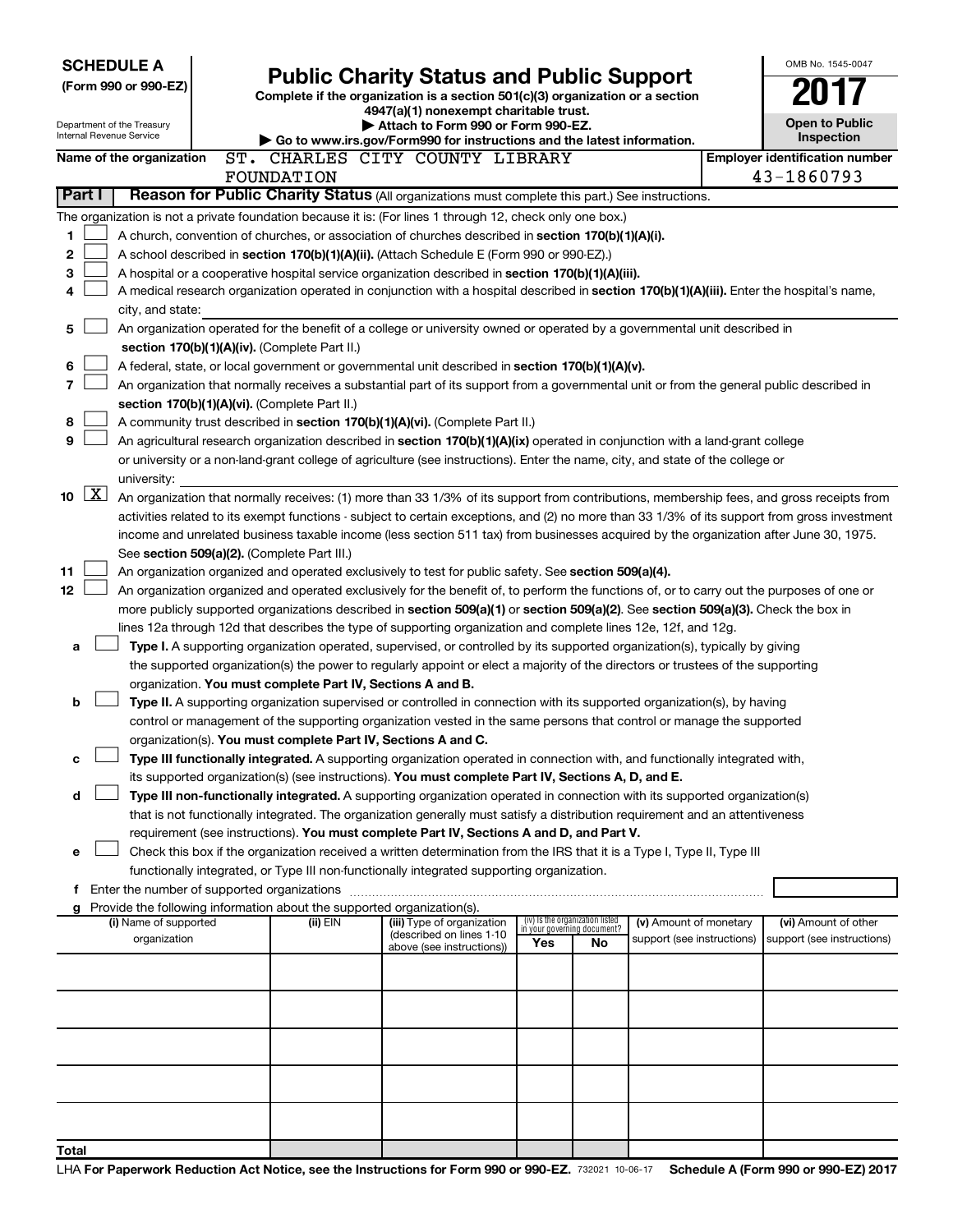**SCHEDULE A**
**(Form 990 or 990-EZ)**

Department of the Treasury
Internal Revenue Service

# Public Charity Status and Public Support

**Complete if the organization is a section 501(c)(3) organization or a section 4947(a)(1) nonexempt charitable trust.**
**▶ Attach to Form 990 or Form 990-EZ.**
**▶ Go to www.irs.gov/Form990 for instructions and the latest information.**

OMB No. 1545-0047
**2017**
**Open to Public Inspection**

**Name of the organization** ST. CHARLES CITY COUNTY LIBRARY FOUNDATION
**Employer identification number** 43-1860793

**Part I** **Reason for Public Charity Status** (All organizations must complete this part.) See instructions.

The organization is not a private foundation because it is: (For lines 1 through 12, check only one box.)

1 ☐ A church, convention of churches, or association of churches described in **section 170(b)(1)(A)(i).**
2 ☐ A school described in **section 170(b)(1)(A)(ii).** (Attach Schedule E (Form 990 or 990-EZ).)
3 ☐ A hospital or a cooperative hospital service organization described in **section 170(b)(1)(A)(iii).**
4 ☐ A medical research organization operated in conjunction with a hospital described in **section 170(b)(1)(A)(iii).** Enter the hospital's name, city, and state:
5 ☐ An organization operated for the benefit of a college or university owned or operated by a governmental unit described in **section 170(b)(1)(A)(iv).** (Complete Part II.)
6 ☐ A federal, state, or local government or governmental unit described in **section 170(b)(1)(A)(v).**
7 ☐ An organization that normally receives a substantial part of its support from a governmental unit or from the general public described in **section 170(b)(1)(A)(vi).** (Complete Part II.)
8 ☐ A community trust described in **section 170(b)(1)(A)(vi).** (Complete Part II.)
9 ☐ An agricultural research organization described in **section 170(b)(1)(A)(ix)** operated in conjunction with a land-grant college or university or a non-land-grant college of agriculture (see instructions). Enter the name, city, and state of the college or university:
10 ☒ An organization that normally receives: (1) more than 33 1/3% of its support from contributions, membership fees, and gross receipts from activities related to its exempt functions - subject to certain exceptions, and (2) no more than 33 1/3% of its support from gross investment income and unrelated business taxable income (less section 511 tax) from businesses acquired by the organization after June 30, 1975. See **section 509(a)(2).** (Complete Part III.)
11 ☐ An organization organized and operated exclusively to test for public safety. See **section 509(a)(4).**
12 ☐ An organization organized and operated exclusively for the benefit of, to perform the functions of, or to carry out the purposes of one or more publicly supported organizations described in **section 509(a)(1)** or **section 509(a)(2).** See **section 509(a)(3).** Check the box in lines 12a through 12d that describes the type of supporting organization and complete lines 12e, 12f, and 12g.

a ☐ **Type I.** A supporting organization operated, supervised, or controlled by its supported organization(s), typically by giving the supported organization(s) the power to regularly appoint or elect a majority of the directors or trustees of the supporting organization. **You must complete Part IV, Sections A and B.**
b ☐ **Type II.** A supporting organization supervised or controlled in connection with its supported organization(s), by having control or management of the supporting organization vested in the same persons that control or manage the supported organization(s). **You must complete Part IV, Sections A and C.**
c ☐ **Type III functionally integrated.** A supporting organization operated in connection with, and functionally integrated with, its supported organization(s) (see instructions). **You must complete Part IV, Sections A, D, and E.**
d ☐ **Type III non-functionally integrated.** A supporting organization operated in connection with its supported organization(s) that is not functionally integrated. The organization generally must satisfy a distribution requirement and an attentiveness requirement (see instructions). **You must complete Part IV, Sections A and D, and Part V.**
e ☐ Check this box if the organization received a written determination from the IRS that it is a Type I, Type II, Type III functionally integrated, or Type III non-functionally integrated supporting organization.
f Enter the number of supported organizations
g Provide the following information about the supported organization(s).

| (i) Name of supported organization | (ii) EIN | (iii) Type of organization (described on lines 1-10 above (see instructions)) | (iv) Is the organization listed in your governing document? Yes | No | (v) Amount of monetary support (see instructions) | (vi) Amount of other support (see instructions) |
|---|---|---|---|---|---|---|
| | | | | | | |
| | | | | | | |
| | | | | | | |
| | | | | | | |
| | | | | | | |
| **Total** | | | | | | |

LHA **For Paperwork Reduction Act Notice, see the Instructions for Form 990 or 990-EZ.** 732021 10-06-17 **Schedule A (Form 990 or 990-EZ) 2017**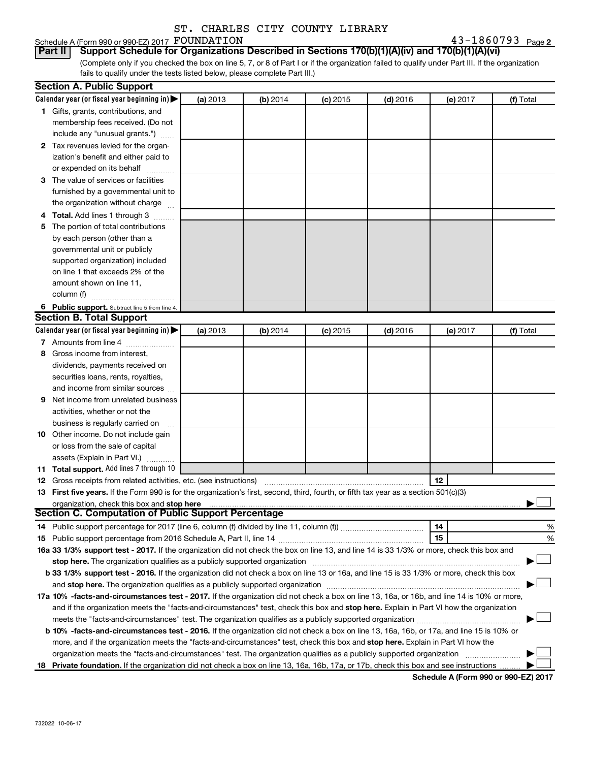ST. CHARLES CITY COUNTY LIBRARY

Schedule A (Form 990 or 990-EZ) 2017 FOUNDATION 43-1860793 Page 2

**Part II** **Support Schedule for Organizations Described in Sections 170(b)(1)(A)(iv) and 170(b)(1)(A)(vi)**

(Complete only if you checked the box on line 5, 7, or 8 of Part I or if the organization failed to qualify under Part III. If the organization fails to qualify under the tests listed below, please complete Part III.)

## Section A. Public Support

| Calendar year (or fiscal year beginning in) ▶ | (a) 2013 | (b) 2014 | (c) 2015 | (d) 2016 | (e) 2017 | (f) Total |
|---|---|---|---|---|---|---|
| **1** Gifts, grants, contributions, and membership fees received. (Do not include any "unusual grants.") | | | | | | |
| **2** Tax revenues levied for the organization's benefit and either paid to or expended on its behalf | | | | | | |
| **3** The value of services or facilities furnished by a governmental unit to the organization without charge | | | | | | |
| **4 Total.** Add lines 1 through 3 | | | | | | |
| **5** The portion of total contributions by each person (other than a governmental unit or publicly supported organization) included on line 1 that exceeds 2% of the amount shown on line 11, column (f) | | | | | | |
| **6 Public support.** Subtract line 5 from line 4. | | | | | | |

## Section B. Total Support

| Calendar year (or fiscal year beginning in) ▶ | (a) 2013 | (b) 2014 | (c) 2015 | (d) 2016 | (e) 2017 | (f) Total |
|---|---|---|---|---|---|---|
| **7** Amounts from line 4 | | | | | | |
| **8** Gross income from interest, dividends, payments received on securities loans, rents, royalties, and income from similar sources | | | | | | |
| **9** Net income from unrelated business activities, whether or not the business is regularly carried on | | | | | | |
| **10** Other income. Do not include gain or loss from the sale of capital assets (Explain in Part VI.) | | | | | | |
| **11 Total support.** Add lines 7 through 10 | | | | | | |

**12** Gross receipts from related activities, etc. (see instructions) | **12** |

**13 First five years.** If the Form 990 is for the organization's first, second, third, fourth, or fifth tax year as a section 501(c)(3) organization, check this box and **stop here** ▶ ☐

## Section C. Computation of Public Support Percentage

**14** Public support percentage for 2017 (line 6, column (f) divided by line 11, column (f)) | **14** | %

**15** Public support percentage from 2016 Schedule A, Part II, line 14 | **15** | %

**16a 33 1/3% support test - 2017.** If the organization did not check the box on line 13, and line 14 is 33 1/3% or more, check this box and **stop here.** The organization qualifies as a publicly supported organization ▶ ☐

**b 33 1/3% support test - 2016.** If the organization did not check a box on line 13 or 16a, and line 15 is 33 1/3% or more, check this box and **stop here.** The organization qualifies as a publicly supported organization ▶ ☐

**17a 10% -facts-and-circumstances test - 2017.** If the organization did not check a box on line 13, 16a, or 16b, and line 14 is 10% or more, and if the organization meets the "facts-and-circumstances" test, check this box and **stop here.** Explain in Part VI how the organization meets the "facts-and-circumstances" test. The organization qualifies as a publicly supported organization ▶ ☐

**b 10% -facts-and-circumstances test - 2016.** If the organization did not check a box on line 13, 16a, 16b, or 17a, and line 15 is 10% or more, and if the organization meets the "facts-and-circumstances" test, check this box and **stop here.** Explain in Part VI how the organization meets the "facts-and-circumstances" test. The organization qualifies as a publicly supported organization ▶ ☐

**18 Private foundation.** If the organization did not check a box on line 13, 16a, 16b, 17a, or 17b, check this box and see instructions ▶ ☐

**Schedule A (Form 990 or 990-EZ) 2017**

732022 10-06-17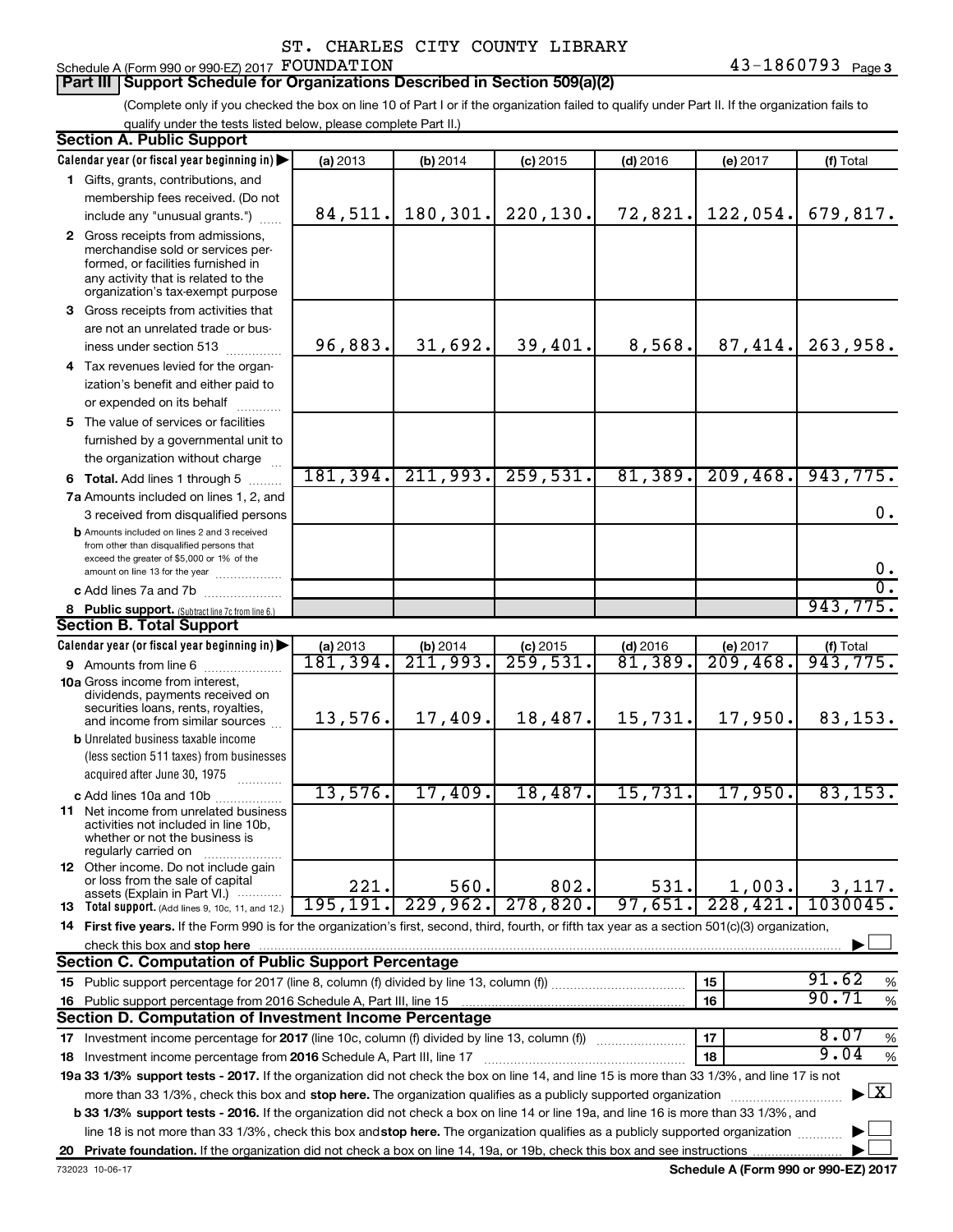ST. CHARLES CITY COUNTY LIBRARY

Schedule A (Form 990 or 990-EZ) 2017 FOUNDATION 43-1860793 Page 3

## Part III Support Schedule for Organizations Described in Section 509(a)(2)

(Complete only if you checked the box on line 10 of Part I or if the organization failed to qualify under Part II. If the organization fails to qualify under the tests listed below, please complete Part II.)

### Section A. Public Support

| Calendar year (or fiscal year beginning in) | (a) 2013 | (b) 2014 | (c) 2015 | (d) 2016 | (e) 2017 | (f) Total |
|---|---|---|---|---|---|---|
| 1 Gifts, grants, contributions, and membership fees received. (Do not include any "unusual grants.") | 84,511. | 180,301. | 220,130. | 72,821. | 122,054. | 679,817. |
| 2 Gross receipts from admissions, merchandise sold or services performed, or facilities furnished in any activity that is related to the organization's tax-exempt purpose | | | | | | |
| 3 Gross receipts from activities that are not an unrelated trade or business under section 513 | 96,883. | 31,692. | 39,401. | 8,568. | 87,414. | 263,958. |
| 4 Tax revenues levied for the organization's benefit and either paid to or expended on its behalf | | | | | | |
| 5 The value of services or facilities furnished by a governmental unit to the organization without charge | | | | | | |
| 6 Total. Add lines 1 through 5 | 181,394. | 211,993. | 259,531. | 81,389. | 209,468. | 943,775. |
| 7a Amounts included on lines 1, 2, and 3 received from disqualified persons | | | | | | 0. |
| b Amounts included on lines 2 and 3 received from other than disqualified persons that exceed the greater of $5,000 or 1% of the amount on line 13 for the year | | | | | | 0. |
| c Add lines 7a and 7b | | | | | | 0. |
| 8 Public support. (Subtract line 7c from line 6.) | | | | | | 943,775. |

### Section B. Total Support

| Calendar year (or fiscal year beginning in) | (a) 2013 | (b) 2014 | (c) 2015 | (d) 2016 | (e) 2017 | (f) Total |
|---|---|---|---|---|---|---|
| 9 Amounts from line 6 | 181,394. | 211,993. | 259,531. | 81,389. | 209,468. | 943,775. |
| 10a Gross income from interest, dividends, payments received on securities loans, rents, royalties, and income from similar sources | 13,576. | 17,409. | 18,487. | 15,731. | 17,950. | 83,153. |
| b Unrelated business taxable income (less section 511 taxes) from businesses acquired after June 30, 1975 | | | | | | |
| c Add lines 10a and 10b | 13,576. | 17,409. | 18,487. | 15,731. | 17,950. | 83,153. |
| 11 Net income from unrelated business activities not included in line 10b, whether or not the business is regularly carried on | | | | | | |
| 12 Other income. Do not include gain or loss from the sale of capital assets (Explain in Part VI.) | 221. | 560. | 802. | 531. | 1,003. | 3,117. |
| 13 Total support. (Add lines 9, 10c, 11, and 12.) | 195,191. | 229,962. | 278,820. | 97,651. | 228,421. | 1030045. |

14 First five years. If the Form 990 is for the organization's first, second, third, fourth, or fifth tax year as a section 501(c)(3) organization, check this box and stop here ☐

### Section C. Computation of Public Support Percentage

| | | |
|---|---|---|
| 15 Public support percentage for 2017 (line 8, column (f) divided by line 13, column (f)) | 15 | 91.62 % |
| 16 Public support percentage from 2016 Schedule A, Part III, line 15 | 16 | 90.71 % |

### Section D. Computation of Investment Income Percentage

| | | |
|---|---|---|
| 17 Investment income percentage for 2017 (line 10c, column (f) divided by line 13, column (f)) | 17 | 8.07 % |
| 18 Investment income percentage from 2016 Schedule A, Part III, line 17 | 18 | 9.04 % |

19a 33 1/3% support tests - 2017. If the organization did not check the box on line 14, and line 15 is more than 33 1/3%, and line 17 is not more than 33 1/3%, check this box and stop here. The organization qualifies as a publicly supported organization ☒

b 33 1/3% support tests - 2016. If the organization did not check a box on line 14 or line 19a, and line 16 is more than 33 1/3%, and line 18 is not more than 33 1/3%, check this box and stop here. The organization qualifies as a publicly supported organization ☐

20 Private foundation. If the organization did not check a box on line 14, 19a, or 19b, check this box and see instructions ☐

732023 10-06-17 Schedule A (Form 990 or 990-EZ) 2017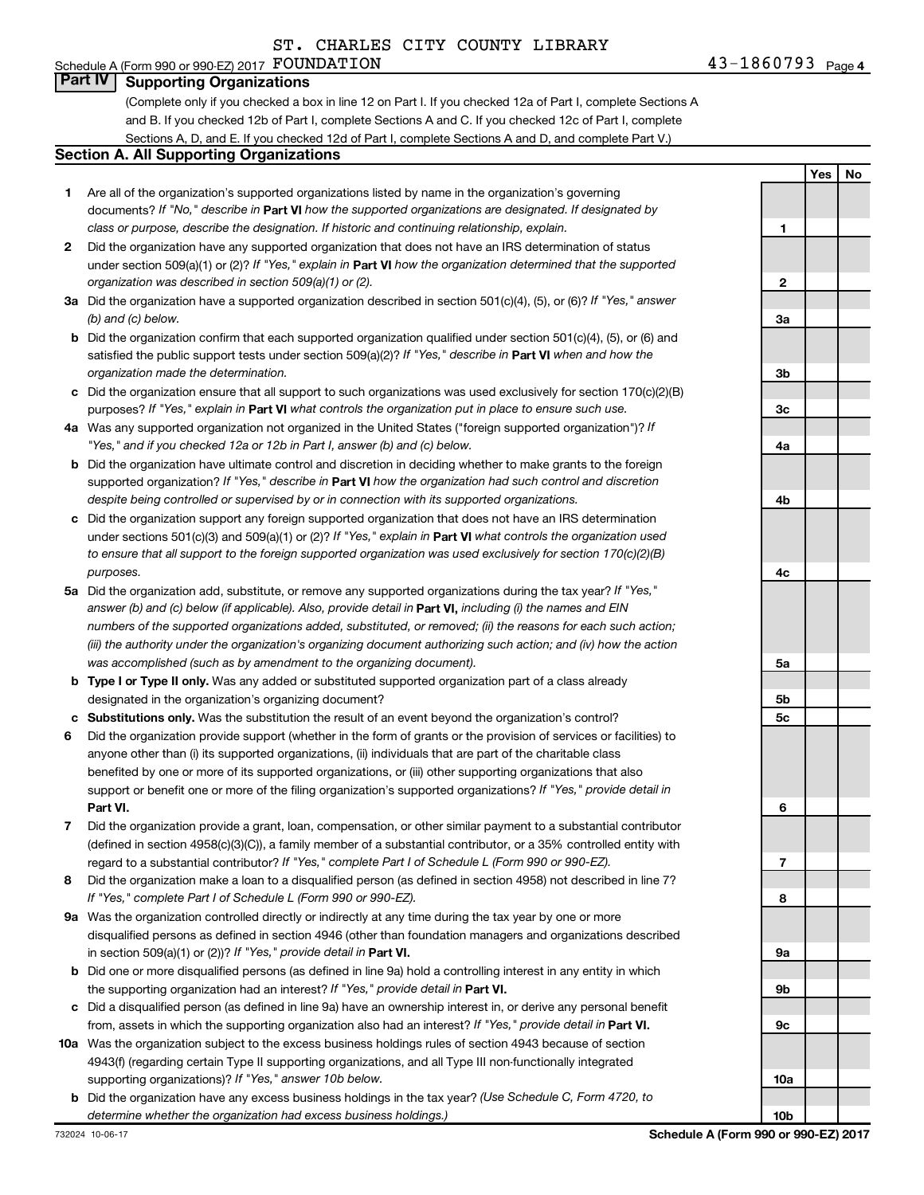ST. CHARLES CITY COUNTY LIBRARY

Schedule A (Form 990 or 990-EZ) 2017 FOUNDATION 43-1860793 Page 4

## Part IV Supporting Organizations

(Complete only if you checked a box in line 12 on Part I. If you checked 12a of Part I, complete Sections A and B. If you checked 12b of Part I, complete Sections A and C. If you checked 12c of Part I, complete Sections A, D, and E. If you checked 12d of Part I, complete Sections A and D, and complete Part V.)

### Section A. All Supporting Organizations

| | | | Yes | No |
|---|---|---|---|---|
| **1** | Are all of the organization's supported organizations listed by name in the organization's governing documents? *If "No," describe in* **Part VI** *how the supported organizations are designated. If designated by class or purpose, describe the designation. If historic and continuing relationship, explain.* | 1 | | |
| **2** | Did the organization have any supported organization that does not have an IRS determination of status under section 509(a)(1) or (2)? *If "Yes," explain in* **Part VI** *how the organization determined that the supported organization was described in section 509(a)(1) or (2).* | 2 | | |
| **3a** | Did the organization have a supported organization described in section 501(c)(4), (5), or (6)? *If "Yes," answer (b) and (c) below.* | 3a | | |
| **b** | Did the organization confirm that each supported organization qualified under section 501(c)(4), (5), or (6) and satisfied the public support tests under section 509(a)(2)? *If "Yes," describe in* **Part VI** *when and how the organization made the determination.* | 3b | | |
| **c** | Did the organization ensure that all support to such organizations was used exclusively for section 170(c)(2)(B) purposes? *If "Yes," explain in* **Part VI** *what controls the organization put in place to ensure such use.* | 3c | | |
| **4a** | Was any supported organization not organized in the United States ("foreign supported organization")? *If "Yes," and if you checked 12a or 12b in Part I, answer (b) and (c) below.* | 4a | | |
| **b** | Did the organization have ultimate control and discretion in deciding whether to make grants to the foreign supported organization? *If "Yes," describe in* **Part VI** *how the organization had such control and discretion despite being controlled or supervised by or in connection with its supported organizations.* | 4b | | |
| **c** | Did the organization support any foreign supported organization that does not have an IRS determination under sections 501(c)(3) and 509(a)(1) or (2)? *If "Yes," explain in* **Part VI** *what controls the organization used to ensure that all support to the foreign supported organization was used exclusively for section 170(c)(2)(B) purposes.* | 4c | | |
| **5a** | Did the organization add, substitute, or remove any supported organizations during the tax year? *If "Yes," answer (b) and (c) below (if applicable). Also, provide detail in* **Part VI,** *including (i) the names and EIN numbers of the supported organizations added, substituted, or removed; (ii) the reasons for each such action; (iii) the authority under the organization's organizing document authorizing such action; and (iv) how the action was accomplished (such as by amendment to the organizing document).* | 5a | | |
| **b** | **Type I or Type II only.** Was any added or substituted supported organization part of a class already designated in the organization's organizing document? | 5b | | |
| **c** | **Substitutions only.** Was the substitution the result of an event beyond the organization's control? | 5c | | |
| **6** | Did the organization provide support (whether in the form of grants or the provision of services or facilities) to anyone other than (i) its supported organizations, (ii) individuals that are part of the charitable class benefited by one or more of its supported organizations, or (iii) other supporting organizations that also support or benefit one or more of the filing organization's supported organizations? *If "Yes," provide detail in* **Part VI.** | 6 | | |
| **7** | Did the organization provide a grant, loan, compensation, or other similar payment to a substantial contributor (defined in section 4958(c)(3)(C)), a family member of a substantial contributor, or a 35% controlled entity with regard to a substantial contributor? *If "Yes," complete Part I of Schedule L (Form 990 or 990-EZ).* | 7 | | |
| **8** | Did the organization make a loan to a disqualified person (as defined in section 4958) not described in line 7? *If "Yes," complete Part I of Schedule L (Form 990 or 990-EZ).* | 8 | | |
| **9a** | Was the organization controlled directly or indirectly at any time during the tax year by one or more disqualified persons as defined in section 4946 (other than foundation managers and organizations described in section 509(a)(1) or (2))? *If "Yes," provide detail in* **Part VI.** | 9a | | |
| **b** | Did one or more disqualified persons (as defined in line 9a) hold a controlling interest in any entity in which the supporting organization had an interest? *If "Yes," provide detail in* **Part VI.** | 9b | | |
| **c** | Did a disqualified person (as defined in line 9a) have an ownership interest in, or derive any personal benefit from, assets in which the supporting organization also had an interest? *If "Yes," provide detail in* **Part VI.** | 9c | | |
| **10a** | Was the organization subject to the excess business holdings rules of section 4943 because of section 4943(f) (regarding certain Type II supporting organizations, and all Type III non-functionally integrated supporting organizations)? *If "Yes," answer 10b below.* | 10a | | |
| **b** | Did the organization have any excess business holdings in the tax year? *(Use Schedule C, Form 4720, to determine whether the organization had excess business holdings.)* | 10b | | |

732024 10-06-17 **Schedule A (Form 990 or 990-EZ) 2017**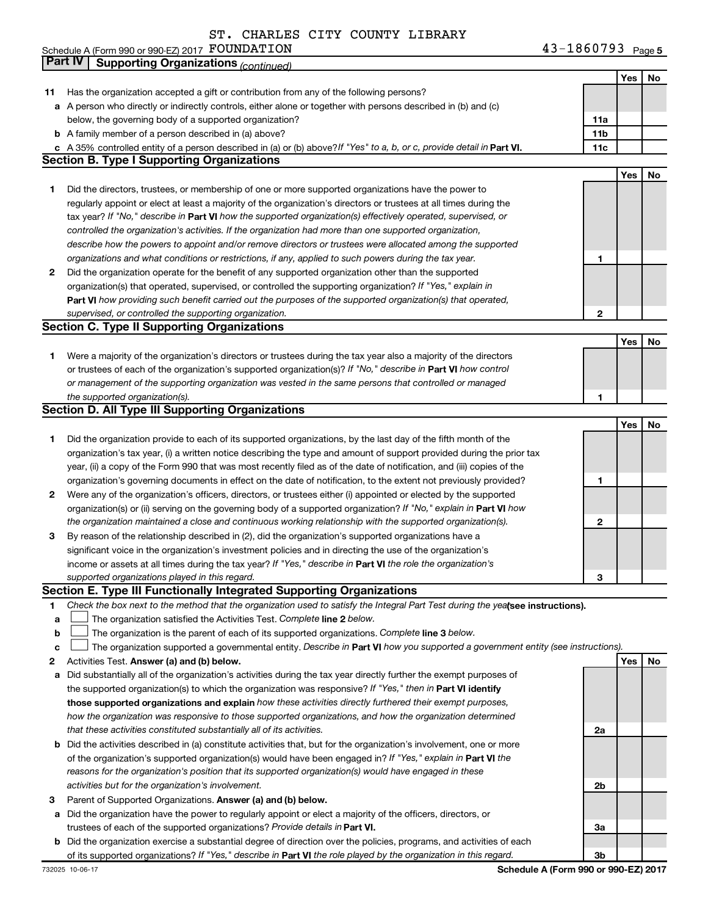ST. CHARLES CITY COUNTY LIBRARY

Schedule A (Form 990 or 990-EZ) 2017 FOUNDATION 43-1860793 Page 5

## Part IV Supporting Organizations *(continued)*

| | | | Yes | No |
|---|---|---|---|---|
| **11** | Has the organization accepted a gift or contribution from any of the following persons? | | | |
| **a** | A person who directly or indirectly controls, either alone or together with persons described in (b) and (c) below, the governing body of a supported organization? | 11a | | |
| **b** | A family member of a person described in (a) above? | 11b | | |
| **c** | A 35% controlled entity of a person described in (a) or (b) above? *If "Yes" to a, b, or c, provide detail in* **Part VI.** | 11c | | |

### Section B. Type I Supporting Organizations

| | | | Yes | No |
|---|---|---|---|---|
| **1** | Did the directors, trustees, or membership of one or more supported organizations have the power to regularly appoint or elect at least a majority of the organization's directors or trustees at all times during the tax year? *If "No," describe in* **Part VI** *how the supported organization(s) effectively operated, supervised, or controlled the organization's activities. If the organization had more than one supported organization, describe how the powers to appoint and/or remove directors or trustees were allocated among the supported organizations and what conditions or restrictions, if any, applied to such powers during the tax year.* | 1 | | |
| **2** | Did the organization operate for the benefit of any supported organization other than the supported organization(s) that operated, supervised, or controlled the supporting organization? *If "Yes," explain in* **Part VI** *how providing such benefit carried out the purposes of the supported organization(s) that operated, supervised, or controlled the supporting organization.* | 2 | | |

### Section C. Type II Supporting Organizations

| | | | Yes | No |
|---|---|---|---|---|
| **1** | Were a majority of the organization's directors or trustees during the tax year also a majority of the directors or trustees of each of the organization's supported organization(s)? *If "No," describe in* **Part VI** *how control or management of the supporting organization was vested in the same persons that controlled or managed the supported organization(s).* | 1 | | |

### Section D. All Type III Supporting Organizations

| | | | Yes | No |
|---|---|---|---|---|
| **1** | Did the organization provide to each of its supported organizations, by the last day of the fifth month of the organization's tax year, (i) a written notice describing the type and amount of support provided during the prior tax year, (ii) a copy of the Form 990 that was most recently filed as of the date of notification, and (iii) copies of the organization's governing documents in effect on the date of notification, to the extent not previously provided? | 1 | | |
| **2** | Were any of the organization's officers, directors, or trustees either (i) appointed or elected by the supported organization(s) or (ii) serving on the governing body of a supported organization? *If "No," explain in* **Part VI** *how the organization maintained a close and continuous working relationship with the supported organization(s).* | 2 | | |
| **3** | By reason of the relationship described in (2), did the organization's supported organizations have a significant voice in the organization's investment policies and in directing the use of the organization's income or assets at all times during the tax year? *If "Yes," describe in* **Part VI** *the role the organization's supported organizations played in this regard.* | 3 | | |

### Section E. Type III Functionally Integrated Supporting Organizations

**1** *Check the box next to the method that the organization used to satisfy the Integral Part Test during the year* **(see instructions).**

- **a** ☐ The organization satisfied the Activities Test. *Complete* **line 2** *below.*
- **b** ☐ The organization is the parent of each of its supported organizations. *Complete* **line 3** *below.*
- **c** ☐ The organization supported a governmental entity. *Describe in* **Part VI** *how you supported a government entity (see instructions).*

| | | | Yes | No |
|---|---|---|---|---|
| **2** | Activities Test. **Answer (a) and (b) below.** | | | |
| **a** | Did substantially all of the organization's activities during the tax year directly further the exempt purposes of the supported organization(s) to which the organization was responsive? *If "Yes," then in* **Part VI identify those supported organizations and explain** *how these activities directly furthered their exempt purposes, how the organization was responsive to those supported organizations, and how the organization determined that these activities constituted substantially all of its activities.* | 2a | | |
| **b** | Did the activities described in (a) constitute activities that, but for the organization's involvement, one or more of the organization's supported organization(s) would have been engaged in? *If "Yes," explain in* **Part VI** *the reasons for the organization's position that its supported organization(s) would have engaged in these activities but for the organization's involvement.* | 2b | | |
| **3** | Parent of Supported Organizations. **Answer (a) and (b) below.** | | | |
| **a** | Did the organization have the power to regularly appoint or elect a majority of the officers, directors, or trustees of each of the supported organizations? *Provide details in* **Part VI.** | 3a | | |
| **b** | Did the organization exercise a substantial degree of direction over the policies, programs, and activities of each of its supported organizations? *If "Yes," describe in* **Part VI** *the role played by the organization in this regard.* | 3b | | |

732025 10-06-17 **Schedule A (Form 990 or 990-EZ) 2017**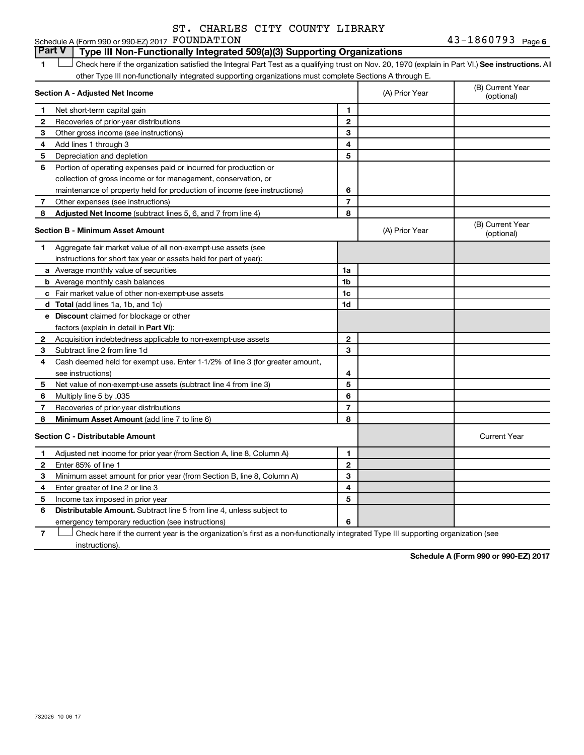ST. CHARLES CITY COUNTY LIBRARY

Schedule A (Form 990 or 990-EZ) 2017 FOUNDATION 43-1860793 Page 6

## Part V Type III Non-Functionally Integrated 509(a)(3) Supporting Organizations

1 ☐ Check here if the organization satisfied the Integral Part Test as a qualifying trust on Nov. 20, 1970 (explain in Part VI.) **See instructions.** All other Type III non-functionally integrated supporting organizations must complete Sections A through E.

| **Section A - Adjusted Net Income** | | (A) Prior Year | (B) Current Year (optional) |
|---|---|---|---|
| 1 Net short-term capital gain | 1 | | |
| 2 Recoveries of prior-year distributions | 2 | | |
| 3 Other gross income (see instructions) | 3 | | |
| 4 Add lines 1 through 3 | 4 | | |
| 5 Depreciation and depletion | 5 | | |
| 6 Portion of operating expenses paid or incurred for production or collection of gross income or for management, conservation, or maintenance of property held for production of income (see instructions) | 6 | | |
| 7 Other expenses (see instructions) | 7 | | |
| 8 **Adjusted Net Income** (subtract lines 5, 6, and 7 from line 4) | 8 | | |

| **Section B - Minimum Asset Amount** | | (A) Prior Year | (B) Current Year (optional) |
|---|---|---|---|
| 1 Aggregate fair market value of all non-exempt-use assets (see instructions for short tax year or assets held for part of year): | | | |
| a Average monthly value of securities | 1a | | |
| b Average monthly cash balances | 1b | | |
| c Fair market value of other non-exempt-use assets | 1c | | |
| d **Total** (add lines 1a, 1b, and 1c) | 1d | | |
| e **Discount** claimed for blockage or other factors (explain in detail in **Part VI**): | | | |
| 2 Acquisition indebtedness applicable to non-exempt-use assets | 2 | | |
| 3 Subtract line 2 from line 1d | 3 | | |
| 4 Cash deemed held for exempt use. Enter 1-1/2% of line 3 (for greater amount, see instructions) | 4 | | |
| 5 Net value of non-exempt-use assets (subtract line 4 from line 3) | 5 | | |
| 6 Multiply line 5 by .035 | 6 | | |
| 7 Recoveries of prior-year distributions | 7 | | |
| 8 **Minimum Asset Amount** (add line 7 to line 6) | 8 | | |

| **Section C - Distributable Amount** | | | Current Year |
|---|---|---|---|
| 1 Adjusted net income for prior year (from Section A, line 8, Column A) | 1 | | |
| 2 Enter 85% of line 1 | 2 | | |
| 3 Minimum asset amount for prior year (from Section B, line 8, Column A) | 3 | | |
| 4 Enter greater of line 2 or line 3 | 4 | | |
| 5 Income tax imposed in prior year | 5 | | |
| 6 **Distributable Amount.** Subtract line 5 from line 4, unless subject to emergency temporary reduction (see instructions) | 6 | | |

7 ☐ Check here if the current year is the organization's first as a non-functionally integrated Type III supporting organization (see instructions).

**Schedule A (Form 990 or 990-EZ) 2017**

732026 10-06-17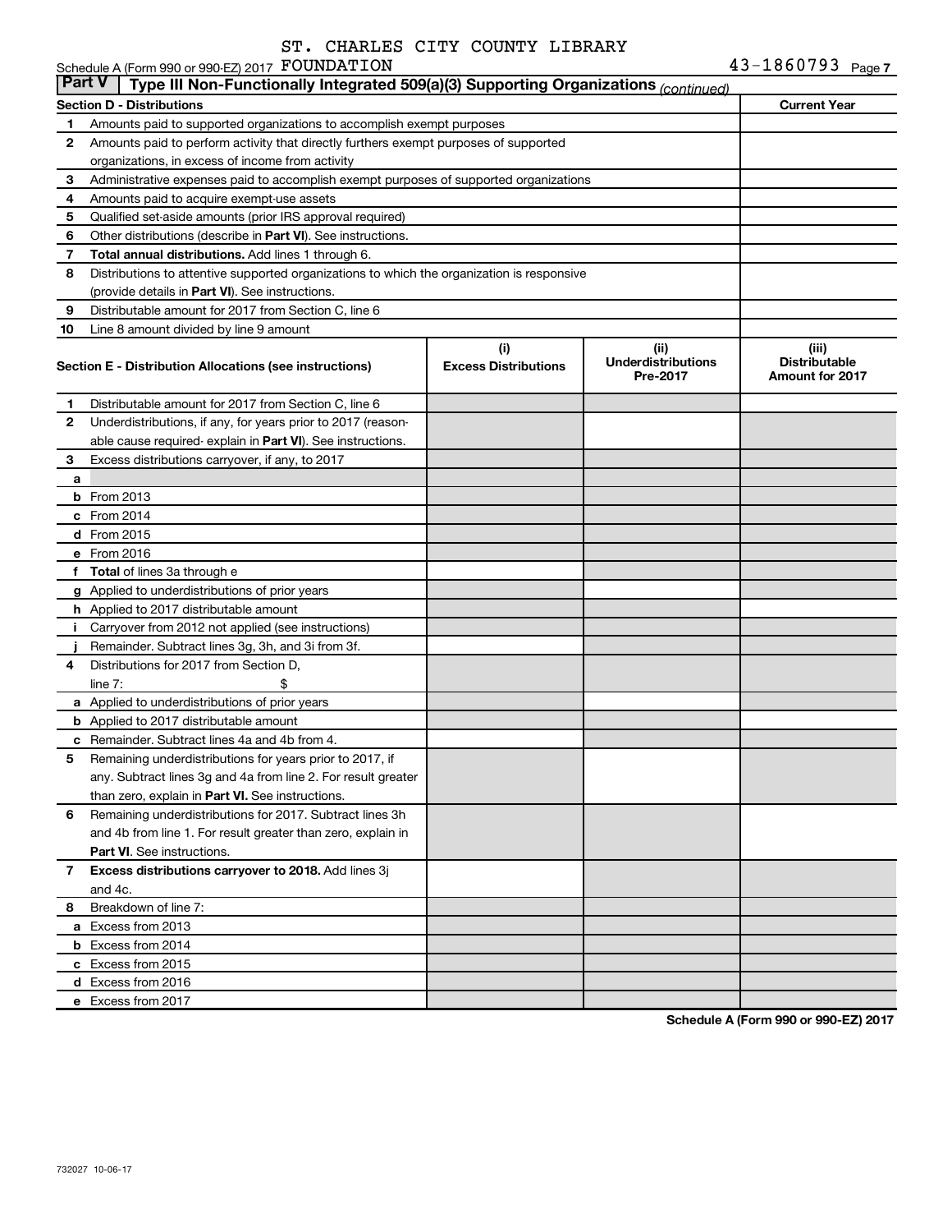ST. CHARLES CITY COUNTY LIBRARY

Schedule A (Form 990 or 990-EZ) 2017 FOUNDATION 43-1860793 Page 7

**Part V** **Type III Non-Functionally Integrated 509(a)(3) Supporting Organizations** *(continued)*

| **Section D - Distributions** | | **Current Year** |
|---|---|---|
| 1 | Amounts paid to supported organizations to accomplish exempt purposes | |
| 2 | Amounts paid to perform activity that directly furthers exempt purposes of supported organizations, in excess of income from activity | |
| 3 | Administrative expenses paid to accomplish exempt purposes of supported organizations | |
| 4 | Amounts paid to acquire exempt-use assets | |
| 5 | Qualified set-aside amounts (prior IRS approval required) | |
| 6 | Other distributions (describe in **Part VI**). See instructions. | |
| 7 | **Total annual distributions.** Add lines 1 through 6. | |
| 8 | Distributions to attentive supported organizations to which the organization is responsive (provide details in **Part VI**). See instructions. | |
| 9 | Distributable amount for 2017 from Section C, line 6 | |
| 10 | Line 8 amount divided by line 9 amount | |

| | **Section E - Distribution Allocations (see instructions)** | **(i) Excess Distributions** | **(ii) Underdistributions Pre-2017** | **(iii) Distributable Amount for 2017** |
|---|---|---|---|---|
| 1 | Distributable amount for 2017 from Section C, line 6 | | | |
| 2 | Underdistributions, if any, for years prior to 2017 (reasonable cause required- explain in **Part VI**). See instructions. | | | |
| 3 | Excess distributions carryover, if any, to 2017 | | | |
| a | | | | |
| b | From 2013 | | | |
| c | From 2014 | | | |
| d | From 2015 | | | |
| e | From 2016 | | | |
| f | **Total** of lines 3a through e | | | |
| g | Applied to underdistributions of prior years | | | |
| h | Applied to 2017 distributable amount | | | |
| i | Carryover from 2012 not applied (see instructions) | | | |
| j | Remainder. Subtract lines 3g, 3h, and 3i from 3f. | | | |
| 4 | Distributions for 2017 from Section D, line 7: $ | | | |
| a | Applied to underdistributions of prior years | | | |
| b | Applied to 2017 distributable amount | | | |
| c | Remainder. Subtract lines 4a and 4b from 4. | | | |
| 5 | Remaining underdistributions for years prior to 2017, if any. Subtract lines 3g and 4a from line 2. For result greater than zero, explain in **Part VI.** See instructions. | | | |
| 6 | Remaining underdistributions for 2017. Subtract lines 3h and 4b from line 1. For result greater than zero, explain in **Part VI**. See instructions. | | | |
| 7 | **Excess distributions carryover to 2018.** Add lines 3j and 4c. | | | |
| 8 | Breakdown of line 7: | | | |
| a | Excess from 2013 | | | |
| b | Excess from 2014 | | | |
| c | Excess from 2015 | | | |
| d | Excess from 2016 | | | |
| e | Excess from 2017 | | | |

**Schedule A (Form 990 or 990-EZ) 2017**

732027 10-06-17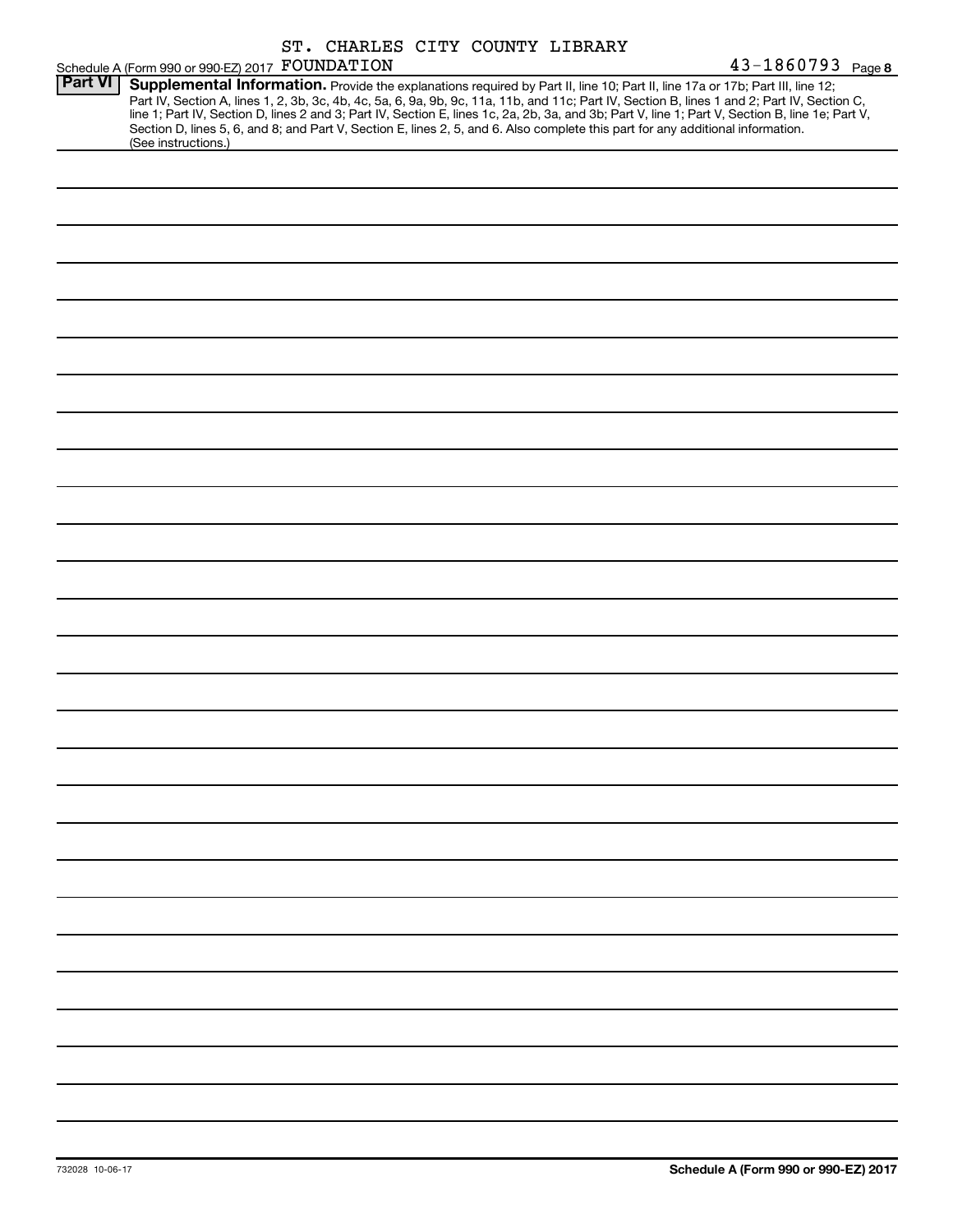ST. CHARLES CITY COUNTY LIBRARY

Schedule A (Form 990 or 990-EZ) 2017 FOUNDATION 43-1860793 Page **8**

## Part VI Supplemental Information.

Provide the explanations required by Part II, line 10; Part II, line 17a or 17b; Part III, line 12; Part IV, Section A, lines 1, 2, 3b, 3c, 4b, 4c, 5a, 6, 9a, 9b, 9c, 11a, 11b, and 11c; Part IV, Section B, lines 1 and 2; Part IV, Section C, line 1; Part IV, Section D, lines 2 and 3; Part IV, Section E, lines 1c, 2a, 2b, 3a, and 3b; Part V, line 1; Part V, Section B, line 1e; Part V, Section D, lines 5, 6, and 8; and Part V, Section E, lines 2, 5, and 6. Also complete this part for any additional information. (See instructions.)

732028 10-06-17 **Schedule A (Form 990 or 990-EZ) 2017**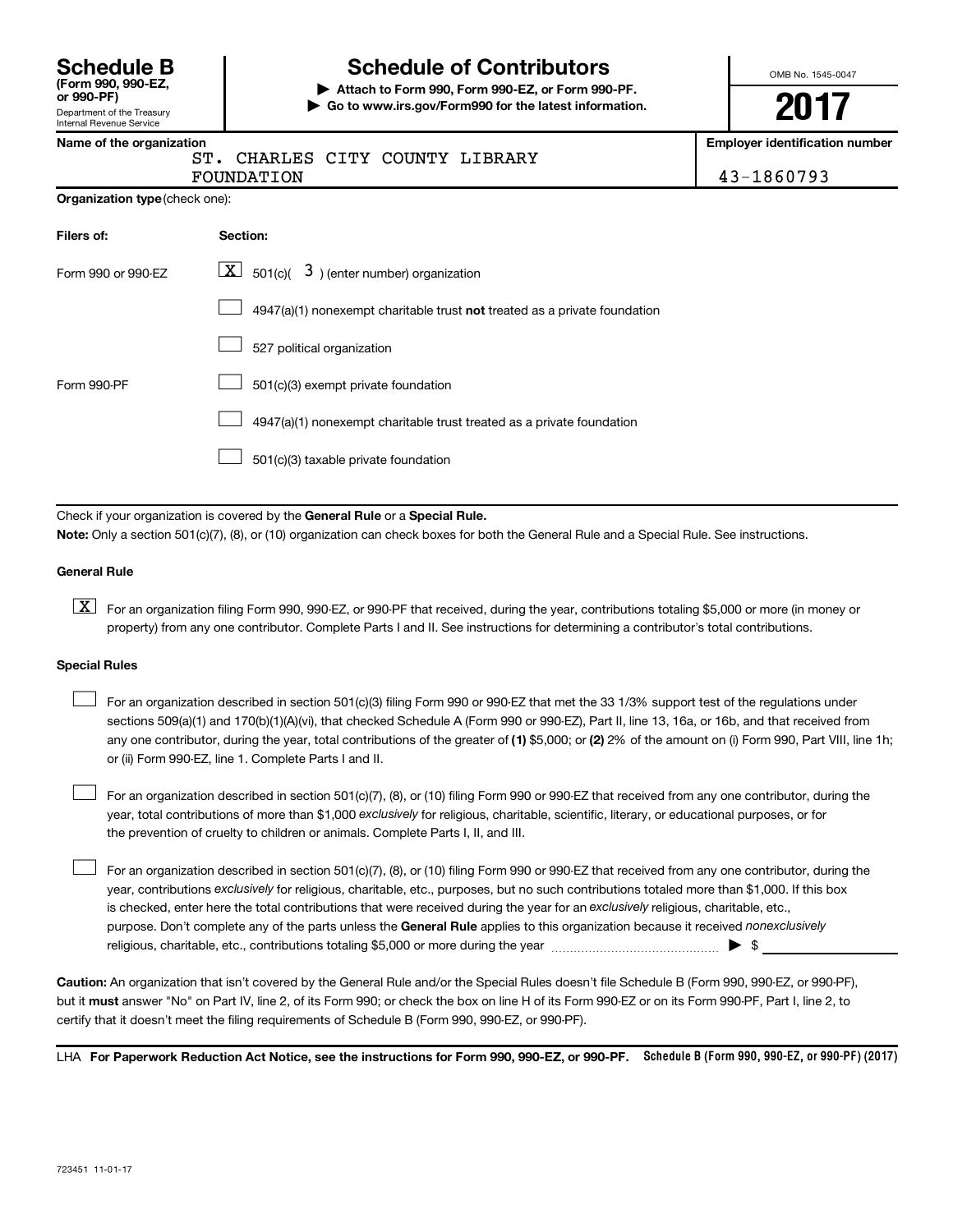# Schedule B

**(Form 990, 990-EZ, or 990-PF)**

Department of the Treasury
Internal Revenue Service

# Schedule of Contributors

▶ **Attach to Form 990, Form 990-EZ, or Form 990-PF.**

▶ **Go to www.irs.gov/Form990 for the latest information.**

OMB No. 1545-0047

**2017**

**Name of the organization**

ST. CHARLES CITY COUNTY LIBRARY FOUNDATION

**Employer identification number**

43-1860793

**Organization type** (check one):

| Filers of: | Section: |
|---|---|
| Form 990 or 990-EZ | [X] 501(c)( 3 ) (enter number) organization |
| | [ ] 4947(a)(1) nonexempt charitable trust **not** treated as a private foundation |
| | [ ] 527 political organization |
| Form 990-PF | [ ] 501(c)(3) exempt private foundation |
| | [ ] 4947(a)(1) nonexempt charitable trust treated as a private foundation |
| | [ ] 501(c)(3) taxable private foundation |

Check if your organization is covered by the **General Rule** or a **Special Rule.**

**Note:** Only a section 501(c)(7), (8), or (10) organization can check boxes for both the General Rule and a Special Rule. See instructions.

**General Rule**

[X] For an organization filing Form 990, 990-EZ, or 990-PF that received, during the year, contributions totaling $5,000 or more (in money or property) from any one contributor. Complete Parts I and II. See instructions for determining a contributor's total contributions.

**Special Rules**

[ ] For an organization described in section 501(c)(3) filing Form 990 or 990-EZ that met the 33 1/3% support test of the regulations under sections 509(a)(1) and 170(b)(1)(A)(vi), that checked Schedule A (Form 990 or 990-EZ), Part II, line 13, 16a, or 16b, and that received from any one contributor, during the year, total contributions of the greater of **(1)** $5,000; or **(2)** 2% of the amount on (i) Form 990, Part VIII, line 1h; or (ii) Form 990-EZ, line 1. Complete Parts I and II.

[ ] For an organization described in section 501(c)(7), (8), or (10) filing Form 990 or 990-EZ that received from any one contributor, during the year, total contributions of more than $1,000 *exclusively* for religious, charitable, scientific, literary, or educational purposes, or for the prevention of cruelty to children or animals. Complete Parts I, II, and III.

[ ] For an organization described in section 501(c)(7), (8), or (10) filing Form 990 or 990-EZ that received from any one contributor, during the year, contributions *exclusively* for religious, charitable, etc., purposes, but no such contributions totaled more than $1,000. If this box is checked, enter here the total contributions that were received during the year for an *exclusively* religious, charitable, etc., purpose. Don't complete any of the parts unless the **General Rule** applies to this organization because it received *nonexclusively* religious, charitable, etc., contributions totaling $5,000 or more during the year ▶ $

**Caution:** An organization that isn't covered by the General Rule and/or the Special Rules doesn't file Schedule B (Form 990, 990-EZ, or 990-PF), but it **must** answer "No" on Part IV, line 2, of its Form 990; or check the box on line H of its Form 990-EZ or on its Form 990-PF, Part I, line 2, to certify that it doesn't meet the filing requirements of Schedule B (Form 990, 990-EZ, or 990-PF).

LHA **For Paperwork Reduction Act Notice, see the instructions for Form 990, 990-EZ, or 990-PF.** **Schedule B (Form 990, 990-EZ, or 990-PF) (2017)**

723451 11-01-17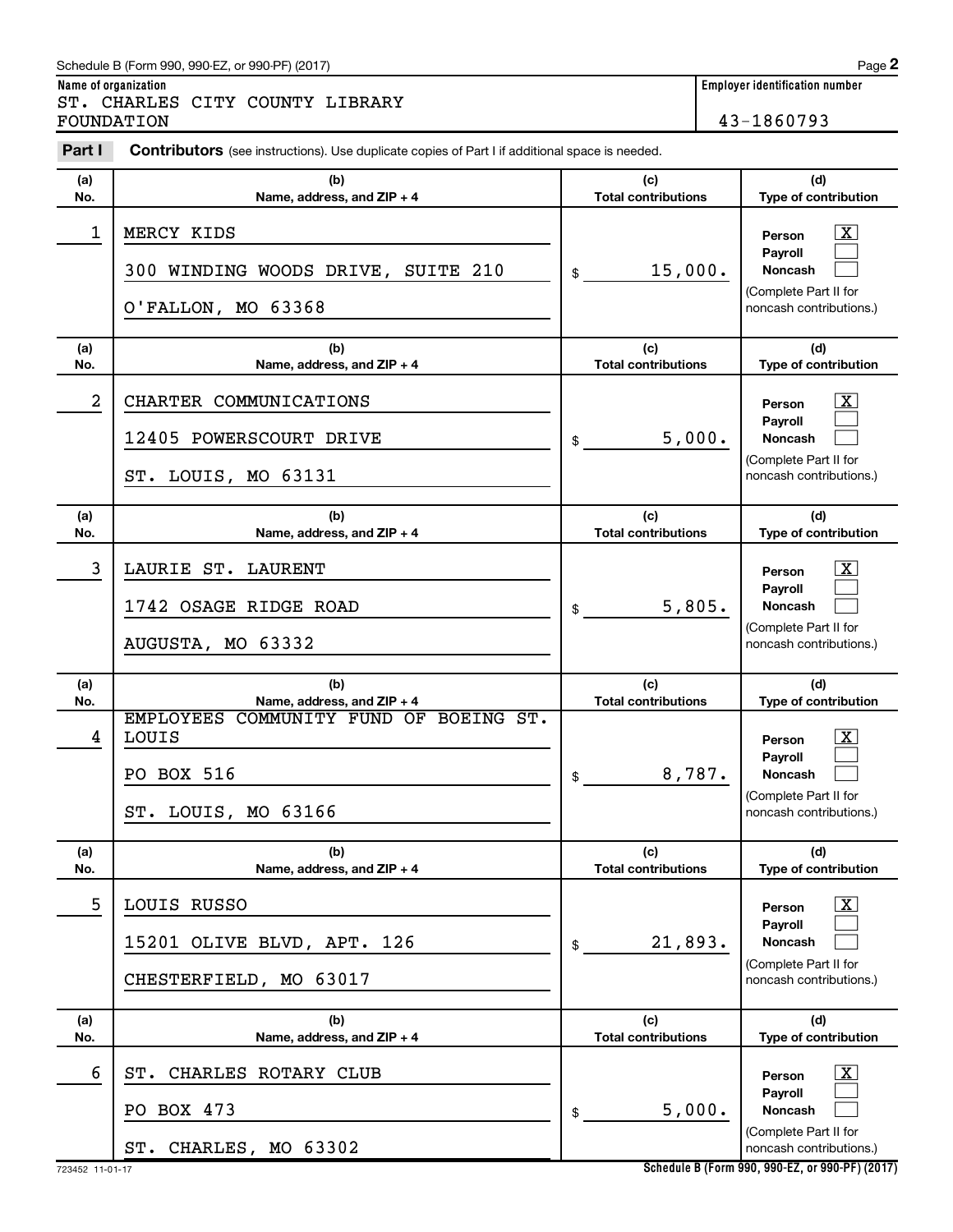Schedule B (Form 990, 990-EZ, or 990-PF) (2017)

**Name of organization**
ST. CHARLES CITY COUNTY LIBRARY FOUNDATION

**Employer identification number**
43-1860793

**Part I** **Contributors** (see instructions). Use duplicate copies of Part I if additional space is needed.

| (a) No. | (b) Name, address, and ZIP + 4 | (c) Total contributions | (d) Type of contribution |
|---|---|---|---|
| 1 | MERCY KIDS<br>300 WINDING WOODS DRIVE, SUITE 210<br>O'FALLON, MO 63368 | $ 15,000. | Person [X]<br>Payroll [ ]<br>Noncash [ ]<br>(Complete Part II for noncash contributions.) |
| 2 | CHARTER COMMUNICATIONS<br>12405 POWERSCOURT DRIVE<br>ST. LOUIS, MO 63131 | $ 5,000. | Person [X]<br>Payroll [ ]<br>Noncash [ ]<br>(Complete Part II for noncash contributions.) |
| 3 | LAURIE ST. LAURENT<br>1742 OSAGE RIDGE ROAD<br>AUGUSTA, MO 63332 | $ 5,805. | Person [X]<br>Payroll [ ]<br>Noncash [ ]<br>(Complete Part II for noncash contributions.) |
| 4 | EMPLOYEES COMMUNITY FUND OF BOEING ST. LOUIS<br>PO BOX 516<br>ST. LOUIS, MO 63166 | $ 8,787. | Person [X]<br>Payroll [ ]<br>Noncash [ ]<br>(Complete Part II for noncash contributions.) |
| 5 | LOUIS RUSSO<br>15201 OLIVE BLVD, APT. 126<br>CHESTERFIELD, MO 63017 | $ 21,893. | Person [X]<br>Payroll [ ]<br>Noncash [ ]<br>(Complete Part II for noncash contributions.) |
| 6 | ST. CHARLES ROTARY CLUB<br>PO BOX 473<br>ST. CHARLES, MO 63302 | $ 5,000. | Person [X]<br>Payroll [ ]<br>Noncash [ ]<br>(Complete Part II for noncash contributions.) |

723452 11-01-17

**Schedule B (Form 990, 990-EZ, or 990-PF) (2017)**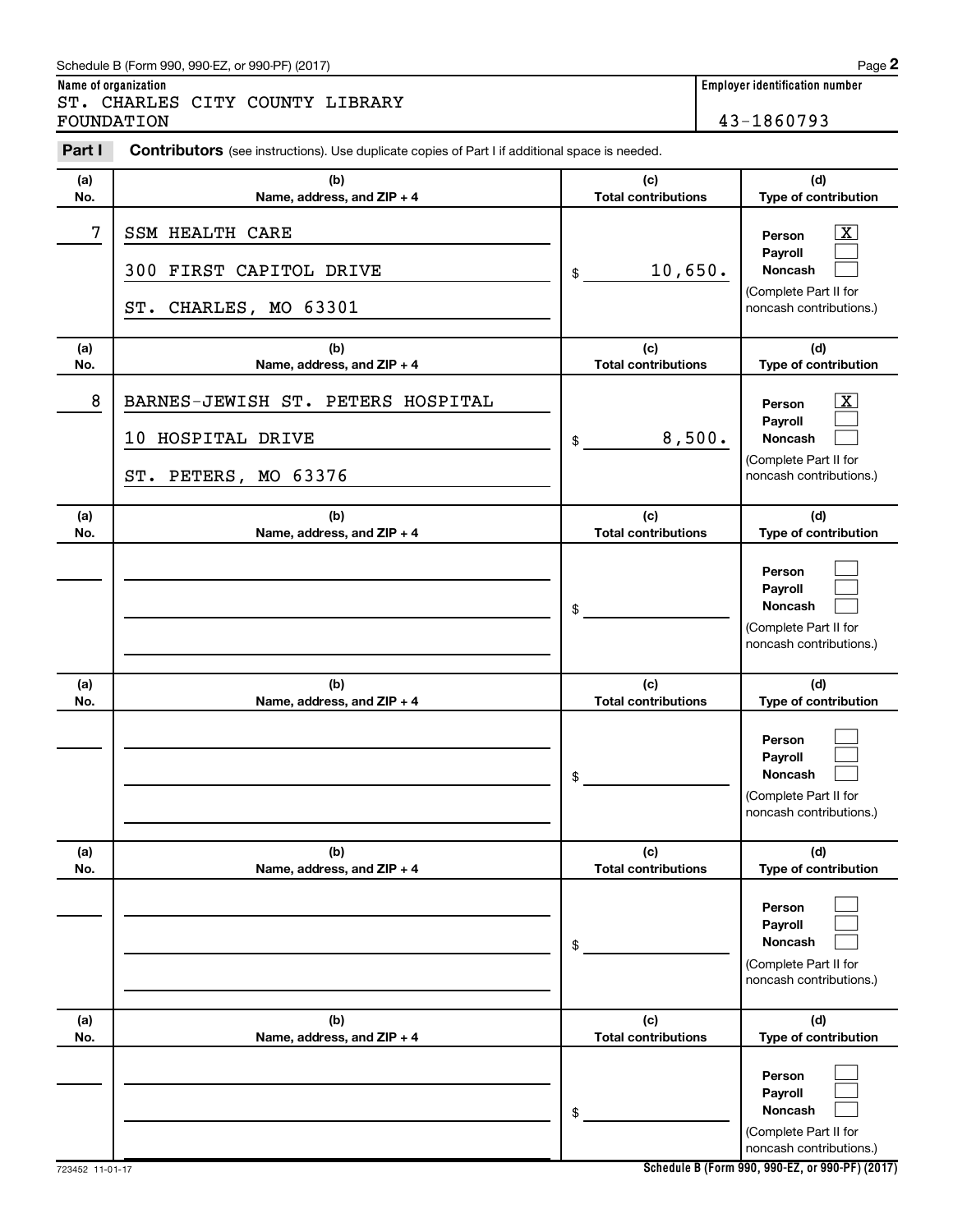Schedule B (Form 990, 990-EZ, or 990-PF) (2017)

**Name of organization**

ST. CHARLES CITY COUNTY LIBRARY FOUNDATION

**Employer identification number**

43-1860793

**Part I** **Contributors** (see instructions). Use duplicate copies of Part I if additional space is needed.

| (a) No. | (b) Name, address, and ZIP + 4 | (c) Total contributions | (d) Type of contribution |
|---|---|---|---|
| 7 | SSM HEALTH CARE<br>300 FIRST CAPITOL DRIVE<br>ST. CHARLES, MO 63301 | $ 10,650. | Person [X]<br>Payroll [ ]<br>Noncash [ ]<br>(Complete Part II for noncash contributions.) |
| 8 | BARNES-JEWISH ST. PETERS HOSPITAL<br>10 HOSPITAL DRIVE<br>ST. PETERS, MO 63376 | $ 8,500. | Person [X]<br>Payroll [ ]<br>Noncash [ ]<br>(Complete Part II for noncash contributions.) |
| | | $ | Person [ ]<br>Payroll [ ]<br>Noncash [ ]<br>(Complete Part II for noncash contributions.) |
| | | $ | Person [ ]<br>Payroll [ ]<br>Noncash [ ]<br>(Complete Part II for noncash contributions.) |
| | | $ | Person [ ]<br>Payroll [ ]<br>Noncash [ ]<br>(Complete Part II for noncash contributions.) |
| | | $ | Person [ ]<br>Payroll [ ]<br>Noncash [ ]<br>(Complete Part II for noncash contributions.) |

723452 11-01-17

**Schedule B (Form 990, 990-EZ, or 990-PF) (2017)**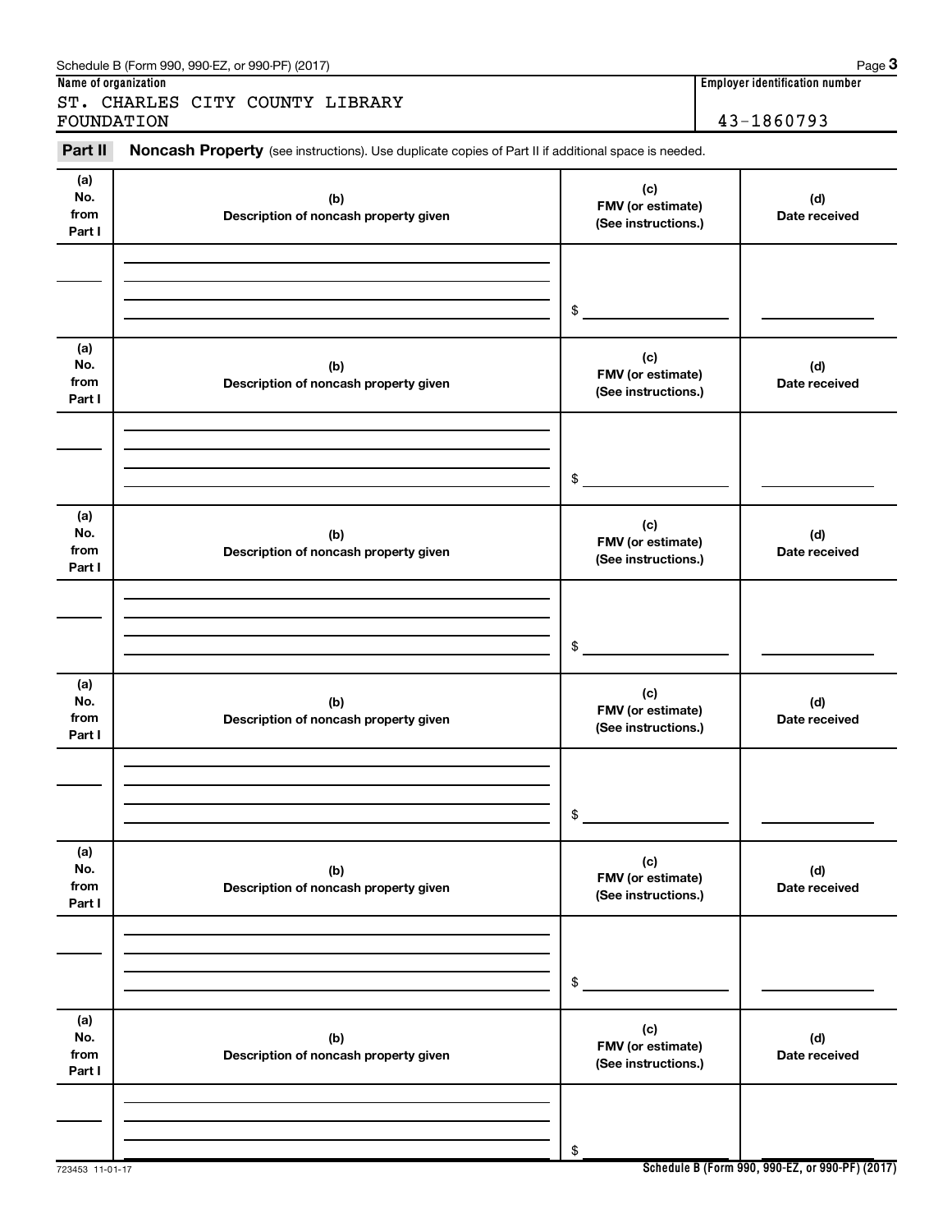Schedule B (Form 990, 990-EZ, or 990-PF) (2017)

**Name of organization**

ST. CHARLES CITY COUNTY LIBRARY FOUNDATION

**Employer identification number**

43-1860793

**Part II** **Noncash Property** (see instructions). Use duplicate copies of Part II if additional space is needed.

| (a) No. from Part I | (b) Description of noncash property given | (c) FMV (or estimate) (See instructions.) | (d) Date received |
|---|---|---|---|
| | | $ | |

| (a) No. from Part I | (b) Description of noncash property given | (c) FMV (or estimate) (See instructions.) | (d) Date received |
|---|---|---|---|
| | | $ | |

| (a) No. from Part I | (b) Description of noncash property given | (c) FMV (or estimate) (See instructions.) | (d) Date received |
|---|---|---|---|
| | | $ | |

| (a) No. from Part I | (b) Description of noncash property given | (c) FMV (or estimate) (See instructions.) | (d) Date received |
|---|---|---|---|
| | | $ | |

| (a) No. from Part I | (b) Description of noncash property given | (c) FMV (or estimate) (See instructions.) | (d) Date received |
|---|---|---|---|
| | | $ | |

| (a) No. from Part I | (b) Description of noncash property given | (c) FMV (or estimate) (See instructions.) | (d) Date received |
|---|---|---|---|
| | | $ | |

723453 11-01-17

**Schedule B (Form 990, 990-EZ, or 990-PF) (2017)**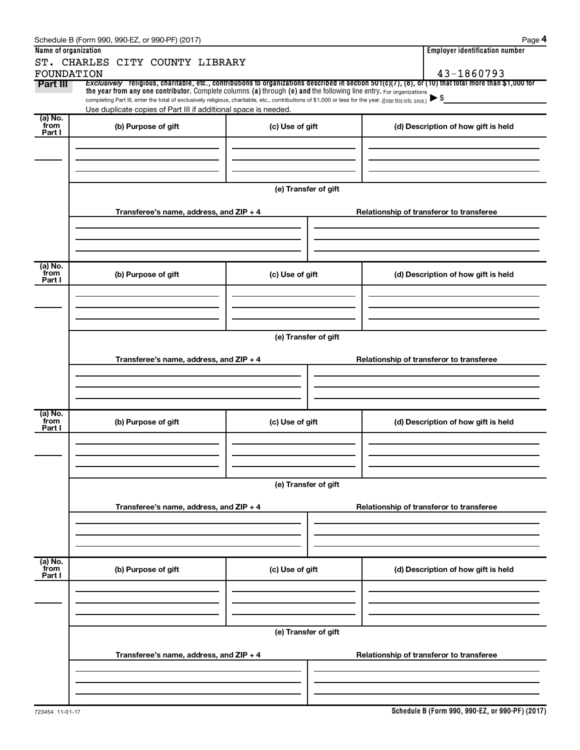Schedule B (Form 990, 990-EZ, or 990-PF) (2017)

**Name of organization**

ST. CHARLES CITY COUNTY LIBRARY FOUNDATION

**Employer identification number**

43-1860793

**Part III** *Exclusively* religious, charitable, etc., contributions to organizations described in section 501(c)(7), (8), or (10) that total more than $1,000 for the year from any one contributor. Complete columns (a) through (e) and the following line entry. For organizations completing Part III, enter the total of exclusively religious, charitable, etc., contributions of $1,000 or less for the year. (Enter this info. once.) ▶ $

Use duplicate copies of Part III if additional space is needed.

| (a) No. from Part I | (b) Purpose of gift | (c) Use of gift | (d) Description of how gift is held |
|---|---|---|---|
| | | | |

(e) Transfer of gift

| Transferee's name, address, and ZIP + 4 | Relationship of transferor to transferee |
|---|---|
| | |

| (a) No. from Part I | (b) Purpose of gift | (c) Use of gift | (d) Description of how gift is held |
|---|---|---|---|
| | | | |

(e) Transfer of gift

| Transferee's name, address, and ZIP + 4 | Relationship of transferor to transferee |
|---|---|
| | |

| (a) No. from Part I | (b) Purpose of gift | (c) Use of gift | (d) Description of how gift is held |
|---|---|---|---|
| | | | |

(e) Transfer of gift

| Transferee's name, address, and ZIP + 4 | Relationship of transferor to transferee |
|---|---|
| | |

| (a) No. from Part I | (b) Purpose of gift | (c) Use of gift | (d) Description of how gift is held |
|---|---|---|---|
| | | | |

(e) Transfer of gift

| Transferee's name, address, and ZIP + 4 | Relationship of transferor to transferee |
|---|---|
| | |

723454 11-01-17

**Schedule B (Form 990, 990-EZ, or 990-PF) (2017)**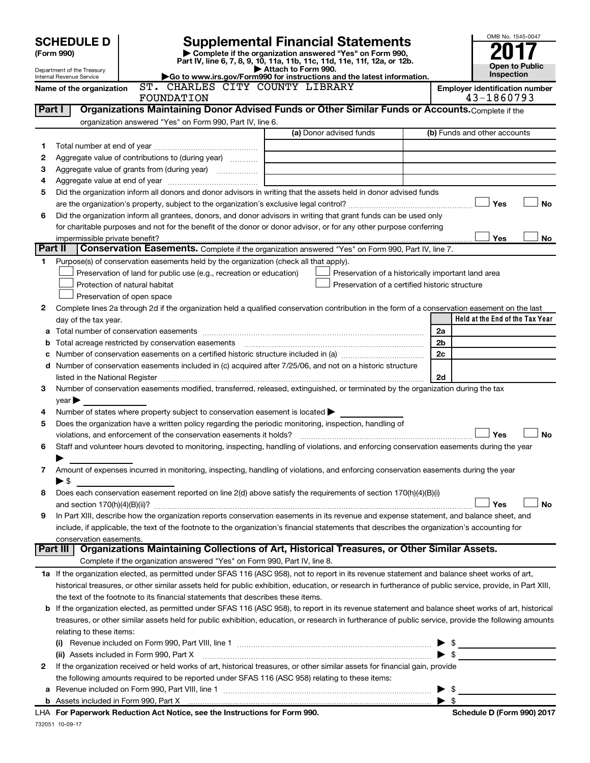# SCHEDULE D (Form 990)

Department of the Treasury
Internal Revenue Service

# Supplemental Financial Statements

▶ Complete if the organization answered "Yes" on Form 990, Part IV, line 6, 7, 8, 9, 10, 11a, 11b, 11c, 11d, 11e, 11f, 12a, or 12b.
▶ Attach to Form 990.
▶Go to www.irs.gov/Form990 for instructions and the latest information.

OMB No. 1545-0047

**2017**

**Open to Public Inspection**

Name of the organization: ST. CHARLES CITY COUNTY LIBRARY FOUNDATION

Employer identification number: 43-1860793

## Part I — Organizations Maintaining Donor Advised Funds or Other Similar Funds or Accounts.

Complete if the organization answered "Yes" on Form 990, Part IV, line 6.

| | | (a) Donor advised funds | (b) Funds and other accounts |
|---|---|---|---|
| 1 | Total number at end of year | | |
| 2 | Aggregate value of contributions to (during year) | | |
| 3 | Aggregate value of grants from (during year) | | |
| 4 | Aggregate value at end of year | | |

5 Did the organization inform all donors and donor advisors in writing that the assets held in donor advised funds are the organization's property, subject to the organization's exclusive legal control? ☐ Yes ☐ No

6 Did the organization inform all grantees, donors, and donor advisors in writing that grant funds can be used only for charitable purposes and not for the benefit of the donor or donor advisor, or for any other purpose conferring impermissible private benefit? ☐ Yes ☐ No

## Part II — Conservation Easements.

Complete if the organization answered "Yes" on Form 990, Part IV, line 7.

1 Purpose(s) of conservation easements held by the organization (check all that apply).

- ☐ Preservation of land for public use (e.g., recreation or education)
- ☐ Protection of natural habitat
- ☐ Preservation of open space
- ☐ Preservation of a historically important land area
- ☐ Preservation of a certified historic structure

2 Complete lines 2a through 2d if the organization held a qualified conservation contribution in the form of a conservation easement on the last day of the tax year.

| | | | Held at the End of the Tax Year |
|---|---|---|---|
| a | Total number of conservation easements | 2a | |
| b | Total acreage restricted by conservation easements | 2b | |
| c | Number of conservation easements on a certified historic structure included in (a) | 2c | |
| d | Number of conservation easements included in (c) acquired after 7/25/06, and not on a historic structure listed in the National Register | 2d | |

3 Number of conservation easements modified, transferred, released, extinguished, or terminated by the organization during the tax year ▶

4 Number of states where property subject to conservation easement is located ▶

5 Does the organization have a written policy regarding the periodic monitoring, inspection, handling of violations, and enforcement of the conservation easements it holds? ☐ Yes ☐ No

6 Staff and volunteer hours devoted to monitoring, inspecting, handling of violations, and enforcing conservation easements during the year ▶

7 Amount of expenses incurred in monitoring, inspecting, handling of violations, and enforcing conservation easements during the year ▶ $

8 Does each conservation easement reported on line 2(d) above satisfy the requirements of section 170(h)(4)(B)(i) and section 170(h)(4)(B)(ii)? ☐ Yes ☐ No

9 In Part XIII, describe how the organization reports conservation easements in its revenue and expense statement, and balance sheet, and include, if applicable, the text of the footnote to the organization's financial statements that describes the organization's accounting for conservation easements.

## Part III — Organizations Maintaining Collections of Art, Historical Treasures, or Other Similar Assets.

Complete if the organization answered "Yes" on Form 990, Part IV, line 8.

1a If the organization elected, as permitted under SFAS 116 (ASC 958), not to report in its revenue statement and balance sheet works of art, historical treasures, or other similar assets held for public exhibition, education, or research in furtherance of public service, provide, in Part XIII, the text of the footnote to its financial statements that describes these items.

b If the organization elected, as permitted under SFAS 116 (ASC 958), to report in its revenue statement and balance sheet works of art, historical treasures, or other similar assets held for public exhibition, education, or research in furtherance of public service, provide the following amounts relating to these items:

(i) Revenue included on Form 990, Part VIII, line 1 ▶ $

(ii) Assets included in Form 990, Part X ▶ $

2 If the organization received or held works of art, historical treasures, or other similar assets for financial gain, provide the following amounts required to be reported under SFAS 116 (ASC 958) relating to these items:

a Revenue included on Form 990, Part VIII, line 1 ▶ $

b Assets included in Form 990, Part X ▶ $

LHA For Paperwork Reduction Act Notice, see the Instructions for Form 990. Schedule D (Form 990) 2017

732051 10-09-17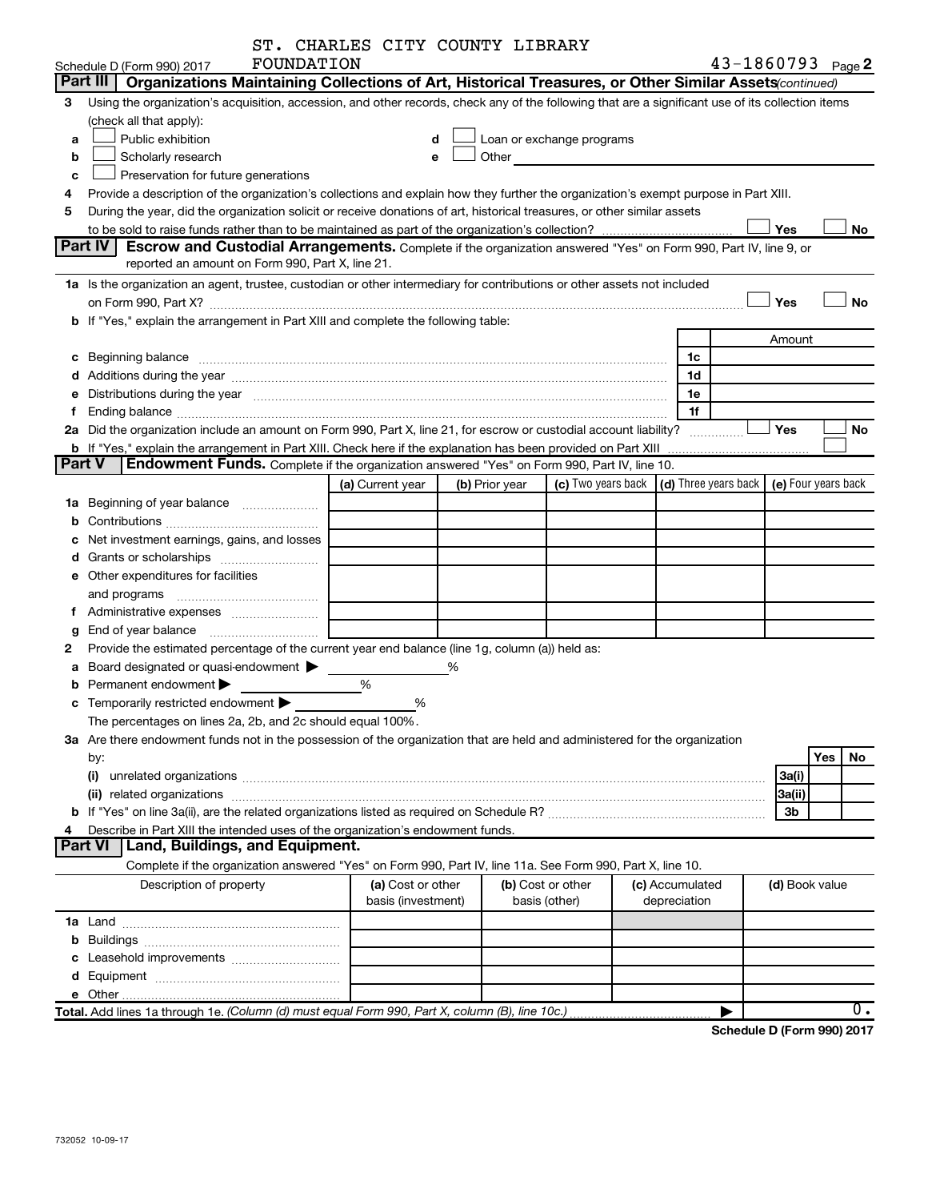ST. CHARLES CITY COUNTY LIBRARY FOUNDATION 43-1860793

Schedule D (Form 990) 2017 Page 2

**Part III | Organizations Maintaining Collections of Art, Historical Treasures, or Other Similar Assets** *(continued)*

3 Using the organization's acquisition, accession, and other records, check any of the following that are a significant use of its collection items (check all that apply):

a ☐ Public exhibition
b ☐ Scholarly research
c ☐ Preservation for future generations
d ☐ Loan or exchange programs
e ☐ Other

4 Provide a description of the organization's collections and explain how they further the organization's exempt purpose in Part XIII.

5 During the year, did the organization solicit or receive donations of art, historical treasures, or other similar assets to be sold to raise funds rather than to be maintained as part of the organization's collection? ☐ Yes ☐ No

**Part IV | Escrow and Custodial Arrangements.** Complete if the organization answered "Yes" on Form 990, Part IV, line 9, or reported an amount on Form 990, Part X, line 21.

1a Is the organization an agent, trustee, custodian or other intermediary for contributions or other assets not included on Form 990, Part X? ☐ Yes ☐ No

b If "Yes," explain the arrangement in Part XIII and complete the following table:

| | | Amount |
|---|---|---|
| c Beginning balance | 1c | |
| d Additions during the year | 1d | |
| e Distributions during the year | 1e | |
| f Ending balance | 1f | |

2a Did the organization include an amount on Form 990, Part X, line 21, for escrow or custodial account liability? ☐ Yes ☐ No

b If "Yes," explain the arrangement in Part XIII. Check here if the explanation has been provided on Part XIII ☐

**Part V | Endowment Funds.** Complete if the organization answered "Yes" on Form 990, Part IV, line 10.

| | (a) Current year | (b) Prior year | (c) Two years back | (d) Three years back | (e) Four years back |
|---|---|---|---|---|---|
| 1a Beginning of year balance | | | | | |
| b Contributions | | | | | |
| c Net investment earnings, gains, and losses | | | | | |
| d Grants or scholarships | | | | | |
| e Other expenditures for facilities and programs | | | | | |
| f Administrative expenses | | | | | |
| g End of year balance | | | | | |

2 Provide the estimated percentage of the current year end balance (line 1g, column (a)) held as:

a Board designated or quasi-endowment ▶ %
b Permanent endowment ▶ %
c Temporarily restricted endowment ▶ %

The percentages on lines 2a, 2b, and 2c should equal 100%.

3a Are there endowment funds not in the possession of the organization that are held and administered for the organization by:

| | | Yes | No |
|---|---|---|---|
| (i) unrelated organizations | 3a(i) | | |
| (ii) related organizations | 3a(ii) | | |
| b If "Yes" on line 3a(ii), are the related organizations listed as required on Schedule R? | 3b | | |

4 Describe in Part XIII the intended uses of the organization's endowment funds.

**Part VI | Land, Buildings, and Equipment.**

Complete if the organization answered "Yes" on Form 990, Part IV, line 11a. See Form 990, Part X, line 10.

| Description of property | (a) Cost or other basis (investment) | (b) Cost or other basis (other) | (c) Accumulated depreciation | (d) Book value |
|---|---|---|---|---|
| 1a Land | | | | |
| b Buildings | | | | |
| c Leasehold improvements | | | | |
| d Equipment | | | | |
| e Other | | | | |
| **Total.** Add lines 1a through 1e. *(Column (d) must equal Form 990, Part X, column (B), line 10c.)* ▶ | | | | 0. |

**Schedule D (Form 990) 2017**

732052 10-09-17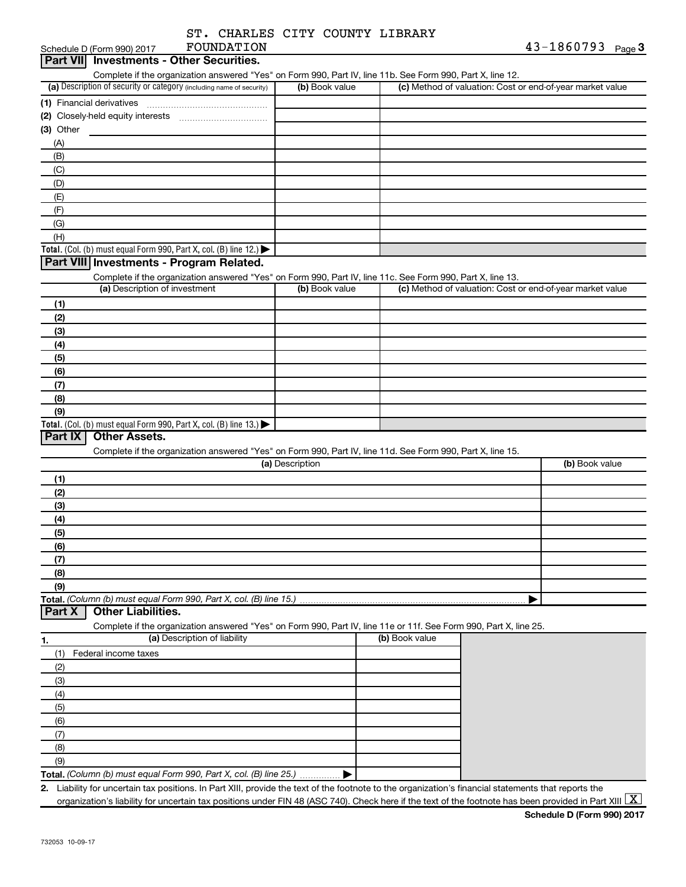Schedule D (Form 990) 2017 ST. CHARLES CITY COUNTY LIBRARY FOUNDATION 43-1860793

## Part VII Investments - Other Securities.

Complete if the organization answered "Yes" on Form 990, Part IV, line 11b. See Form 990, Part X, line 12.

| (a) Description of security or category (including name of security) | (b) Book value | (c) Method of valuation: Cost or end-of-year market value |
|---|---|---|
| (1) Financial derivatives | | |
| (2) Closely-held equity interests | | |
| (3) Other | | |
| (A) | | |
| (B) | | |
| (C) | | |
| (D) | | |
| (E) | | |
| (F) | | |
| (G) | | |
| (H) | | |
| Total. (Col. (b) must equal Form 990, Part X, col. (B) line 12.) | | |

## Part VIII Investments - Program Related.

Complete if the organization answered "Yes" on Form 990, Part IV, line 11c. See Form 990, Part X, line 13.

| (a) Description of investment | (b) Book value | (c) Method of valuation: Cost or end-of-year market value |
|---|---|---|
| (1) | | |
| (2) | | |
| (3) | | |
| (4) | | |
| (5) | | |
| (6) | | |
| (7) | | |
| (8) | | |
| (9) | | |
| Total. (Col. (b) must equal Form 990, Part X, col. (B) line 13.) | | |

## Part IX Other Assets.

Complete if the organization answered "Yes" on Form 990, Part IV, line 11d. See Form 990, Part X, line 15.

| (a) Description | (b) Book value |
|---|---|
| (1) | |
| (2) | |
| (3) | |
| (4) | |
| (5) | |
| (6) | |
| (7) | |
| (8) | |
| (9) | |
| Total. (Column (b) must equal Form 990, Part X, col. (B) line 15.) | |

## Part X Other Liabilities.

Complete if the organization answered "Yes" on Form 990, Part IV, line 11e or 11f. See Form 990, Part X, line 25.

| 1. (a) Description of liability | (b) Book value |
|---|---|
| (1) Federal income taxes | |
| (2) | |
| (3) | |
| (4) | |
| (5) | |
| (6) | |
| (7) | |
| (8) | |
| (9) | |
| Total. (Column (b) must equal Form 990, Part X, col. (B) line 25.) | |

2. Liability for uncertain tax positions. In Part XIII, provide the text of the footnote to the organization's financial statements that reports the organization's liability for uncertain tax positions under FIN 48 (ASC 740). Check here if the text of the footnote has been provided in Part XIII [X]

Schedule D (Form 990) 2017

732053 10-09-17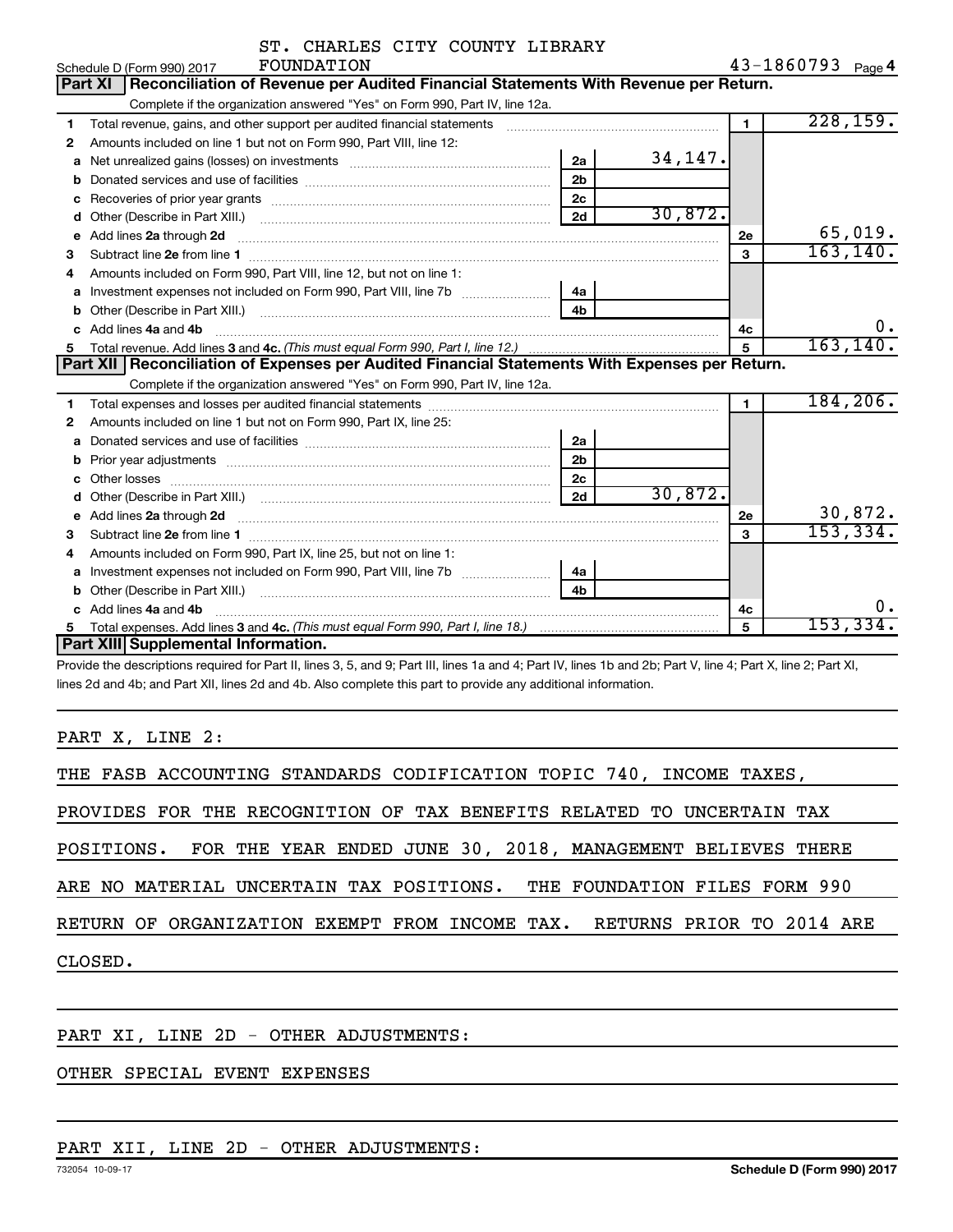ST. CHARLES CITY COUNTY LIBRARY FOUNDATION

Schedule D (Form 990) 2017 — 43-1860793 Page 4

## Part XI Reconciliation of Revenue per Audited Financial Statements With Revenue per Return.

Complete if the organization answered "Yes" on Form 990, Part IV, line 12a.

| | | | | | |
|---|---|---|---|---|---|
| 1 | Total revenue, gains, and other support per audited financial statements | | | 1 | 228,159. |
| 2 | Amounts included on line 1 but not on Form 990, Part VIII, line 12: | | | | |
| a | Net unrealized gains (losses) on investments | 2a | 34,147. | | |
| b | Donated services and use of facilities | 2b | | | |
| c | Recoveries of prior year grants | 2c | | | |
| d | Other (Describe in Part XIII.) | 2d | 30,872. | | |
| e | Add lines 2a through 2d | | | 2e | 65,019. |
| 3 | Subtract line 2e from line 1 | | | 3 | 163,140. |
| 4 | Amounts included on Form 990, Part VIII, line 12, but not on line 1: | | | | |
| a | Investment expenses not included on Form 990, Part VIII, line 7b | 4a | | | |
| b | Other (Describe in Part XIII.) | 4b | | | |
| c | Add lines 4a and 4b | | | 4c | 0. |
| 5 | Total revenue. Add lines 3 and 4c. *(This must equal Form 990, Part I, line 12.)* | | | 5 | 163,140. |

## Part XII Reconciliation of Expenses per Audited Financial Statements With Expenses per Return.

Complete if the organization answered "Yes" on Form 990, Part IV, line 12a.

| | | | | | |
|---|---|---|---|---|---|
| 1 | Total expenses and losses per audited financial statements | | | 1 | 184,206. |
| 2 | Amounts included on line 1 but not on Form 990, Part IX, line 25: | | | | |
| a | Donated services and use of facilities | 2a | | | |
| b | Prior year adjustments | 2b | | | |
| c | Other losses | 2c | | | |
| d | Other (Describe in Part XIII.) | 2d | 30,872. | | |
| e | Add lines 2a through 2d | | | 2e | 30,872. |
| 3 | Subtract line 2e from line 1 | | | 3 | 153,334. |
| 4 | Amounts included on Form 990, Part IX, line 25, but not on line 1: | | | | |
| a | Investment expenses not included on Form 990, Part VIII, line 7b | 4a | | | |
| b | Other (Describe in Part XIII.) | 4b | | | |
| c | Add lines 4a and 4b | | | 4c | 0. |
| 5 | Total expenses. Add lines 3 and 4c. *(This must equal Form 990, Part I, line 18.)* | | | 5 | 153,334. |

## Part XIII Supplemental Information.

Provide the descriptions required for Part II, lines 3, 5, and 9; Part III, lines 1a and 4; Part IV, lines 1b and 2b; Part V, line 4; Part X, line 2; Part XI, lines 2d and 4b; and Part XII, lines 2d and 4b. Also complete this part to provide any additional information.

PART X, LINE 2:

THE FASB ACCOUNTING STANDARDS CODIFICATION TOPIC 740, INCOME TAXES, PROVIDES FOR THE RECOGNITION OF TAX BENEFITS RELATED TO UNCERTAIN TAX POSITIONS. FOR THE YEAR ENDED JUNE 30, 2018, MANAGEMENT BELIEVES THERE ARE NO MATERIAL UNCERTAIN TAX POSITIONS. THE FOUNDATION FILES FORM 990 RETURN OF ORGANIZATION EXEMPT FROM INCOME TAX. RETURNS PRIOR TO 2014 ARE CLOSED.

PART XI, LINE 2D - OTHER ADJUSTMENTS:

OTHER SPECIAL EVENT EXPENSES

PART XII, LINE 2D - OTHER ADJUSTMENTS:

732054 10-09-17 — Schedule D (Form 990) 2017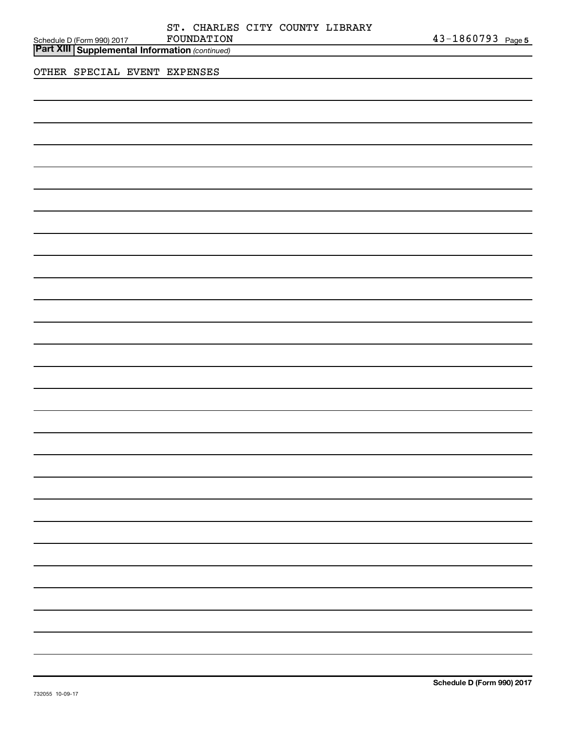Schedule D (Form 990) 2017 ST. CHARLES CITY COUNTY LIBRARY FOUNDATION 43-1860793 Page 5

**Part XIII Supplemental Information** *(continued)*

OTHER SPECIAL EVENT EXPENSES

**Schedule D (Form 990) 2017**

732055 10-09-17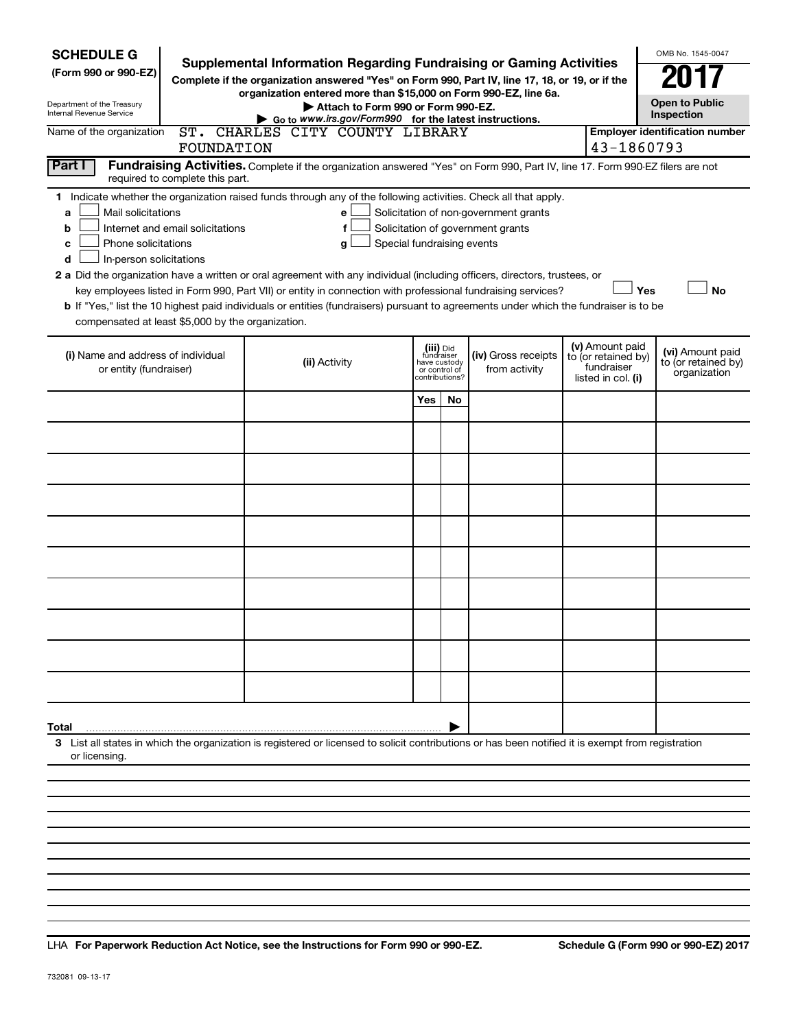**SCHEDULE G (Form 990 or 990-EZ)**

Department of the Treasury
Internal Revenue Service

# Supplemental Information Regarding Fundraising or Gaming Activities

**Complete if the organization answered "Yes" on Form 990, Part IV, line 17, 18, or 19, or if the organization entered more than $15,000 on Form 990-EZ, line 6a.**

**▶ Attach to Form 990 or Form 990-EZ.**

**▶ Go to www.irs.gov/Form990 for the latest instructions.**

OMB No. 1545-0047

**2017**

**Open to Public Inspection**

Name of the organization: ST. CHARLES CITY COUNTY LIBRARY FOUNDATION

**Employer identification number:** 43-1860793

## Part I — Fundraising Activities.

Complete if the organization answered "Yes" on Form 990, Part IV, line 17. Form 990-EZ filers are not required to complete this part.

**1** Indicate whether the organization raised funds through any of the following activities. Check all that apply.

- **a** ☐ Mail solicitations
- **b** ☐ Internet and email solicitations
- **c** ☐ Phone solicitations
- **d** ☐ In-person solicitations
- **e** ☐ Solicitation of non-government grants
- **f** ☐ Solicitation of government grants
- **g** ☐ Special fundraising events

**2 a** Did the organization have a written or oral agreement with any individual (including officers, directors, trustees, or key employees listed in Form 990, Part VII) or entity in connection with professional fundraising services? ☐ **Yes** ☐ **No**

**b** If "Yes," list the 10 highest paid individuals or entities (fundraisers) pursuant to agreements under which the fundraiser is to be compensated at least $5,000 by the organization.

| (i) Name and address of individual or entity (fundraiser) | (ii) Activity | (iii) Did fundraiser have custody or control of contributions? | | (iv) Gross receipts from activity | (v) Amount paid to (or retained by) fundraiser listed in col. (i) | (vi) Amount paid to (or retained by) organization |
|---|---|---|---|---|---|---|
| | | Yes | No | | | |
| | | | | | | |
| | | | | | | |
| | | | | | | |
| | | | | | | |
| | | | | | | |
| | | | | | | |
| | | | | | | |
| | | | | | | |
| | | | | | | |
| **Total** ▶ | | | | | | |

**3** List all states in which the organization is registered or licensed to solicit contributions or has been notified it is exempt from registration or licensing.

LHA **For Paperwork Reduction Act Notice, see the Instructions for Form 990 or 990-EZ.** **Schedule G (Form 990 or 990-EZ) 2017**

732081 09-13-17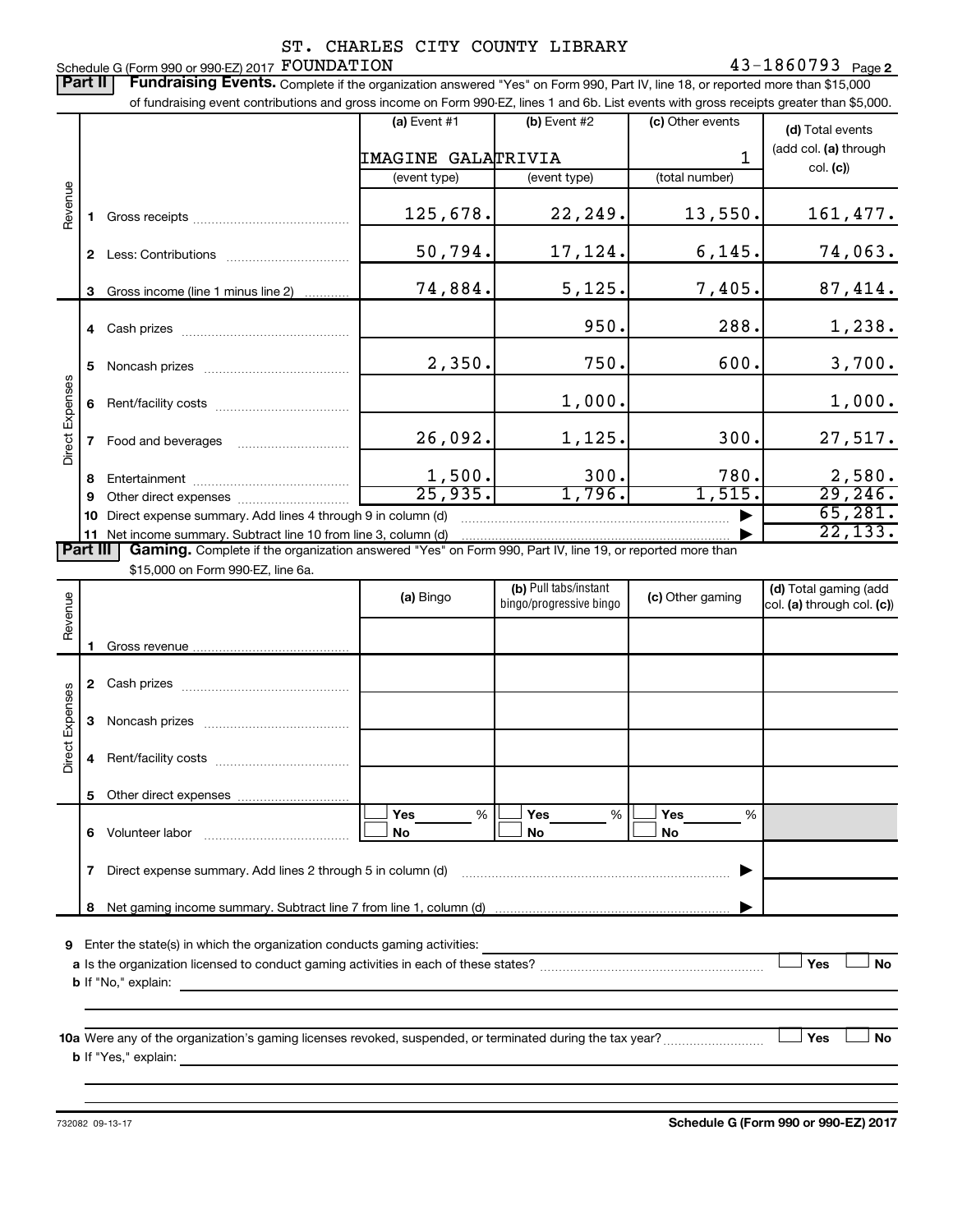ST. CHARLES CITY COUNTY LIBRARY

Schedule G (Form 990 or 990-EZ) 2017 FOUNDATION 43-1860793 Page 2

**Part II** **Fundraising Events.** Complete if the organization answered "Yes" on Form 990, Part IV, line 18, or reported more than $15,000 of fundraising event contributions and gross income on Form 990-EZ, lines 1 and 6b. List events with gross receipts greater than $5,000.

| | | (a) Event #1 | (b) Event #2 | (c) Other events | (d) Total events (add col. (a) through col. (c)) |
|---|---|---|---|---|---|
| | | IMAGINE GALA | TRIVIA | 1 | |
| | | (event type) | (event type) | (total number) | |
| Revenue | 1 Gross receipts | 125,678. | 22,249. | 13,550. | 161,477. |
| | 2 Less: Contributions | 50,794. | 17,124. | 6,145. | 74,063. |
| | 3 Gross income (line 1 minus line 2) | 74,884. | 5,125. | 7,405. | 87,414. |
| Direct Expenses | 4 Cash prizes | | 950. | 288. | 1,238. |
| | 5 Noncash prizes | 2,350. | 750. | 600. | 3,700. |
| | 6 Rent/facility costs | | 1,000. | | 1,000. |
| | 7 Food and beverages | 26,092. | 1,125. | 300. | 27,517. |
| | 8 Entertainment | 1,500. | 300. | 780. | 2,580. |
| | 9 Other direct expenses | 25,935. | 1,796. | 1,515. | 29,246. |
| | 10 Direct expense summary. Add lines 4 through 9 in column (d) | | | ▶ | 65,281. |
| | 11 Net income summary. Subtract line 10 from line 3, column (d) | | | ▶ | 22,133. |

**Part III** **Gaming.** Complete if the organization answered "Yes" on Form 990, Part IV, line 19, or reported more than $15,000 on Form 990-EZ, line 6a.

| | | (a) Bingo | (b) Pull tabs/instant bingo/progressive bingo | (c) Other gaming | (d) Total gaming (add col. (a) through col. (c)) |
|---|---|---|---|---|---|
| Revenue | 1 Gross revenue | | | | |
| Direct Expenses | 2 Cash prizes | | | | |
| | 3 Noncash prizes | | | | |
| | 4 Rent/facility costs | | | | |
| | 5 Other direct expenses | | | | |
| | 6 Volunteer labor | ☐ Yes ___% ☐ No | ☐ Yes ___% ☐ No | ☐ Yes ___% ☐ No | |
| | 7 Direct expense summary. Add lines 2 through 5 in column (d) | | | ▶ | |
| | 8 Net gaming income summary. Subtract line 7 from line 1, column (d) | | | ▶ | |

9 Enter the state(s) in which the organization conducts gaming activities: ____________________

a Is the organization licensed to conduct gaming activities in each of these states? ☐ Yes ☐ No

b If "No," explain: ____________________

10a Were any of the organization's gaming licenses revoked, suspended, or terminated during the tax year? ☐ Yes ☐ No

b If "Yes," explain: ____________________

732082 09-13-17 **Schedule G (Form 990 or 990-EZ) 2017**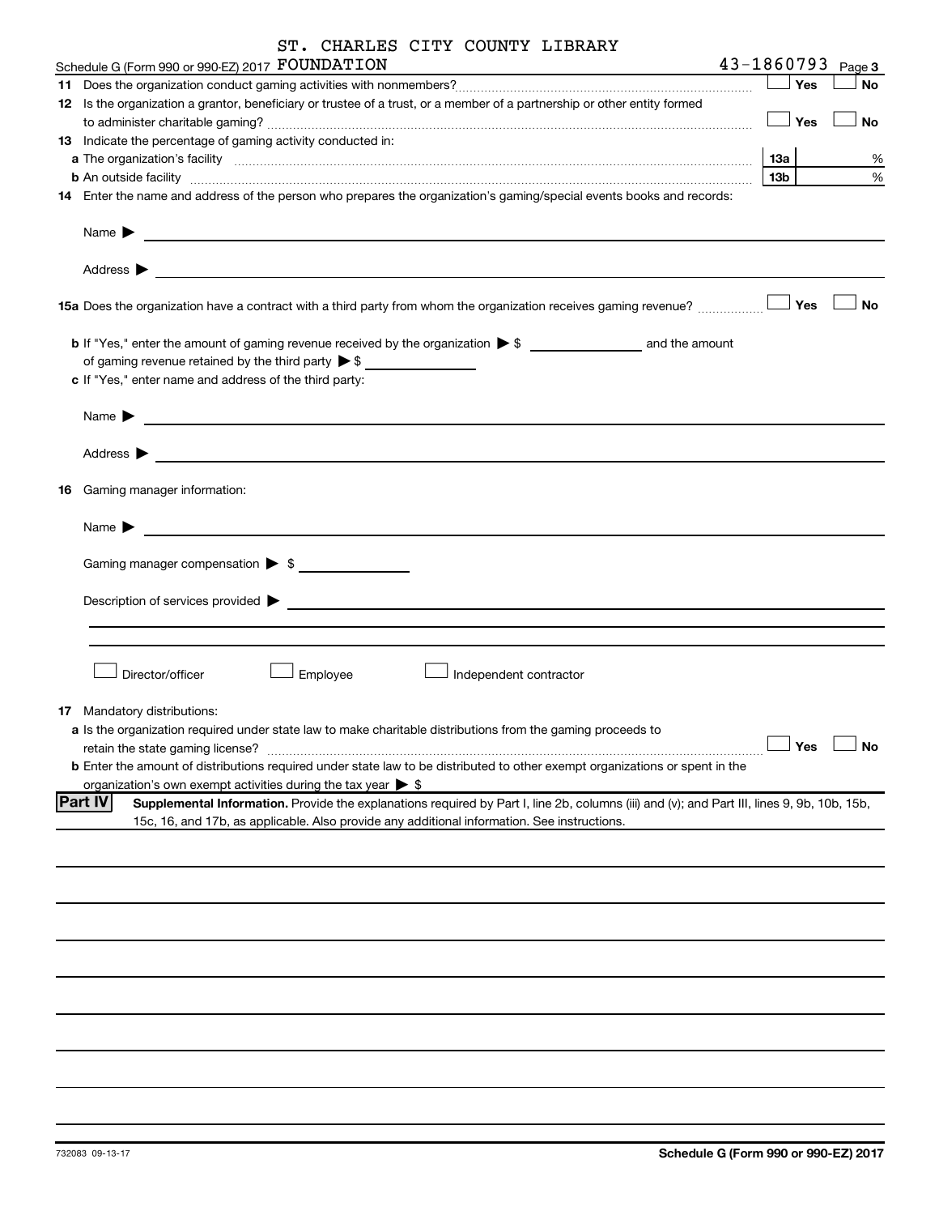Schedule G (Form 990 or 990-EZ) 2017 ST. CHARLES CITY COUNTY LIBRARY FOUNDATION 43-1860793 Page 3

**11** Does the organization conduct gaming activities with nonmembers? ☐ Yes ☐ No

**12** Is the organization a grantor, beneficiary or trustee of a trust, or a member of a partnership or other entity formed to administer charitable gaming? ☐ Yes ☐ No

**13** Indicate the percentage of gaming activity conducted in:

**a** The organization's facility **13a** %

**b** An outside facility **13b** %

**14** Enter the name and address of the person who prepares the organization's gaming/special events books and records:

Name ▶

Address ▶

**15a** Does the organization have a contract with a third party from whom the organization receives gaming revenue? ☐ Yes ☐ No

**b** If "Yes," enter the amount of gaming revenue received by the organization ▶ $ ______ and the amount of gaming revenue retained by the third party ▶ $ ______

**c** If "Yes," enter name and address of the third party:

Name ▶

Address ▶

**16** Gaming manager information:

Name ▶

Gaming manager compensation ▶ $

Description of services provided ▶

☐ Director/officer ☐ Employee ☐ Independent contractor

**17** Mandatory distributions:

**a** Is the organization required under state law to make charitable distributions from the gaming proceeds to retain the state gaming license? ☐ Yes ☐ No

**b** Enter the amount of distributions required under state law to be distributed to other exempt organizations or spent in the organization's own exempt activities during the tax year ▶ $

**Part IV** **Supplemental Information.** Provide the explanations required by Part I, line 2b, columns (iii) and (v); and Part III, lines 9, 9b, 10b, 15b, 15c, 16, and 17b, as applicable. Also provide any additional information. See instructions.

732083 09-13-17 **Schedule G (Form 990 or 990-EZ) 2017**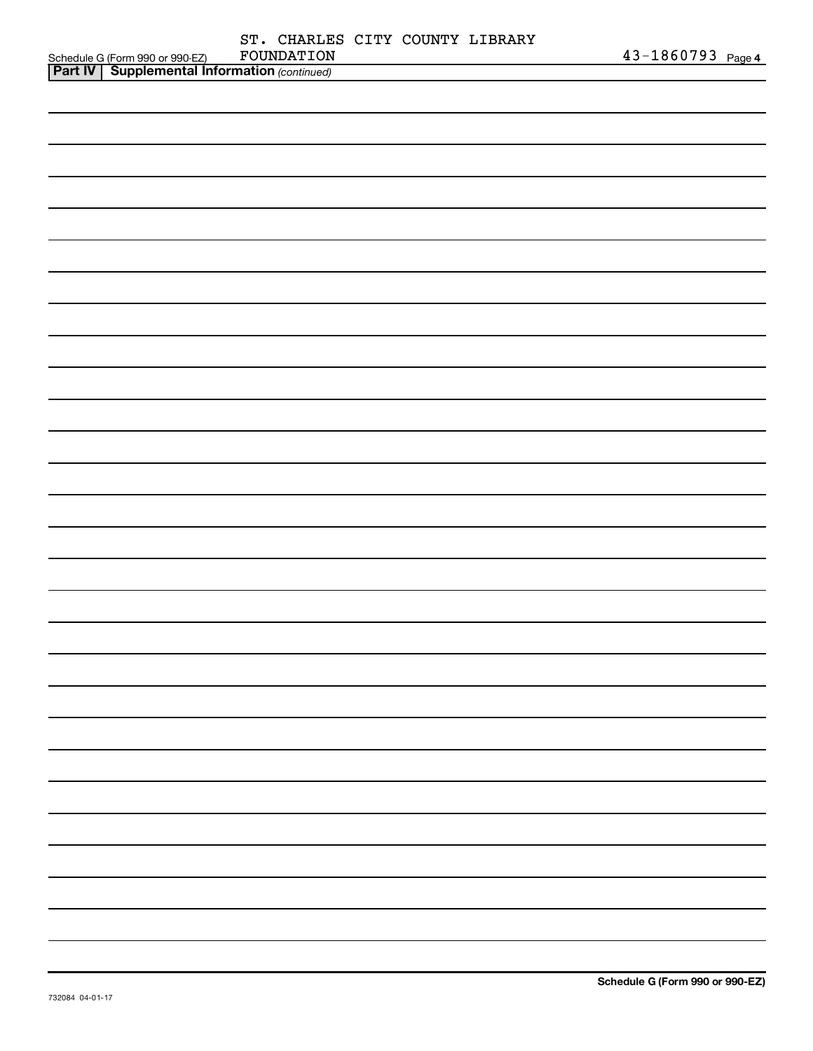Schedule G (Form 990 or 990-EZ) ST. CHARLES CITY COUNTY LIBRARY FOUNDATION 43-1860793 Page 4

**Part IV | Supplemental Information** *(continued)*

Schedule G (Form 990 or 990-EZ)

732084 04-01-17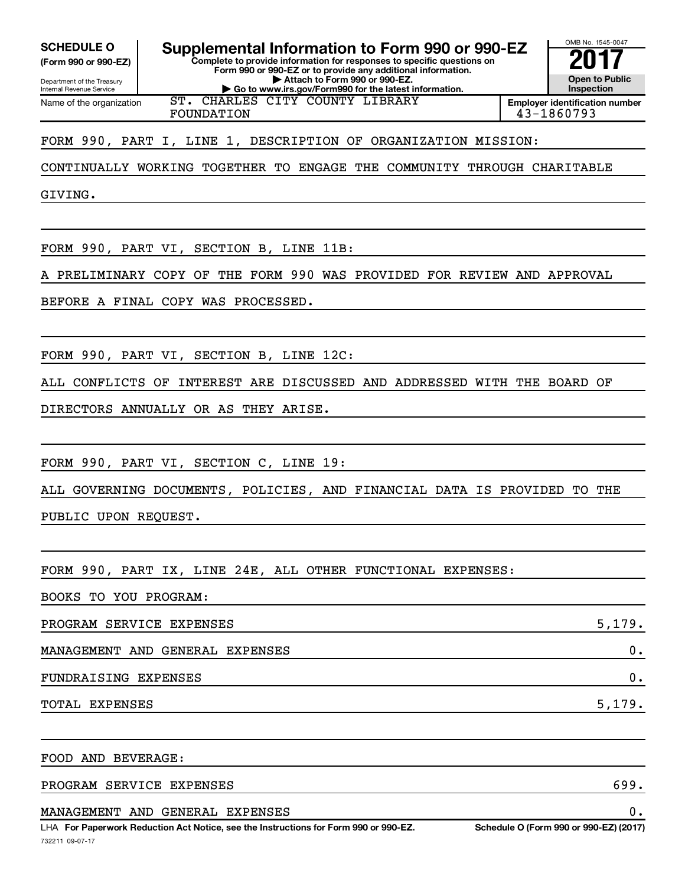**SCHEDULE O (Form 990 or 990-EZ)**

Department of the Treasury
Internal Revenue Service

# Supplemental Information to Form 990 or 990-EZ

**Complete to provide information for responses to specific questions on Form 990 or 990-EZ or to provide any additional information.**
**▶ Attach to Form 990 or 990-EZ.**
**▶ Go to www.irs.gov/Form990 for the latest information.**

OMB No. 1545-0047

**2017**

**Open to Public Inspection**

Name of the organization: ST. CHARLES CITY COUNTY LIBRARY FOUNDATION

**Employer identification number:** 43-1860793

FORM 990, PART I, LINE 1, DESCRIPTION OF ORGANIZATION MISSION:

CONTINUALLY WORKING TOGETHER TO ENGAGE THE COMMUNITY THROUGH CHARITABLE GIVING.

FORM 990, PART VI, SECTION B, LINE 11B:

A PRELIMINARY COPY OF THE FORM 990 WAS PROVIDED FOR REVIEW AND APPROVAL BEFORE A FINAL COPY WAS PROCESSED.

FORM 990, PART VI, SECTION B, LINE 12C:

ALL CONFLICTS OF INTEREST ARE DISCUSSED AND ADDRESSED WITH THE BOARD OF DIRECTORS ANNUALLY OR AS THEY ARISE.

FORM 990, PART VI, SECTION C, LINE 19:

ALL GOVERNING DOCUMENTS, POLICIES, AND FINANCIAL DATA IS PROVIDED TO THE PUBLIC UPON REQUEST.

FORM 990, PART IX, LINE 24E, ALL OTHER FUNCTIONAL EXPENSES:

BOOKS TO YOU PROGRAM:

| | |
|---|---|
| PROGRAM SERVICE EXPENSES | 5,179. |
| MANAGEMENT AND GENERAL EXPENSES | 0. |
| FUNDRAISING EXPENSES | 0. |
| TOTAL EXPENSES | 5,179. |

FOOD AND BEVERAGE:

| | |
|---|---|
| PROGRAM SERVICE EXPENSES | 699. |
| MANAGEMENT AND GENERAL EXPENSES | 0. |

LHA **For Paperwork Reduction Act Notice, see the Instructions for Form 990 or 990-EZ.** **Schedule O (Form 990 or 990-EZ) (2017)**

732211 09-07-17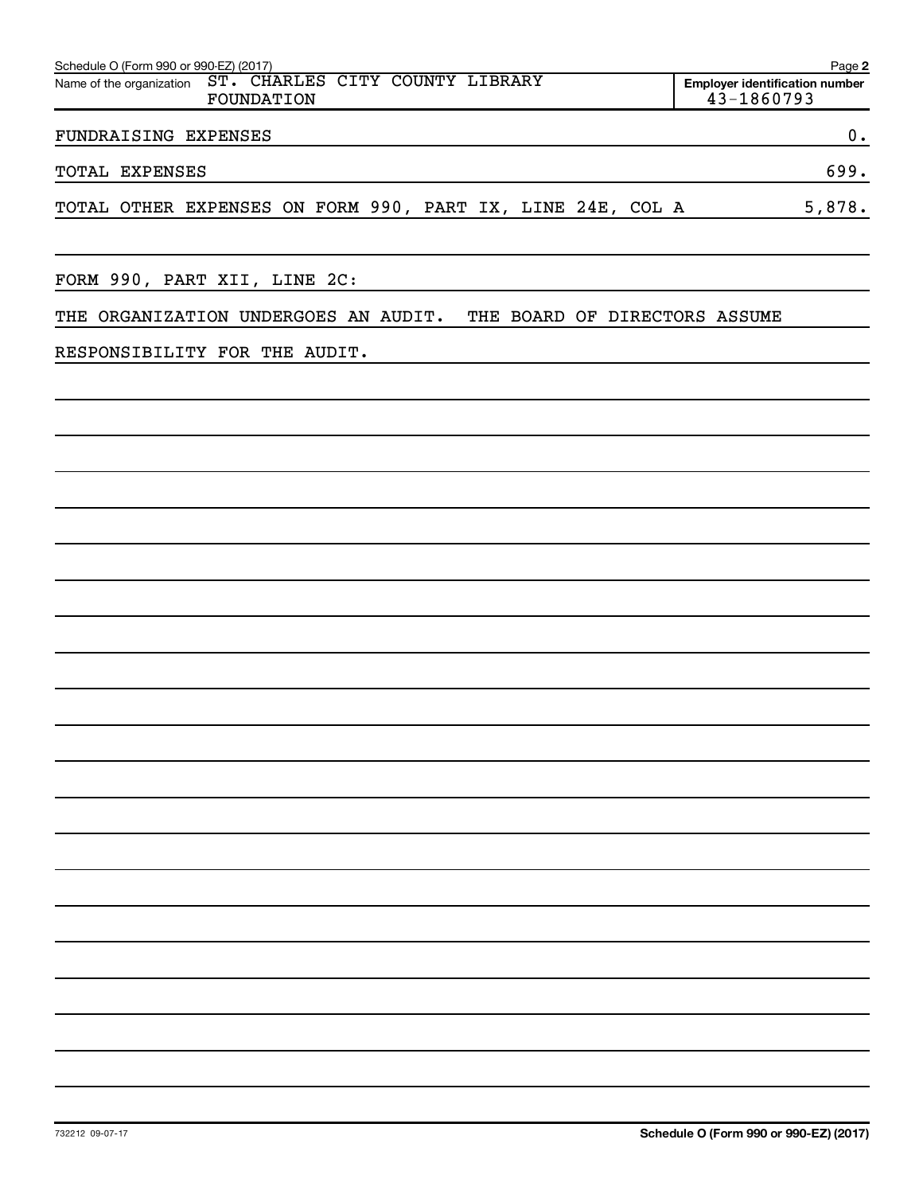Schedule O (Form 990 or 990-EZ) (2017)

Name of the organization: ST. CHARLES CITY COUNTY LIBRARY FOUNDATION

Employer identification number: 43-1860793

| | |
|---|---|
| FUNDRAISING EXPENSES | 0. |
| TOTAL EXPENSES | 699. |
| TOTAL OTHER EXPENSES ON FORM 990, PART IX, LINE 24E, COL A | 5,878. |

FORM 990, PART XII, LINE 2C:

THE ORGANIZATION UNDERGOES AN AUDIT. THE BOARD OF DIRECTORS ASSUME RESPONSIBILITY FOR THE AUDIT.

732212 09-07-17

Schedule O (Form 990 or 990-EZ) (2017)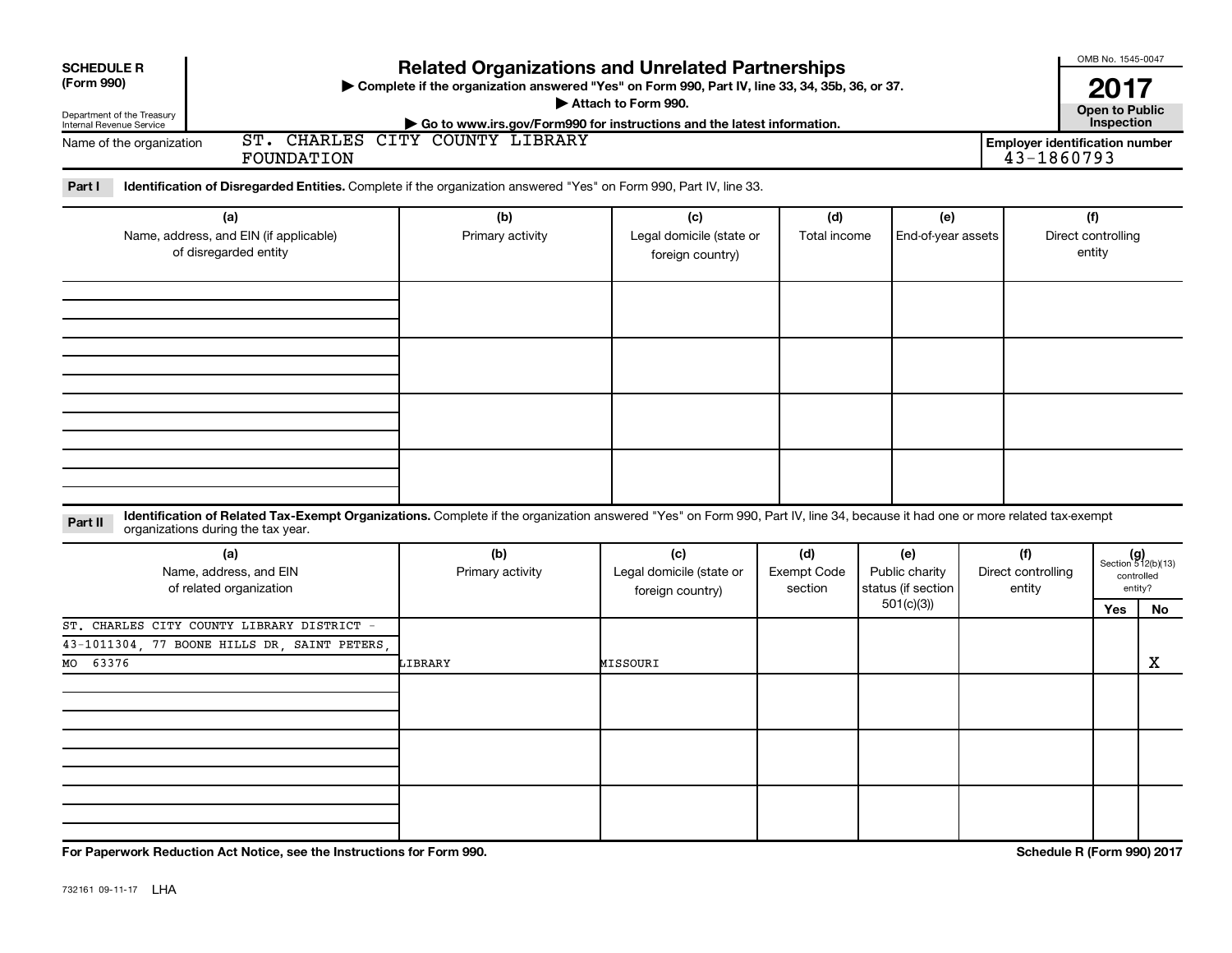**SCHEDULE R**
**(Form 990)**

Department of the Treasury
Internal Revenue Service

# Related Organizations and Unrelated Partnerships

▶ **Complete if the organization answered "Yes" on Form 990, Part IV, line 33, 34, 35b, 36, or 37.**
▶ **Attach to Form 990.**
▶ **Go to www.irs.gov/Form990 for instructions and the latest information.**

OMB No. 1545-0047

**2017**

**Open to Public Inspection**

Name of the organization: ST. CHARLES CITY COUNTY LIBRARY FOUNDATION

**Employer identification number** 43-1860793

**Part I** **Identification of Disregarded Entities.** Complete if the organization answered "Yes" on Form 990, Part IV, line 33.

| (a) Name, address, and EIN (if applicable) of disregarded entity | (b) Primary activity | (c) Legal domicile (state or foreign country) | (d) Total income | (e) End-of-year assets | (f) Direct controlling entity |
|---|---|---|---|---|---|
| | | | | | |
| | | | | | |
| | | | | | |
| | | | | | |

**Part II** **Identification of Related Tax-Exempt Organizations.** Complete if the organization answered "Yes" on Form 990, Part IV, line 34, because it had one or more related tax-exempt organizations during the tax year.

| (a) Name, address, and EIN of related organization | (b) Primary activity | (c) Legal domicile (state or foreign country) | (d) Exempt Code section | (e) Public charity status (if section 501(c)(3)) | (f) Direct controlling entity | (g) Section 512(b)(13) controlled entity? Yes | No |
|---|---|---|---|---|---|---|---|
| ST. CHARLES CITY COUNTY LIBRARY DISTRICT - 43-1011304, 77 BOONE HILLS DR, SAINT PETERS, MO 63376 | LIBRARY | MISSOURI | | | | | X |
| | | | | | | | |
| | | | | | | | |
| | | | | | | | |

**For Paperwork Reduction Act Notice, see the Instructions for Form 990.**

**Schedule R (Form 990) 2017**

732161 09-11-17 LHA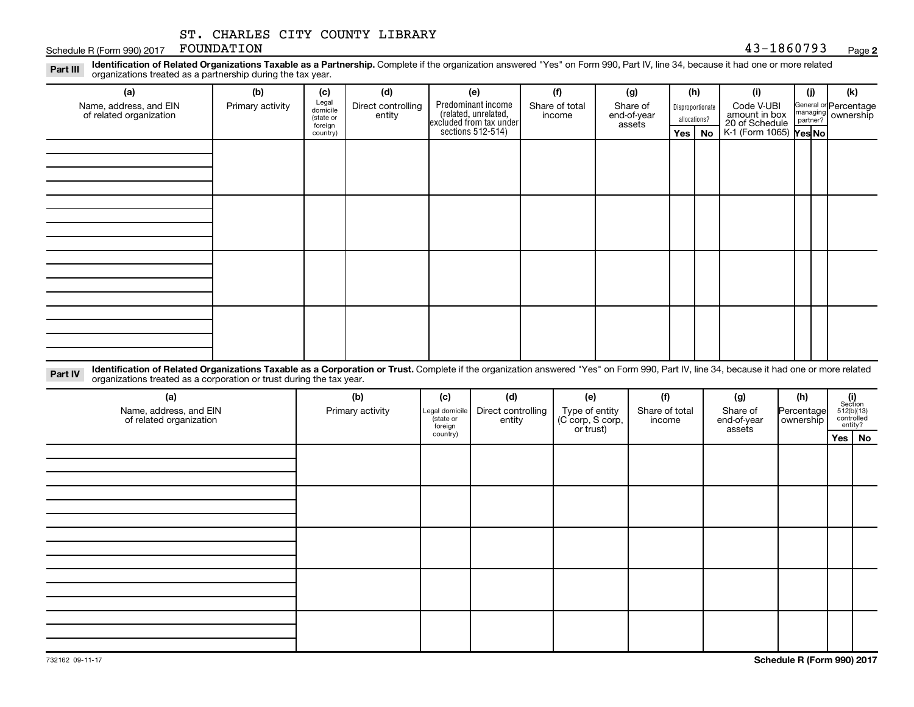ST. CHARLES CITY COUNTY LIBRARY FOUNDATION

Schedule R (Form 990) 2017 43-1860793 Page **2**

**Part III** **Identification of Related Organizations Taxable as a Partnership.** Complete if the organization answered "Yes" on Form 990, Part IV, line 34, because it had one or more related organizations treated as a partnership during the tax year.

| (a) Name, address, and EIN of related organization | (b) Primary activity | (c) Legal domicile (state or foreign country) | (d) Direct controlling entity | (e) Predominant income (related, unrelated, excluded from tax under sections 512-514) | (f) Share of total income | (g) Share of end-of-year assets | (h) Disproportionate allocations? Yes | (h) No | (i) Code V-UBI amount in box 20 of Schedule K-1 (Form 1065) | (j) General or managing partner? Yes | (j) No | (k) Percentage ownership |
|---|---|---|---|---|---|---|---|---|---|---|---|---|
| | | | | | | | | | | | | |
| | | | | | | | | | | | | |
| | | | | | | | | | | | | |
| | | | | | | | | | | | | |

**Part IV** **Identification of Related Organizations Taxable as a Corporation or Trust.** Complete if the organization answered "Yes" on Form 990, Part IV, line 34, because it had one or more related organizations treated as a corporation or trust during the tax year.

| (a) Name, address, and EIN of related organization | (b) Primary activity | (c) Legal domicile (state or foreign country) | (d) Direct controlling entity | (e) Type of entity (C corp, S corp, or trust) | (f) Share of total income | (g) Share of end-of-year assets | (h) Percentage ownership | (i) Section 512(b)(13) controlled entity? Yes | (i) No |
|---|---|---|---|---|---|---|---|---|---|
| | | | | | | | | | |
| | | | | | | | | | |
| | | | | | | | | | |
| | | | | | | | | | |
| | | | | | | | | | |

732162 09-11-17

**Schedule R (Form 990) 2017**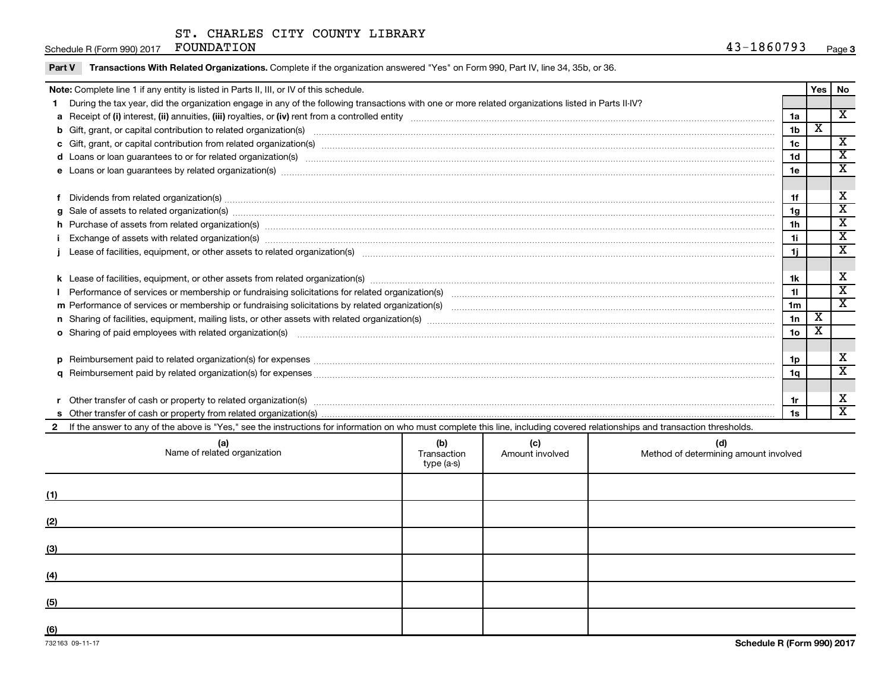ST. CHARLES CITY COUNTY LIBRARY FOUNDATION 43-1860793

Schedule R (Form 990) 2017

**Part V Transactions With Related Organizations.** Complete if the organization answered "Yes" on Form 990, Part IV, line 34, 35b, or 36.

| **Note:** Complete line 1 if any entity is listed in Parts II, III, or IV of this schedule. | | Yes | No |
|---|---|---|---|
| **1** During the tax year, did the organization engage in any of the following transactions with one or more related organizations listed in Parts II-IV? | | | |
| **a** Receipt of **(i)** interest, **(ii)** annuities, **(iii)** royalties, or **(iv)** rent from a controlled entity | 1a | | X |
| **b** Gift, grant, or capital contribution to related organization(s) | 1b | X | |
| **c** Gift, grant, or capital contribution from related organization(s) | 1c | | X |
| **d** Loans or loan guarantees to or for related organization(s) | 1d | | X |
| **e** Loans or loan guarantees by related organization(s) | 1e | | X |
| **f** Dividends from related organization(s) | 1f | | X |
| **g** Sale of assets to related organization(s) | 1g | | X |
| **h** Purchase of assets from related organization(s) | 1h | | X |
| **i** Exchange of assets with related organization(s) | 1i | | X |
| **j** Lease of facilities, equipment, or other assets to related organization(s) | 1j | | X |
| **k** Lease of facilities, equipment, or other assets from related organization(s) | 1k | | X |
| **l** Performance of services or membership or fundraising solicitations for related organization(s) | 1l | | X |
| **m** Performance of services or membership or fundraising solicitations by related organization(s) | 1m | | X |
| **n** Sharing of facilities, equipment, mailing lists, or other assets with related organization(s) | 1n | X | |
| **o** Sharing of paid employees with related organization(s) | 1o | X | |
| **p** Reimbursement paid to related organization(s) for expenses | 1p | | X |
| **q** Reimbursement paid by related organization(s) for expenses | 1q | | X |
| **r** Other transfer of cash or property to related organization(s) | 1r | | X |
| **s** Other transfer of cash or property from related organization(s) | 1s | | X |

**2** If the answer to any of the above is "Yes," see the instructions for information on who must complete this line, including covered relationships and transaction thresholds.

| (a) Name of related organization | (b) Transaction type (a-s) | (c) Amount involved | (d) Method of determining amount involved |
|---|---|---|---|
| (1) | | | |
| (2) | | | |
| (3) | | | |
| (4) | | | |
| (5) | | | |
| (6) | | | |

732163 09-11-17

Schedule R (Form 990) 2017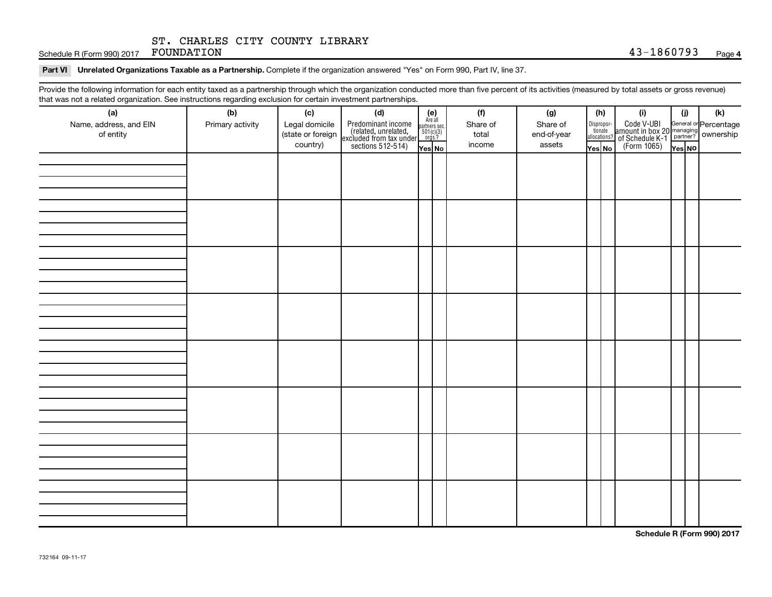ST. CHARLES CITY COUNTY LIBRARY FOUNDATION

Schedule R (Form 990) 2017 43-1860793 Page 4

**Part VI Unrelated Organizations Taxable as a Partnership.** Complete if the organization answered "Yes" on Form 990, Part IV, line 37.

Provide the following information for each entity taxed as a partnership through which the organization conducted more than five percent of its activities (measured by total assets or gross revenue) that was not a related organization. See instructions regarding exclusion for certain investment partnerships.

| (a) Name, address, and EIN of entity | (b) Primary activity | (c) Legal domicile (state or foreign country) | (d) Predominant income (related, unrelated, excluded from tax under sections 512-514) | (e) Are all partners sec. 501(c)(3) orgs? Yes | (e) No | (f) Share of total income | (g) Share of end-of-year assets | (h) Disproportionate allocations? Yes | (h) No | (i) Code V-UBI amount in box 20 of Schedule K-1 (Form 1065) | (j) General or managing partner? Yes | (j) No | (k) Percentage ownership |
|---|---|---|---|---|---|---|---|---|---|---|---|---|---|
| | | | | | | | | | | | | | |
| | | | | | | | | | | | | | |
| | | | | | | | | | | | | | |
| | | | | | | | | | | | | | |
| | | | | | | | | | | | | | |
| | | | | | | | | | | | | | |
| | | | | | | | | | | | | | |
| | | | | | | | | | | | | | |

**Schedule R (Form 990) 2017**

732164 09-11-17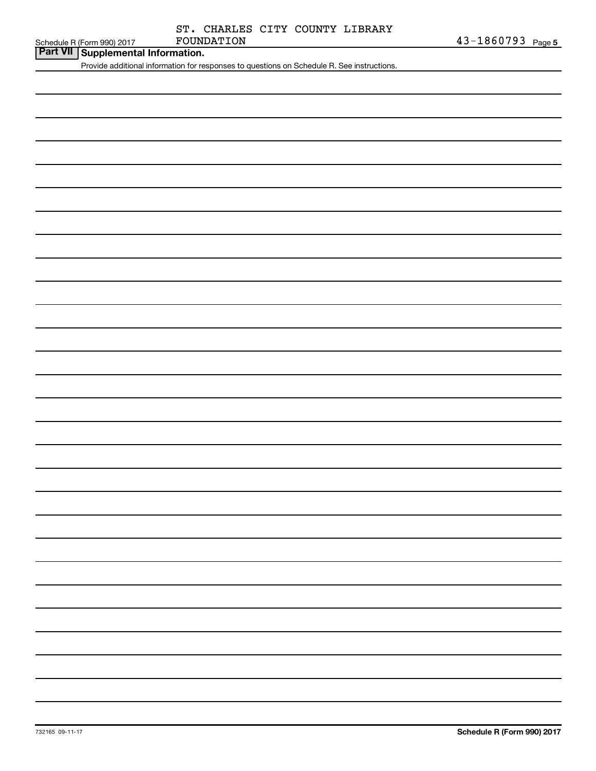ST. CHARLES CITY COUNTY LIBRARY FOUNDATION 43-1860793

## Part VII Supplemental Information.

Provide additional information for responses to questions on Schedule R. See instructions.

732165 09-11-17

**Schedule R (Form 990) 2017**